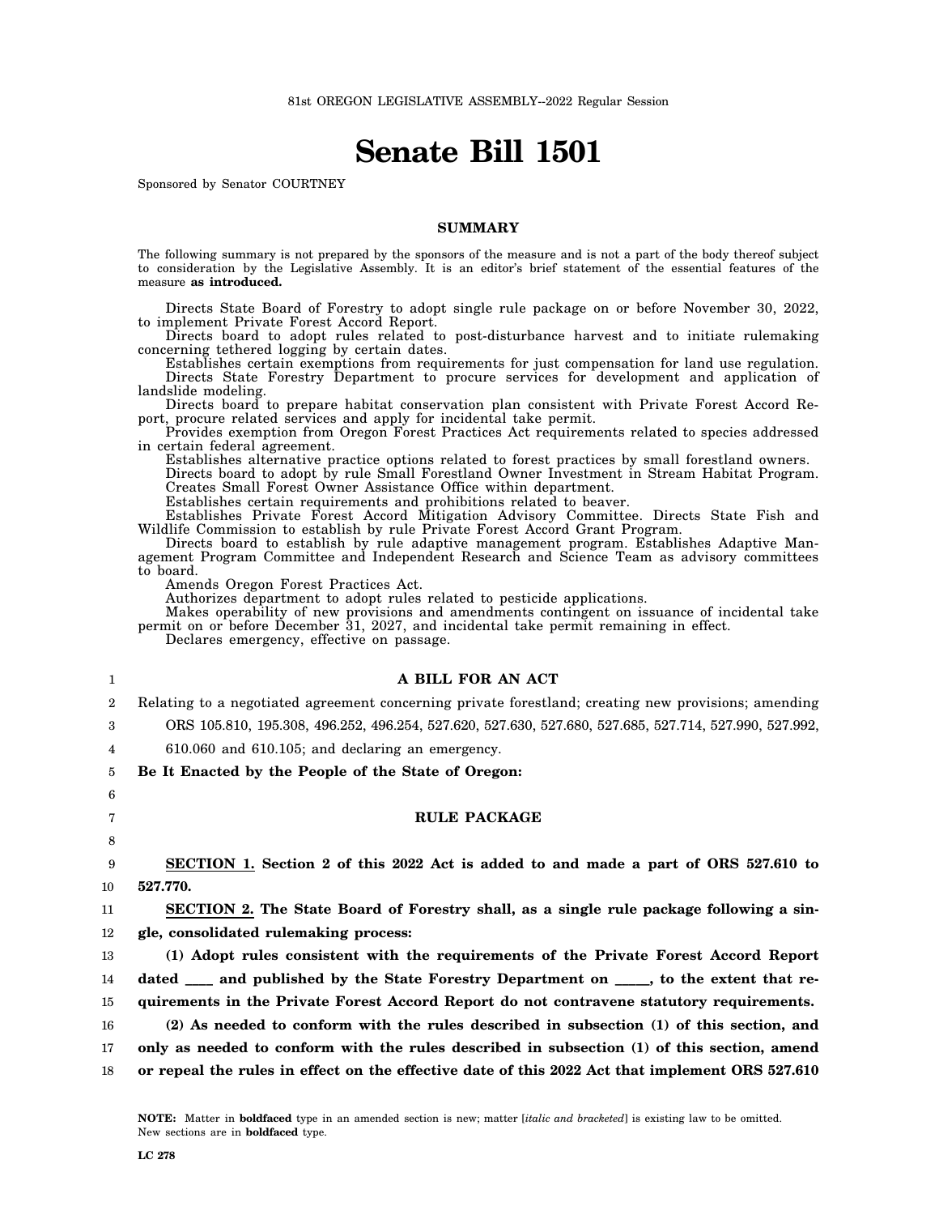81st OREGON LEGISLATIVE ASSEMBLY--2022 Regular Session

# Senate Bill 1501

Sponsored by Senator COURTNEY

## SUMMARY

The following summary is not prepared by the sponsors of the measure and is not a part of the body thereof subject to consideration by the Legislative Assembly. It is an editor's brief statement of the essential features of the measure **as introduced.**

Directs State Board of Forestry to adopt single rule package on or before November 30, 2022, to implement Private Forest Accord Report.

Directs board to adopt rules related to post-disturbance harvest and to initiate rulemaking concerning tethered logging by certain dates.

Establishes certain exemptions from requirements for just compensation for land use regulation.

Directs State Forestry Department to procure services for development and application of landslide modeling.

Directs board to prepare habitat conservation plan consistent with Private Forest Accord Report, procure related services and apply for incidental take permit.

Provides exemption from Oregon Forest Practices Act requirements related to species addressed in certain federal agreement.

Establishes alternative practice options related to forest practices by small forestland owners.

Directs board to adopt by rule Small Forestland Owner Investment in Stream Habitat Program.

Creates Small Forest Owner Assistance Office within department.

Establishes certain requirements and prohibitions related to beaver.

Establishes Private Forest Accord Mitigation Advisory Committee. Directs State Fish and Wildlife Commission to establish by rule Private Forest Accord Grant Program.

Directs board to establish by rule adaptive management program. Establishes Adaptive Management Program Committee and Independent Research and Science Team as advisory committees to board.

Amends Oregon Forest Practices Act.

Authorizes department to adopt rules related to pesticide applications.

Makes operability of new provisions and amendments contingent on issuance of incidental take permit on or before December 31, 2027, and incidental take permit remaining in effect.

Declares emergency, effective on passage.

## A BILL FOR AN ACT

Relating to a negotiated agreement concerning private forestland; creating new provisions; amending ORS 105.810, 195.308, 496.252, 496.254, 527.620, 527.630, 527.680, 527.685, 527.714, 527.990, 527.992, 610.060 and 610.105; and declaring an emergency.

**Be It Enacted by the People of the State of Oregon:**

## RULE PACKAGE

**SECTION 1. Section 2 of this 2022 Act is added to and made a part of ORS 527.610 to 527.770.**

**SECTION 2. The State Board of Forestry shall, as a single rule package following a single, consolidated rulemaking process:**

**(1) Adopt rules consistent with the requirements of the Private Forest Accord Report dated ____ and published by the State Forestry Department on _____, to the extent that requirements in the Private Forest Accord Report do not contravene statutory requirements.**

**(2) As needed to conform with the rules described in subsection (1) of this section, and only as needed to conform with the rules described in subsection (1) of this section, amend or repeal the rules in effect on the effective date of this 2022 Act that implement ORS 527.610**

**NOTE:** Matter in **boldfaced** type in an amended section is new; matter [*italic and bracketed*] is existing law to be omitted. New sections are in **boldfaced** type.

LC 278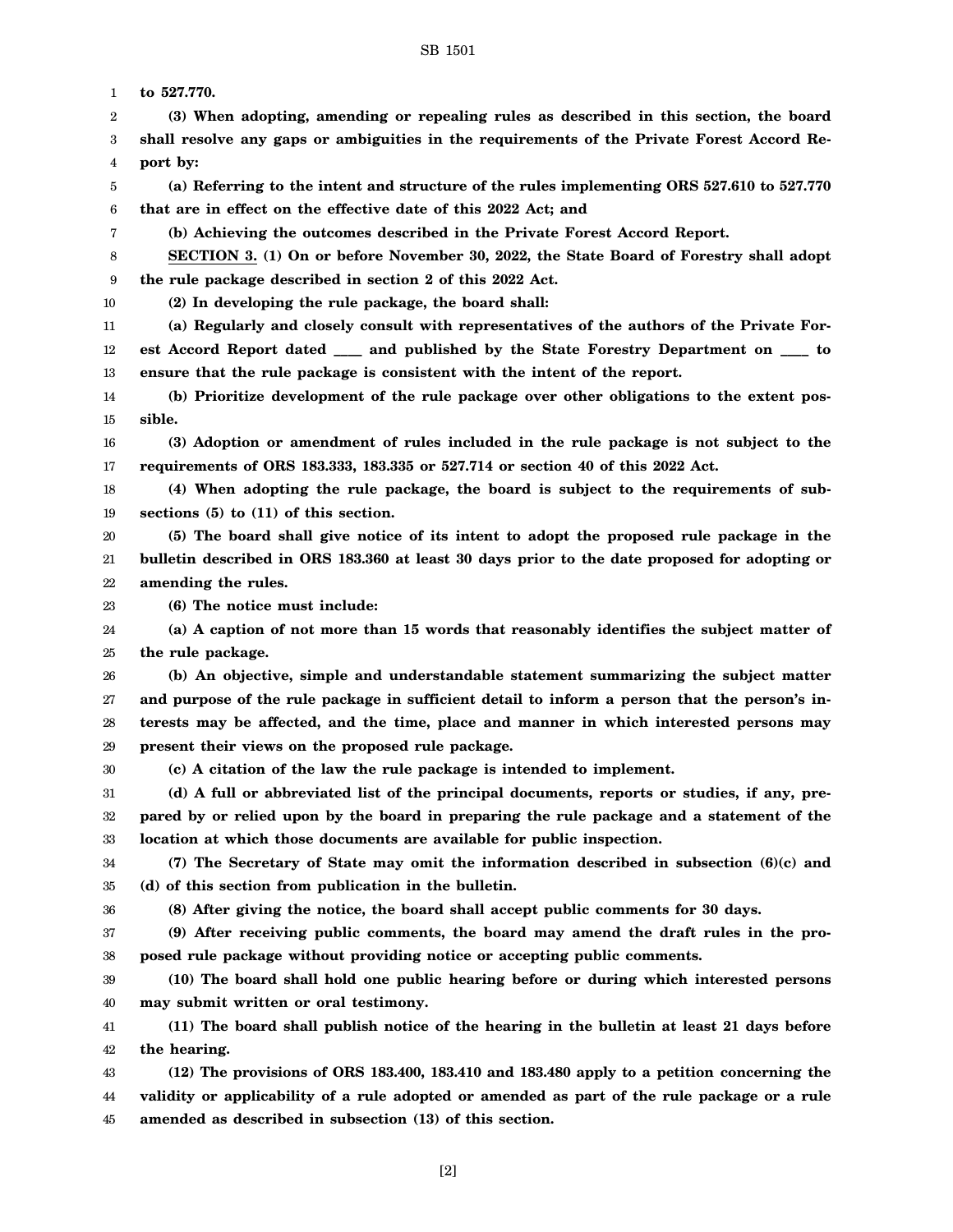**to 527.770.**

**(3) When adopting, amending or repealing rules as described in this section, the board shall resolve any gaps or ambiguities in the requirements of the Private Forest Accord Report by:**

**(a) Referring to the intent and structure of the rules implementing ORS 527.610 to 527.770 that are in effect on the effective date of this 2022 Act; and**

**(b) Achieving the outcomes described in the Private Forest Accord Report.**

**SECTION 3. (1) On or before November 30, 2022, the State Board of Forestry shall adopt the rule package described in section 2 of this 2022 Act.**

**(2) In developing the rule package, the board shall:**

**(a) Regularly and closely consult with representatives of the authors of the Private Forest Accord Report dated ____ and published by the State Forestry Department on ____ to ensure that the rule package is consistent with the intent of the report.**

**(b) Prioritize development of the rule package over other obligations to the extent possible.**

**(3) Adoption or amendment of rules included in the rule package is not subject to the requirements of ORS 183.333, 183.335 or 527.714 or section 40 of this 2022 Act.**

**(4) When adopting the rule package, the board is subject to the requirements of subsections (5) to (11) of this section.**

**(5) The board shall give notice of its intent to adopt the proposed rule package in the bulletin described in ORS 183.360 at least 30 days prior to the date proposed for adopting or amending the rules.**

**(6) The notice must include:**

**(a) A caption of not more than 15 words that reasonably identifies the subject matter of the rule package.**

**(b) An objective, simple and understandable statement summarizing the subject matter and purpose of the rule package in sufficient detail to inform a person that the person's interests may be affected, and the time, place and manner in which interested persons may present their views on the proposed rule package.**

**(c) A citation of the law the rule package is intended to implement.**

**(d) A full or abbreviated list of the principal documents, reports or studies, if any, prepared by or relied upon by the board in preparing the rule package and a statement of the location at which those documents are available for public inspection.**

**(7) The Secretary of State may omit the information described in subsection (6)(c) and (d) of this section from publication in the bulletin.**

**(8) After giving the notice, the board shall accept public comments for 30 days.**

**(9) After receiving public comments, the board may amend the draft rules in the proposed rule package without providing notice or accepting public comments.**

**(10) The board shall hold one public hearing before or during which interested persons may submit written or oral testimony.**

**(11) The board shall publish notice of the hearing in the bulletin at least 21 days before the hearing.**

**(12) The provisions of ORS 183.400, 183.410 and 183.480 apply to a petition concerning the validity or applicability of a rule adopted or amended as part of the rule package or a rule amended as described in subsection (13) of this section.**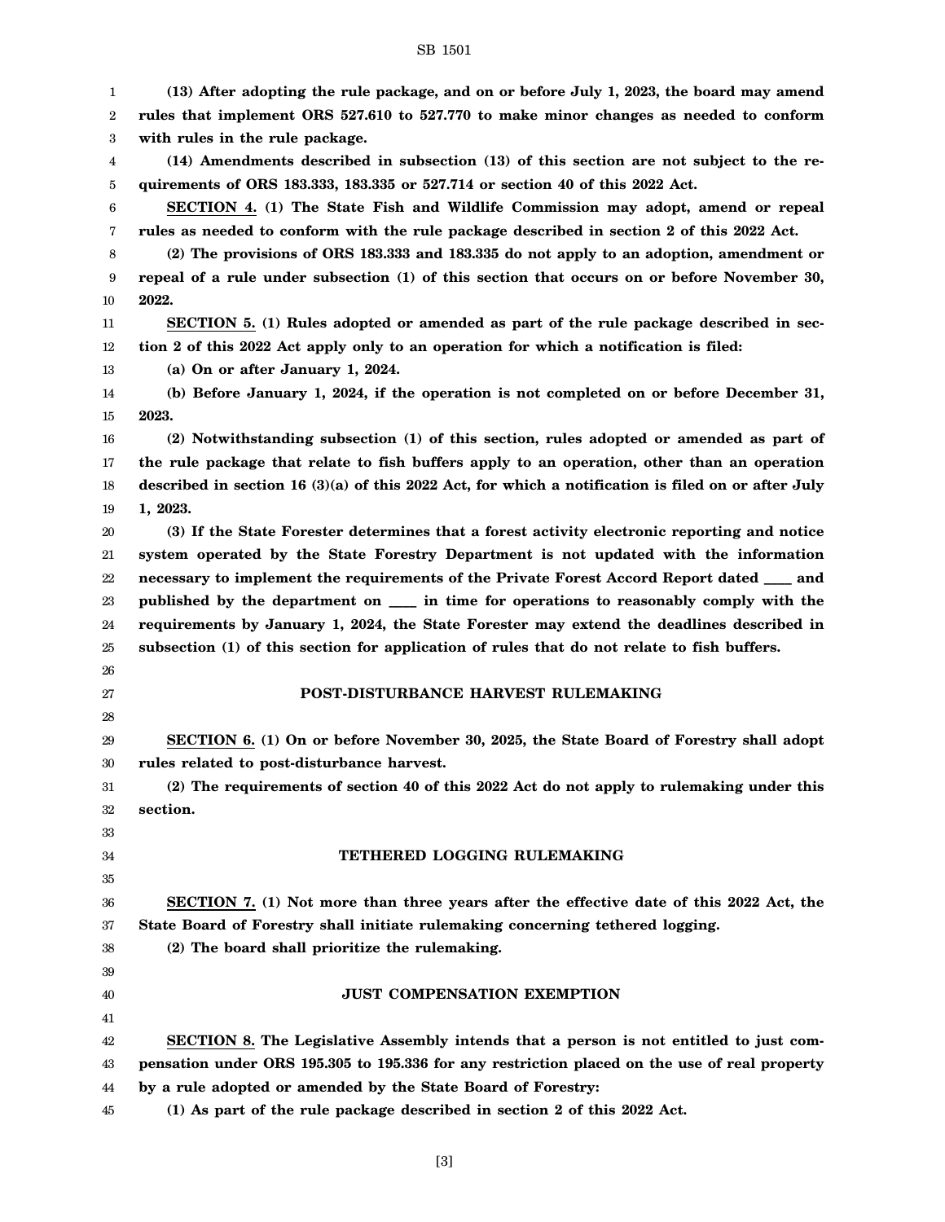**(13) After adopting the rule package, and on or before July 1, 2023, the board may amend rules that implement ORS 527.610 to 527.770 to make minor changes as needed to conform with rules in the rule package.**

**(14) Amendments described in subsection (13) of this section are not subject to the requirements of ORS 183.333, 183.335 or 527.714 or section 40 of this 2022 Act.**

**SECTION 4. (1) The State Fish and Wildlife Commission may adopt, amend or repeal rules as needed to conform with the rule package described in section 2 of this 2022 Act.**

**(2) The provisions of ORS 183.333 and 183.335 do not apply to an adoption, amendment or repeal of a rule under subsection (1) of this section that occurs on or before November 30, 2022.**

**SECTION 5. (1) Rules adopted or amended as part of the rule package described in section 2 of this 2022 Act apply only to an operation for which a notification is filed:**

**(a) On or after January 1, 2024.**

**(b) Before January 1, 2024, if the operation is not completed on or before December 31, 2023.**

**(2) Notwithstanding subsection (1) of this section, rules adopted or amended as part of the rule package that relate to fish buffers apply to an operation, other than an operation described in section 16 (3)(a) of this 2022 Act, for which a notification is filed on or after July 1, 2023.**

**(3) If the State Forester determines that a forest activity electronic reporting and notice system operated by the State Forestry Department is not updated with the information necessary to implement the requirements of the Private Forest Accord Report dated ____ and published by the department on ____ in time for operations to reasonably comply with the requirements by January 1, 2024, the State Forester may extend the deadlines described in subsection (1) of this section for application of rules that do not relate to fish buffers.**

**POST-DISTURBANCE HARVEST RULEMAKING**

**SECTION 6. (1) On or before November 30, 2025, the State Board of Forestry shall adopt rules related to post-disturbance harvest.**

**(2) The requirements of section 40 of this 2022 Act do not apply to rulemaking under this section.**

**TETHERED LOGGING RULEMAKING**

**SECTION 7. (1) Not more than three years after the effective date of this 2022 Act, the State Board of Forestry shall initiate rulemaking concerning tethered logging.**

**(2) The board shall prioritize the rulemaking.**

**JUST COMPENSATION EXEMPTION**

**SECTION 8. The Legislative Assembly intends that a person is not entitled to just compensation under ORS 195.305 to 195.336 for any restriction placed on the use of real property by a rule adopted or amended by the State Board of Forestry:**

**(1) As part of the rule package described in section 2 of this 2022 Act.**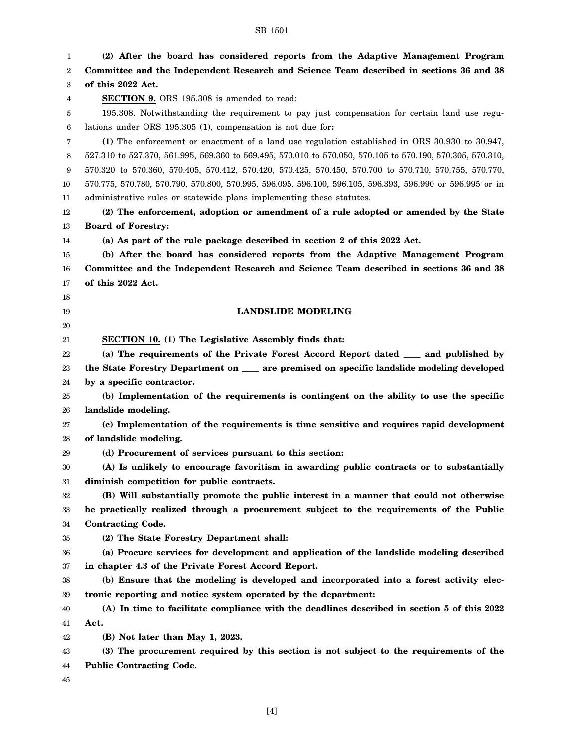**(2) After the board has considered reports from the Adaptive Management Program Committee and the Independent Research and Science Team described in sections 36 and 38 of this 2022 Act.**

**SECTION 9.** ORS 195.308 is amended to read:

195.308. Notwithstanding the requirement to pay just compensation for certain land use regulations under ORS 195.305 (1), compensation is not due for**:**

**(1)** The enforcement or enactment of a land use regulation established in ORS 30.930 to 30.947, 527.310 to 527.370, 561.995, 569.360 to 569.495, 570.010 to 570.050, 570.105 to 570.190, 570.305, 570.310, 570.320 to 570.360, 570.405, 570.412, 570.420, 570.425, 570.450, 570.700 to 570.710, 570.755, 570.770, 570.775, 570.780, 570.790, 570.800, 570.995, 596.095, 596.100, 596.105, 596.393, 596.990 or 596.995 or in administrative rules or statewide plans implementing these statutes.

**(2) The enforcement, adoption or amendment of a rule adopted or amended by the State Board of Forestry:**

**(a) As part of the rule package described in section 2 of this 2022 Act.**

**(b) After the board has considered reports from the Adaptive Management Program Committee and the Independent Research and Science Team described in sections 36 and 38 of this 2022 Act.**

## LANDSLIDE MODELING

**SECTION 10. (1) The Legislative Assembly finds that:**

**(a) The requirements of the Private Forest Accord Report dated ____ and published by the State Forestry Department on ____ are premised on specific landslide modeling developed by a specific contractor.**

**(b) Implementation of the requirements is contingent on the ability to use the specific landslide modeling.**

**(c) Implementation of the requirements is time sensitive and requires rapid development of landslide modeling.**

**(d) Procurement of services pursuant to this section:**

**(A) Is unlikely to encourage favoritism in awarding public contracts or to substantially diminish competition for public contracts.**

**(B) Will substantially promote the public interest in a manner that could not otherwise be practically realized through a procurement subject to the requirements of the Public Contracting Code.**

**(2) The State Forestry Department shall:**

**(a) Procure services for development and application of the landslide modeling described in chapter 4.3 of the Private Forest Accord Report.**

**(b) Ensure that the modeling is developed and incorporated into a forest activity electronic reporting and notice system operated by the department:**

**(A) In time to facilitate compliance with the deadlines described in section 5 of this 2022 Act.**

**(B) Not later than May 1, 2023.**

**(3) The procurement required by this section is not subject to the requirements of the Public Contracting Code.**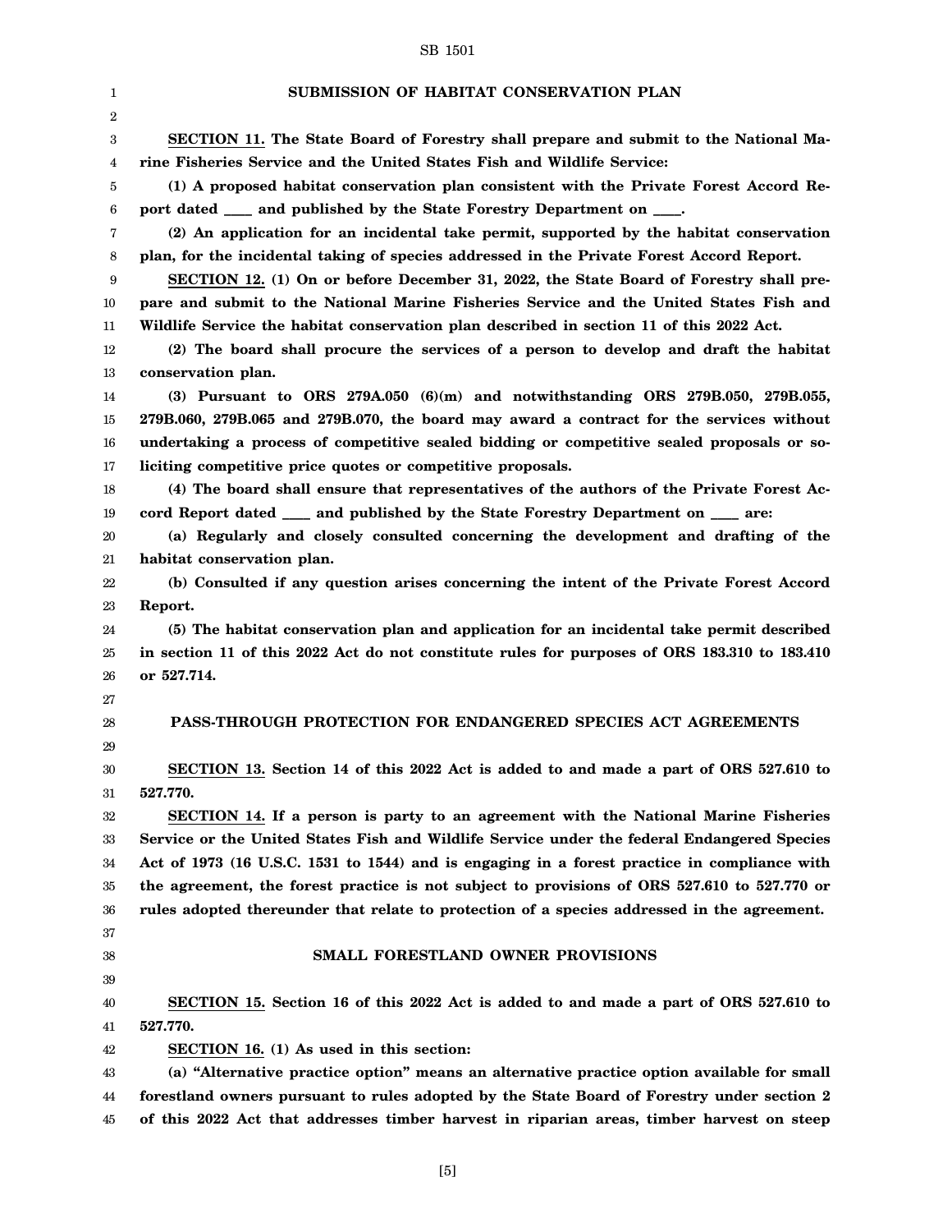## SUBMISSION OF HABITAT CONSERVATION PLAN

**SECTION 11. The State Board of Forestry shall prepare and submit to the National Marine Fisheries Service and the United States Fish and Wildlife Service:**

**(1) A proposed habitat conservation plan consistent with the Private Forest Accord Report dated ____ and published by the State Forestry Department on ____.**

**(2) An application for an incidental take permit, supported by the habitat conservation plan, for the incidental taking of species addressed in the Private Forest Accord Report.**

**SECTION 12. (1) On or before December 31, 2022, the State Board of Forestry shall prepare and submit to the National Marine Fisheries Service and the United States Fish and Wildlife Service the habitat conservation plan described in section 11 of this 2022 Act.**

**(2) The board shall procure the services of a person to develop and draft the habitat conservation plan.**

**(3) Pursuant to ORS 279A.050 (6)(m) and notwithstanding ORS 279B.050, 279B.055, 279B.060, 279B.065 and 279B.070, the board may award a contract for the services without undertaking a process of competitive sealed bidding or competitive sealed proposals or soliciting competitive price quotes or competitive proposals.**

**(4) The board shall ensure that representatives of the authors of the Private Forest Accord Report dated ____ and published by the State Forestry Department on ____ are:**

**(a) Regularly and closely consulted concerning the development and drafting of the habitat conservation plan.**

**(b) Consulted if any question arises concerning the intent of the Private Forest Accord Report.**

**(5) The habitat conservation plan and application for an incidental take permit described in section 11 of this 2022 Act do not constitute rules for purposes of ORS 183.310 to 183.410 or 527.714.**

## PASS-THROUGH PROTECTION FOR ENDANGERED SPECIES ACT AGREEMENTS

**SECTION 13. Section 14 of this 2022 Act is added to and made a part of ORS 527.610 to 527.770.**

**SECTION 14. If a person is party to an agreement with the National Marine Fisheries Service or the United States Fish and Wildlife Service under the federal Endangered Species Act of 1973 (16 U.S.C. 1531 to 1544) and is engaging in a forest practice in compliance with the agreement, the forest practice is not subject to provisions of ORS 527.610 to 527.770 or rules adopted thereunder that relate to protection of a species addressed in the agreement.**

## SMALL FORESTLAND OWNER PROVISIONS

**SECTION 15. Section 16 of this 2022 Act is added to and made a part of ORS 527.610 to 527.770.**

**SECTION 16. (1) As used in this section:**

**(a) "Alternative practice option" means an alternative practice option available for small forestland owners pursuant to rules adopted by the State Board of Forestry under section 2 of this 2022 Act that addresses timber harvest in riparian areas, timber harvest on steep**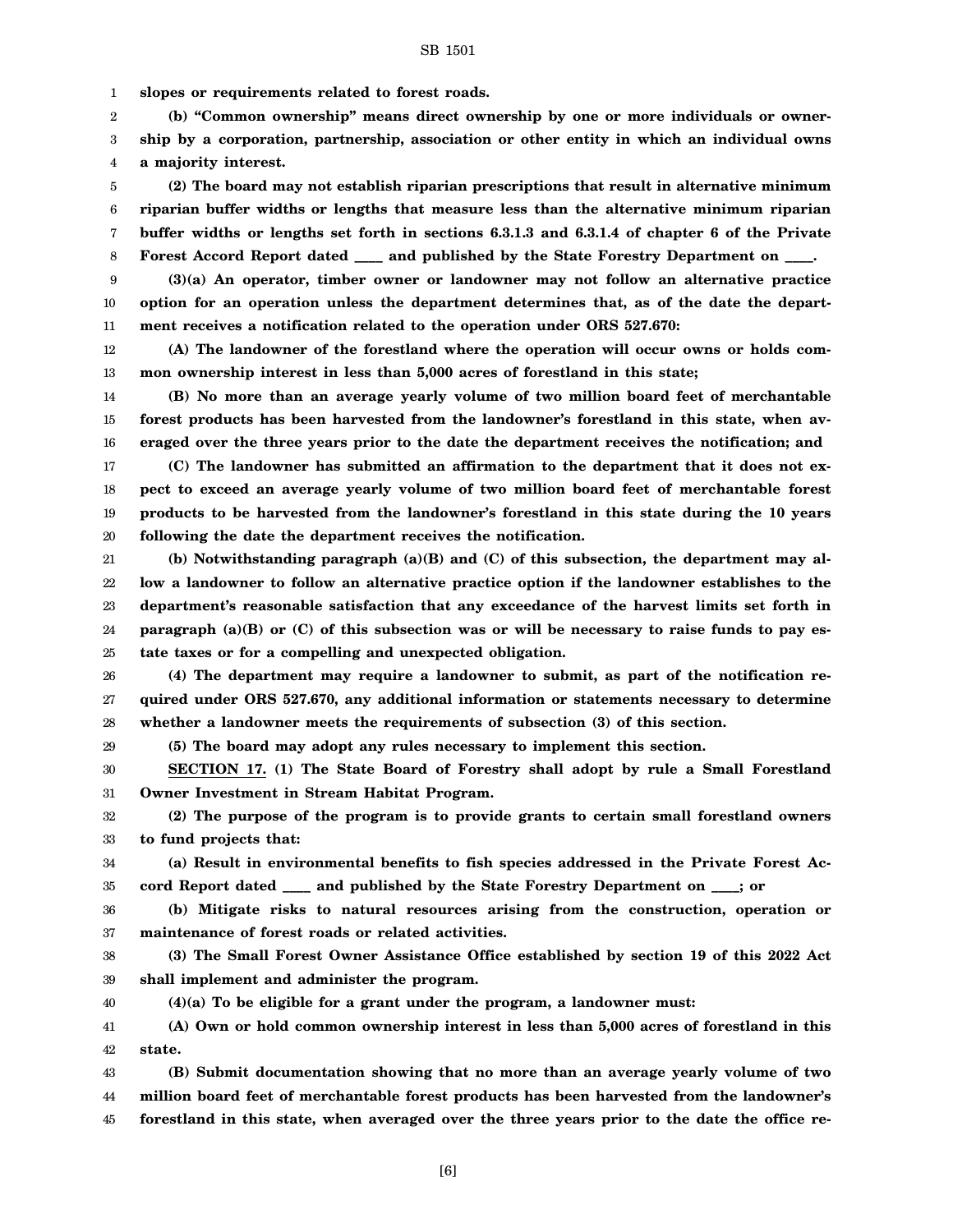**slopes or requirements related to forest roads.**

**(b) "Common ownership" means direct ownership by one or more individuals or ownership by a corporation, partnership, association or other entity in which an individual owns a majority interest.**

**(2) The board may not establish riparian prescriptions that result in alternative minimum riparian buffer widths or lengths that measure less than the alternative minimum riparian buffer widths or lengths set forth in sections 6.3.1.3 and 6.3.1.4 of chapter 6 of the Private Forest Accord Report dated ____ and published by the State Forestry Department on ____.**

**(3)(a) An operator, timber owner or landowner may not follow an alternative practice option for an operation unless the department determines that, as of the date the department receives a notification related to the operation under ORS 527.670:**

**(A) The landowner of the forestland where the operation will occur owns or holds common ownership interest in less than 5,000 acres of forestland in this state;**

**(B) No more than an average yearly volume of two million board feet of merchantable forest products has been harvested from the landowner's forestland in this state, when averaged over the three years prior to the date the department receives the notification; and**

**(C) The landowner has submitted an affirmation to the department that it does not expect to exceed an average yearly volume of two million board feet of merchantable forest products to be harvested from the landowner's forestland in this state during the 10 years following the date the department receives the notification.**

**(b) Notwithstanding paragraph (a)(B) and (C) of this subsection, the department may allow a landowner to follow an alternative practice option if the landowner establishes to the department's reasonable satisfaction that any exceedance of the harvest limits set forth in paragraph (a)(B) or (C) of this subsection was or will be necessary to raise funds to pay estate taxes or for a compelling and unexpected obligation.**

**(4) The department may require a landowner to submit, as part of the notification required under ORS 527.670, any additional information or statements necessary to determine whether a landowner meets the requirements of subsection (3) of this section.**

**(5) The board may adopt any rules necessary to implement this section.**

**SECTION 17. (1) The State Board of Forestry shall adopt by rule a Small Forestland Owner Investment in Stream Habitat Program.**

**(2) The purpose of the program is to provide grants to certain small forestland owners to fund projects that:**

**(a) Result in environmental benefits to fish species addressed in the Private Forest Accord Report dated ____ and published by the State Forestry Department on ____; or**

**(b) Mitigate risks to natural resources arising from the construction, operation or maintenance of forest roads or related activities.**

**(3) The Small Forest Owner Assistance Office established by section 19 of this 2022 Act shall implement and administer the program.**

**(4)(a) To be eligible for a grant under the program, a landowner must:**

**(A) Own or hold common ownership interest in less than 5,000 acres of forestland in this state.**

**(B) Submit documentation showing that no more than an average yearly volume of two million board feet of merchantable forest products has been harvested from the landowner's forestland in this state, when averaged over the three years prior to the date the office re-**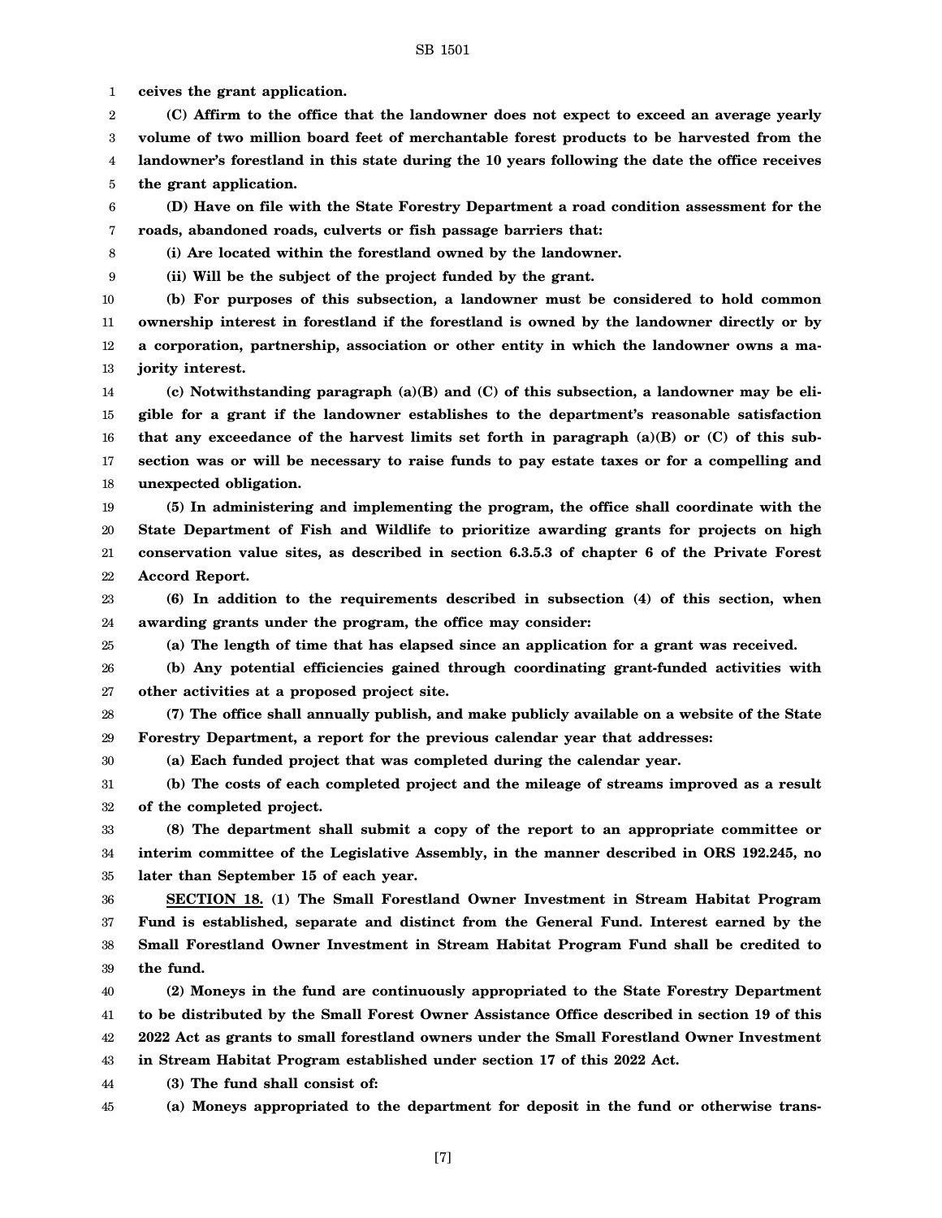**ceives the grant application.**

**(C) Affirm to the office that the landowner does not expect to exceed an average yearly volume of two million board feet of merchantable forest products to be harvested from the landowner's forestland in this state during the 10 years following the date the office receives the grant application.**

**(D) Have on file with the State Forestry Department a road condition assessment for the roads, abandoned roads, culverts or fish passage barriers that:**

**(i) Are located within the forestland owned by the landowner.**

**(ii) Will be the subject of the project funded by the grant.**

**(b) For purposes of this subsection, a landowner must be considered to hold common ownership interest in forestland if the forestland is owned by the landowner directly or by a corporation, partnership, association or other entity in which the landowner owns a majority interest.**

**(c) Notwithstanding paragraph (a)(B) and (C) of this subsection, a landowner may be eligible for a grant if the landowner establishes to the department's reasonable satisfaction that any exceedance of the harvest limits set forth in paragraph (a)(B) or (C) of this subsection was or will be necessary to raise funds to pay estate taxes or for a compelling and unexpected obligation.**

**(5) In administering and implementing the program, the office shall coordinate with the State Department of Fish and Wildlife to prioritize awarding grants for projects on high conservation value sites, as described in section 6.3.5.3 of chapter 6 of the Private Forest Accord Report.**

**(6) In addition to the requirements described in subsection (4) of this section, when awarding grants under the program, the office may consider:**

**(a) The length of time that has elapsed since an application for a grant was received.**

**(b) Any potential efficiencies gained through coordinating grant-funded activities with other activities at a proposed project site.**

**(7) The office shall annually publish, and make publicly available on a website of the State Forestry Department, a report for the previous calendar year that addresses:**

**(a) Each funded project that was completed during the calendar year.**

**(b) The costs of each completed project and the mileage of streams improved as a result of the completed project.**

**(8) The department shall submit a copy of the report to an appropriate committee or interim committee of the Legislative Assembly, in the manner described in ORS 192.245, no later than September 15 of each year.**

**SECTION 18. (1) The Small Forestland Owner Investment in Stream Habitat Program Fund is established, separate and distinct from the General Fund. Interest earned by the Small Forestland Owner Investment in Stream Habitat Program Fund shall be credited to the fund.**

**(2) Moneys in the fund are continuously appropriated to the State Forestry Department to be distributed by the Small Forest Owner Assistance Office described in section 19 of this 2022 Act as grants to small forestland owners under the Small Forestland Owner Investment in Stream Habitat Program established under section 17 of this 2022 Act.**

**(3) The fund shall consist of:**

**(a) Moneys appropriated to the department for deposit in the fund or otherwise trans-**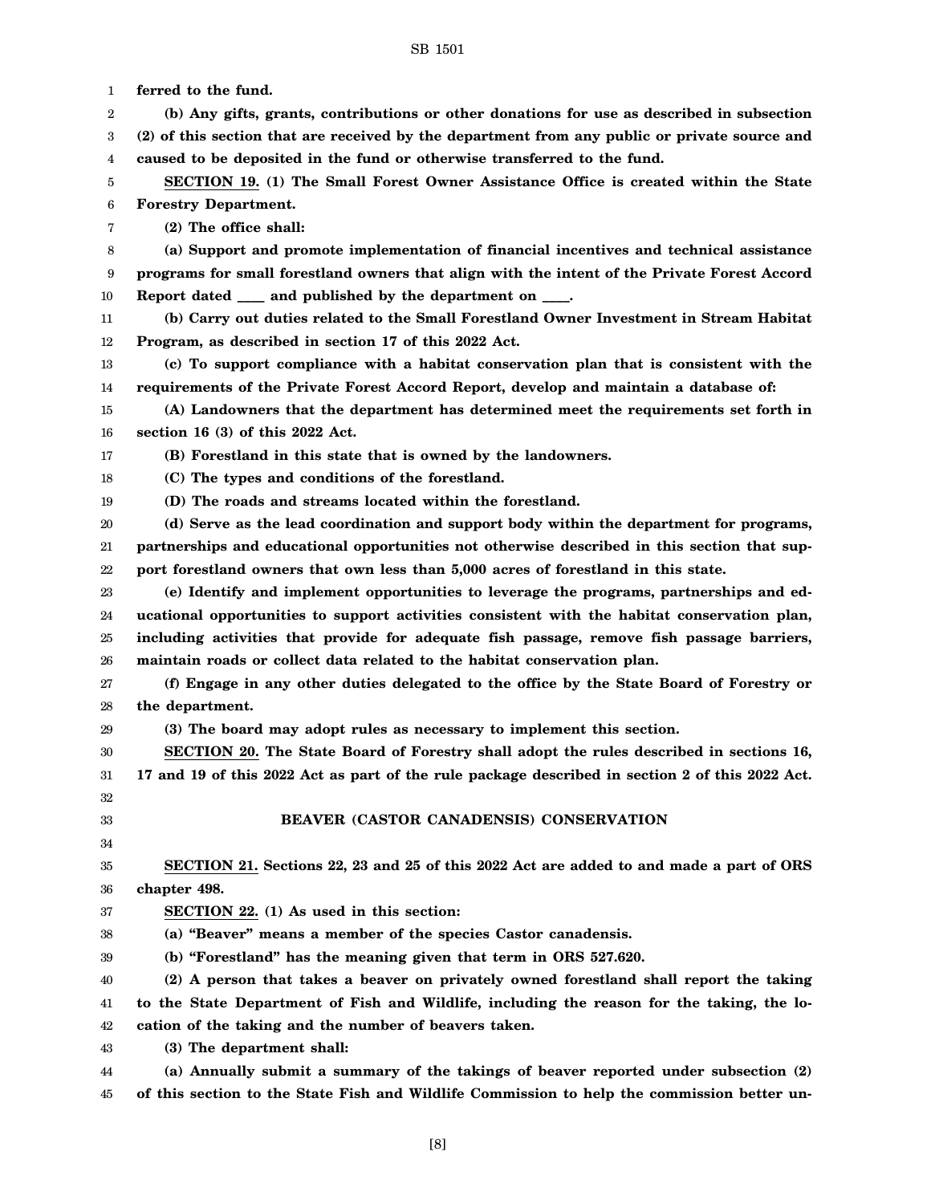**ferred to the fund.**

**(b) Any gifts, grants, contributions or other donations for use as described in subsection (2) of this section that are received by the department from any public or private source and caused to be deposited in the fund or otherwise transferred to the fund.**

**SECTION 19. (1) The Small Forest Owner Assistance Office is created within the State Forestry Department.**

**(2) The office shall:**

**(a) Support and promote implementation of financial incentives and technical assistance programs for small forestland owners that align with the intent of the Private Forest Accord Report dated ____ and published by the department on ____.**

**(b) Carry out duties related to the Small Forestland Owner Investment in Stream Habitat Program, as described in section 17 of this 2022 Act.**

**(c) To support compliance with a habitat conservation plan that is consistent with the requirements of the Private Forest Accord Report, develop and maintain a database of:**

**(A) Landowners that the department has determined meet the requirements set forth in section 16 (3) of this 2022 Act.**

**(B) Forestland in this state that is owned by the landowners.**

**(C) The types and conditions of the forestland.**

**(D) The roads and streams located within the forestland.**

**(d) Serve as the lead coordination and support body within the department for programs, partnerships and educational opportunities not otherwise described in this section that support forestland owners that own less than 5,000 acres of forestland in this state.**

**(e) Identify and implement opportunities to leverage the programs, partnerships and educational opportunities to support activities consistent with the habitat conservation plan, including activities that provide for adequate fish passage, remove fish passage barriers, maintain roads or collect data related to the habitat conservation plan.**

**(f) Engage in any other duties delegated to the office by the State Board of Forestry or the department.**

**(3) The board may adopt rules as necessary to implement this section.**

**SECTION 20. The State Board of Forestry shall adopt the rules described in sections 16, 17 and 19 of this 2022 Act as part of the rule package described in section 2 of this 2022 Act.**

## BEAVER (CASTOR CANADENSIS) CONSERVATION

**SECTION 21. Sections 22, 23 and 25 of this 2022 Act are added to and made a part of ORS chapter 498.**

**SECTION 22. (1) As used in this section:**

**(a) "Beaver" means a member of the species Castor canadensis.**

**(b) "Forestland" has the meaning given that term in ORS 527.620.**

**(2) A person that takes a beaver on privately owned forestland shall report the taking to the State Department of Fish and Wildlife, including the reason for the taking, the location of the taking and the number of beavers taken.**

**(3) The department shall:**

**(a) Annually submit a summary of the takings of beaver reported under subsection (2) of this section to the State Fish and Wildlife Commission to help the commission better un-**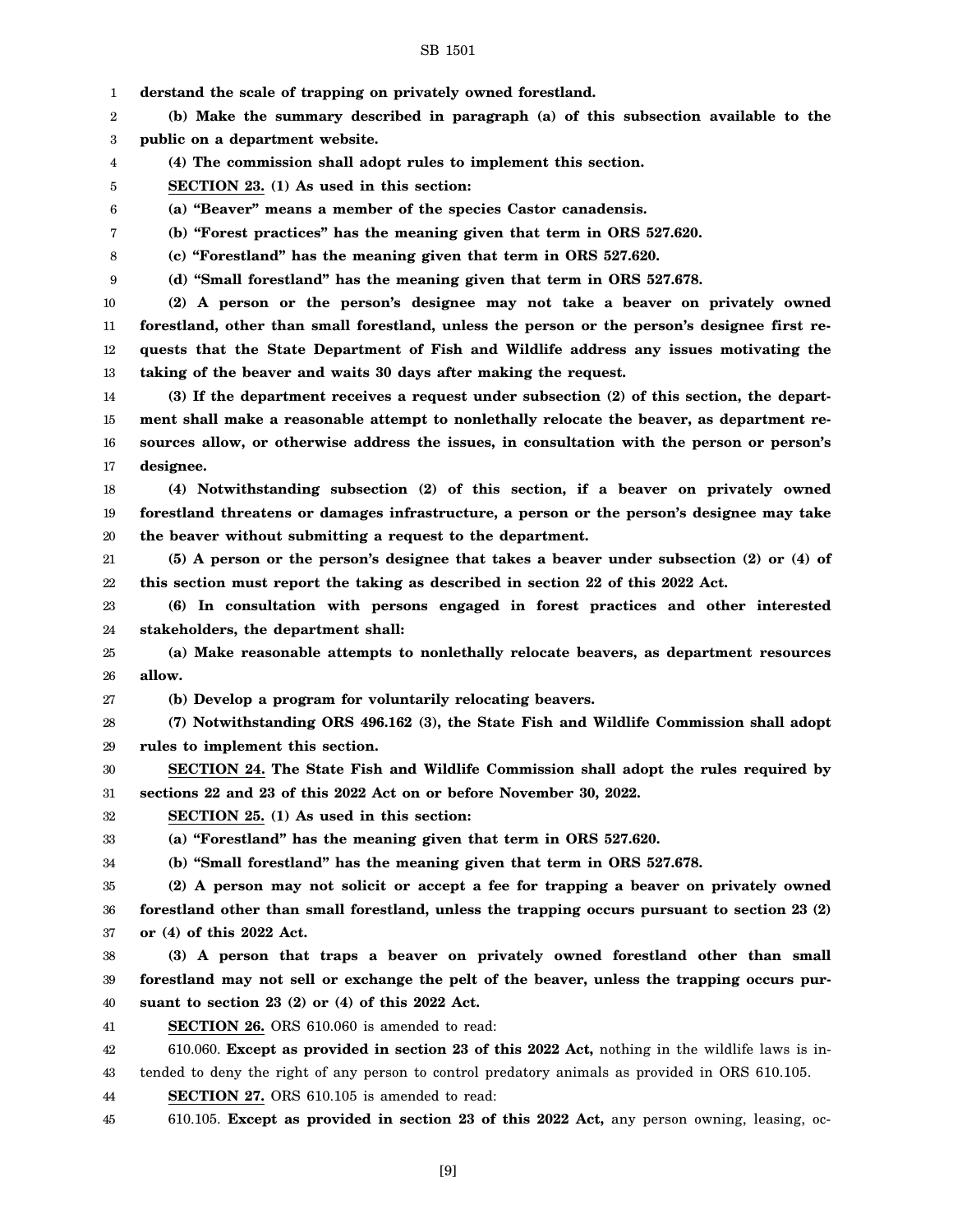**derstand the scale of trapping on privately owned forestland.**

**(b) Make the summary described in paragraph (a) of this subsection available to the public on a department website.**

**(4) The commission shall adopt rules to implement this section.**

**SECTION 23. (1) As used in this section:**

**(a) "Beaver" means a member of the species Castor canadensis.**

**(b) "Forest practices" has the meaning given that term in ORS 527.620.**

**(c) "Forestland" has the meaning given that term in ORS 527.620.**

**(d) "Small forestland" has the meaning given that term in ORS 527.678.**

**(2) A person or the person's designee may not take a beaver on privately owned forestland, other than small forestland, unless the person or the person's designee first requests that the State Department of Fish and Wildlife address any issues motivating the taking of the beaver and waits 30 days after making the request.**

**(3) If the department receives a request under subsection (2) of this section, the department shall make a reasonable attempt to nonlethally relocate the beaver, as department resources allow, or otherwise address the issues, in consultation with the person or person's designee.**

**(4) Notwithstanding subsection (2) of this section, if a beaver on privately owned forestland threatens or damages infrastructure, a person or the person's designee may take the beaver without submitting a request to the department.**

**(5) A person or the person's designee that takes a beaver under subsection (2) or (4) of this section must report the taking as described in section 22 of this 2022 Act.**

**(6) In consultation with persons engaged in forest practices and other interested stakeholders, the department shall:**

**(a) Make reasonable attempts to nonlethally relocate beavers, as department resources allow.**

**(b) Develop a program for voluntarily relocating beavers.**

**(7) Notwithstanding ORS 496.162 (3), the State Fish and Wildlife Commission shall adopt rules to implement this section.**

**SECTION 24. The State Fish and Wildlife Commission shall adopt the rules required by sections 22 and 23 of this 2022 Act on or before November 30, 2022.**

**SECTION 25. (1) As used in this section:**

**(a) "Forestland" has the meaning given that term in ORS 527.620.**

**(b) "Small forestland" has the meaning given that term in ORS 527.678.**

**(2) A person may not solicit or accept a fee for trapping a beaver on privately owned forestland other than small forestland, unless the trapping occurs pursuant to section 23 (2) or (4) of this 2022 Act.**

**(3) A person that traps a beaver on privately owned forestland other than small forestland may not sell or exchange the pelt of the beaver, unless the trapping occurs pursuant to section 23 (2) or (4) of this 2022 Act.**

**SECTION 26.** ORS 610.060 is amended to read:

610.060. **Except as provided in section 23 of this 2022 Act,** nothing in the wildlife laws is intended to deny the right of any person to control predatory animals as provided in ORS 610.105.

**SECTION 27.** ORS 610.105 is amended to read:

610.105. **Except as provided in section 23 of this 2022 Act,** any person owning, leasing, oc-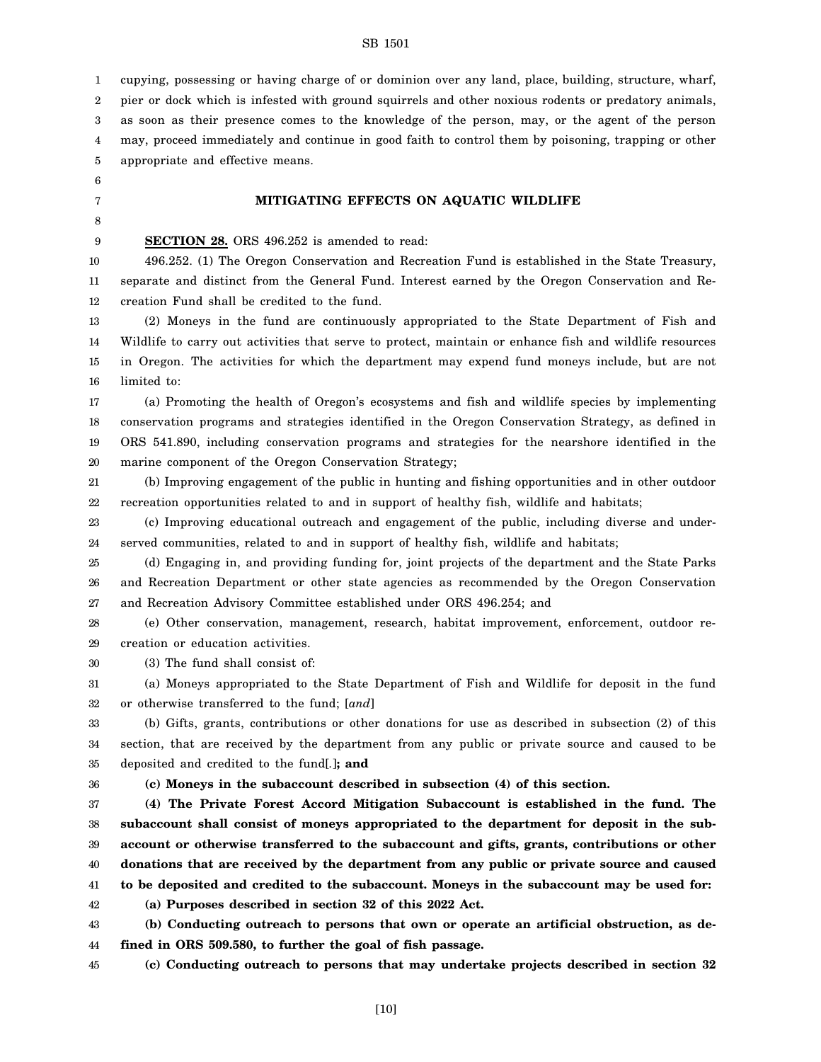cupying, possessing or having charge of or dominion over any land, place, building, structure, wharf, pier or dock which is infested with ground squirrels and other noxious rodents or predatory animals, as soon as their presence comes to the knowledge of the person, may, or the agent of the person may, proceed immediately and continue in good faith to control them by poisoning, trapping or other appropriate and effective means.

## MITIGATING EFFECTS ON AQUATIC WILDLIFE

**SECTION 28.** ORS 496.252 is amended to read:

496.252. (1) The Oregon Conservation and Recreation Fund is established in the State Treasury, separate and distinct from the General Fund. Interest earned by the Oregon Conservation and Recreation Fund shall be credited to the fund.

(2) Moneys in the fund are continuously appropriated to the State Department of Fish and Wildlife to carry out activities that serve to protect, maintain or enhance fish and wildlife resources in Oregon. The activities for which the department may expend fund moneys include, but are not limited to:

(a) Promoting the health of Oregon's ecosystems and fish and wildlife species by implementing conservation programs and strategies identified in the Oregon Conservation Strategy, as defined in ORS 541.890, including conservation programs and strategies for the nearshore identified in the marine component of the Oregon Conservation Strategy;

(b) Improving engagement of the public in hunting and fishing opportunities and in other outdoor recreation opportunities related to and in support of healthy fish, wildlife and habitats;

(c) Improving educational outreach and engagement of the public, including diverse and underserved communities, related to and in support of healthy fish, wildlife and habitats;

(d) Engaging in, and providing funding for, joint projects of the department and the State Parks and Recreation Department or other state agencies as recommended by the Oregon Conservation and Recreation Advisory Committee established under ORS 496.254; and

(e) Other conservation, management, research, habitat improvement, enforcement, outdoor recreation or education activities.

(3) The fund shall consist of:

(a) Moneys appropriated to the State Department of Fish and Wildlife for deposit in the fund or otherwise transferred to the fund; [*and*]

(b) Gifts, grants, contributions or other donations for use as described in subsection (2) of this section, that are received by the department from any public or private source and caused to be deposited and credited to the fund[*.*]**; and**

**(c) Moneys in the subaccount described in subsection (4) of this section.**

**(4) The Private Forest Accord Mitigation Subaccount is established in the fund. The subaccount shall consist of moneys appropriated to the department for deposit in the subaccount or otherwise transferred to the subaccount and gifts, grants, contributions or other donations that are received by the department from any public or private source and caused to be deposited and credited to the subaccount. Moneys in the subaccount may be used for:**

**(a) Purposes described in section 32 of this 2022 Act.**

**(b) Conducting outreach to persons that own or operate an artificial obstruction, as defined in ORS 509.580, to further the goal of fish passage.**

**(c) Conducting outreach to persons that may undertake projects described in section 32**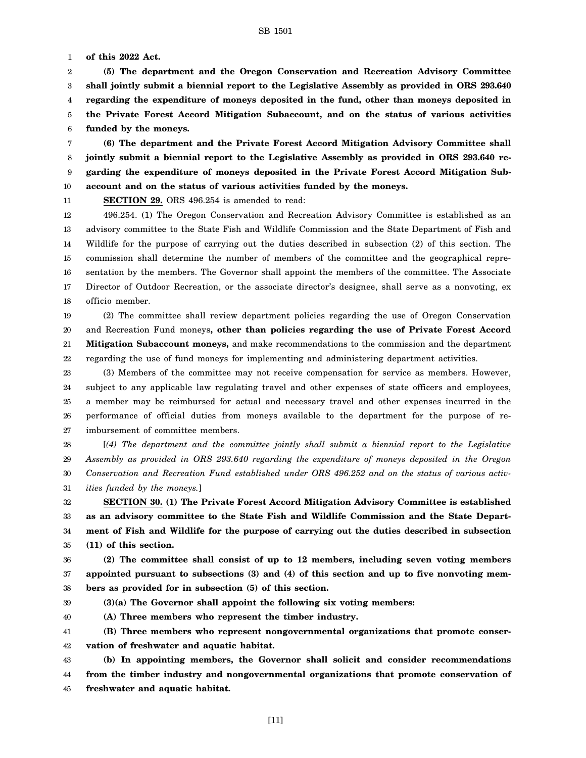**of this 2022 Act.**

**(5) The department and the Oregon Conservation and Recreation Advisory Committee shall jointly submit a biennial report to the Legislative Assembly as provided in ORS 293.640 regarding the expenditure of moneys deposited in the fund, other than moneys deposited in the Private Forest Accord Mitigation Subaccount, and on the status of various activities funded by the moneys.**

**(6) The department and the Private Forest Accord Mitigation Advisory Committee shall jointly submit a biennial report to the Legislative Assembly as provided in ORS 293.640 regarding the expenditure of moneys deposited in the Private Forest Accord Mitigation Subaccount and on the status of various activities funded by the moneys.**

**SECTION 29.** ORS 496.254 is amended to read:

496.254. (1) The Oregon Conservation and Recreation Advisory Committee is established as an advisory committee to the State Fish and Wildlife Commission and the State Department of Fish and Wildlife for the purpose of carrying out the duties described in subsection (2) of this section. The commission shall determine the number of members of the committee and the geographical representation by the members. The Governor shall appoint the members of the committee. The Associate Director of Outdoor Recreation, or the associate director's designee, shall serve as a nonvoting, ex officio member.

(2) The committee shall review department policies regarding the use of Oregon Conservation and Recreation Fund moneys**, other than policies regarding the use of Private Forest Accord Mitigation Subaccount moneys,** and make recommendations to the commission and the department regarding the use of fund moneys for implementing and administering department activities.

(3) Members of the committee may not receive compensation for service as members. However, subject to any applicable law regulating travel and other expenses of state officers and employees, a member may be reimbursed for actual and necessary travel and other expenses incurred in the performance of official duties from moneys available to the department for the purpose of reimbursement of committee members.

[*(4) The department and the committee jointly shall submit a biennial report to the Legislative Assembly as provided in ORS 293.640 regarding the expenditure of moneys deposited in the Oregon Conservation and Recreation Fund established under ORS 496.252 and on the status of various activities funded by the moneys.*]

**SECTION 30. (1) The Private Forest Accord Mitigation Advisory Committee is established as an advisory committee to the State Fish and Wildlife Commission and the State Department of Fish and Wildlife for the purpose of carrying out the duties described in subsection (11) of this section.**

**(2) The committee shall consist of up to 12 members, including seven voting members appointed pursuant to subsections (3) and (4) of this section and up to five nonvoting members as provided for in subsection (5) of this section.**

**(3)(a) The Governor shall appoint the following six voting members:**

**(A) Three members who represent the timber industry.**

**(B) Three members who represent nongovernmental organizations that promote conservation of freshwater and aquatic habitat.**

**(b) In appointing members, the Governor shall solicit and consider recommendations from the timber industry and nongovernmental organizations that promote conservation of freshwater and aquatic habitat.**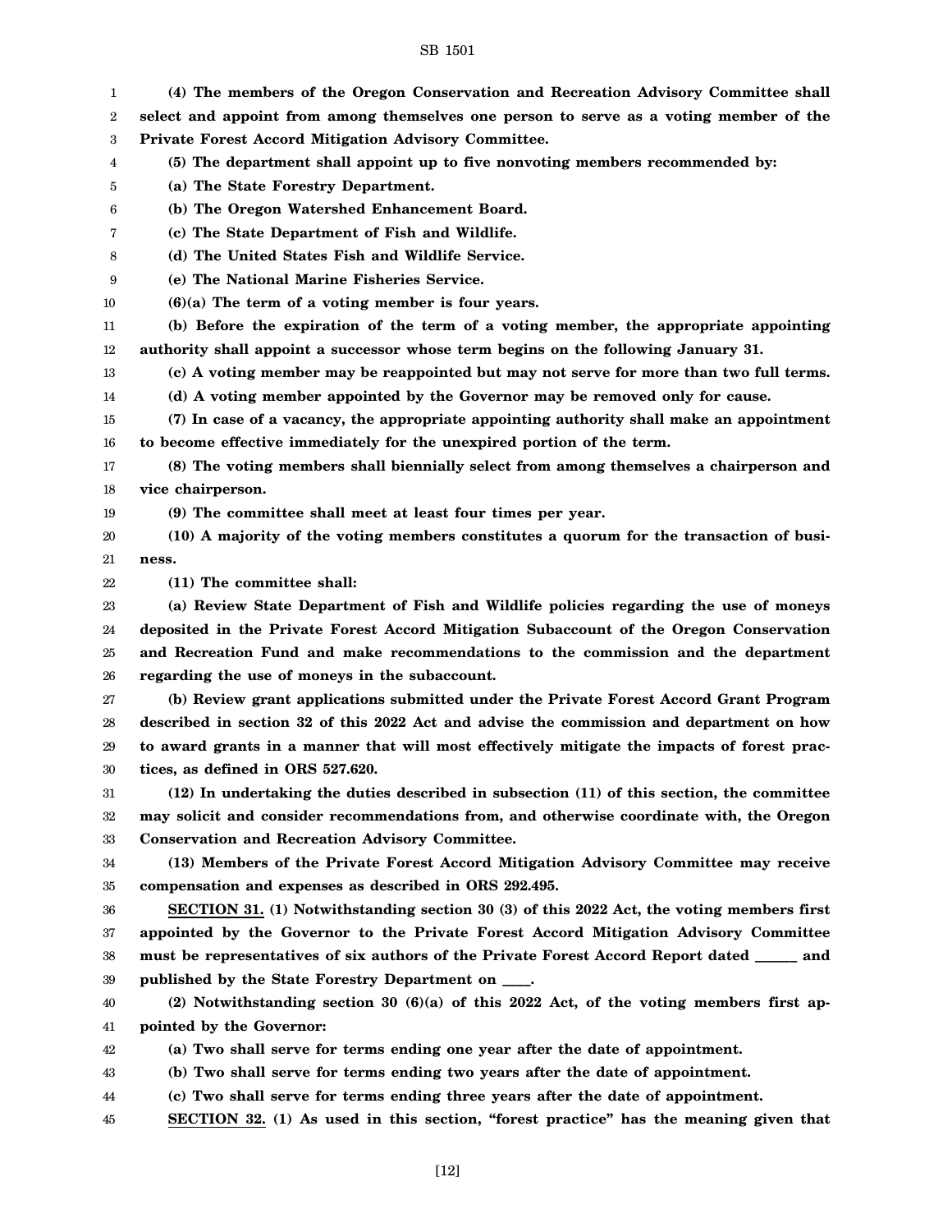**(4) The members of the Oregon Conservation and Recreation Advisory Committee shall select and appoint from among themselves one person to serve as a voting member of the Private Forest Accord Mitigation Advisory Committee.**

**(5) The department shall appoint up to five nonvoting members recommended by:**

**(a) The State Forestry Department.**

**(b) The Oregon Watershed Enhancement Board.**

**(c) The State Department of Fish and Wildlife.**

**(d) The United States Fish and Wildlife Service.**

**(e) The National Marine Fisheries Service.**

**(6)(a) The term of a voting member is four years.**

**(b) Before the expiration of the term of a voting member, the appropriate appointing authority shall appoint a successor whose term begins on the following January 31.**

**(c) A voting member may be reappointed but may not serve for more than two full terms.**

**(d) A voting member appointed by the Governor may be removed only for cause.**

**(7) In case of a vacancy, the appropriate appointing authority shall make an appointment to become effective immediately for the unexpired portion of the term.**

**(8) The voting members shall biennially select from among themselves a chairperson and vice chairperson.**

**(9) The committee shall meet at least four times per year.**

**(10) A majority of the voting members constitutes a quorum for the transaction of business.**

**(11) The committee shall:**

**(a) Review State Department of Fish and Wildlife policies regarding the use of moneys deposited in the Private Forest Accord Mitigation Subaccount of the Oregon Conservation and Recreation Fund and make recommendations to the commission and the department regarding the use of moneys in the subaccount.**

**(b) Review grant applications submitted under the Private Forest Accord Grant Program described in section 32 of this 2022 Act and advise the commission and department on how to award grants in a manner that will most effectively mitigate the impacts of forest practices, as defined in ORS 527.620.**

**(12) In undertaking the duties described in subsection (11) of this section, the committee may solicit and consider recommendations from, and otherwise coordinate with, the Oregon Conservation and Recreation Advisory Committee.**

**(13) Members of the Private Forest Accord Mitigation Advisory Committee may receive compensation and expenses as described in ORS 292.495.**

**SECTION 31. (1) Notwithstanding section 30 (3) of this 2022 Act, the voting members first appointed by the Governor to the Private Forest Accord Mitigation Advisory Committee must be representatives of six authors of the Private Forest Accord Report dated ______ and published by the State Forestry Department on ____.**

**(2) Notwithstanding section 30 (6)(a) of this 2022 Act, of the voting members first appointed by the Governor:**

**(a) Two shall serve for terms ending one year after the date of appointment.**

**(b) Two shall serve for terms ending two years after the date of appointment.**

**(c) Two shall serve for terms ending three years after the date of appointment.**

**SECTION 32. (1) As used in this section, "forest practice" has the meaning given that**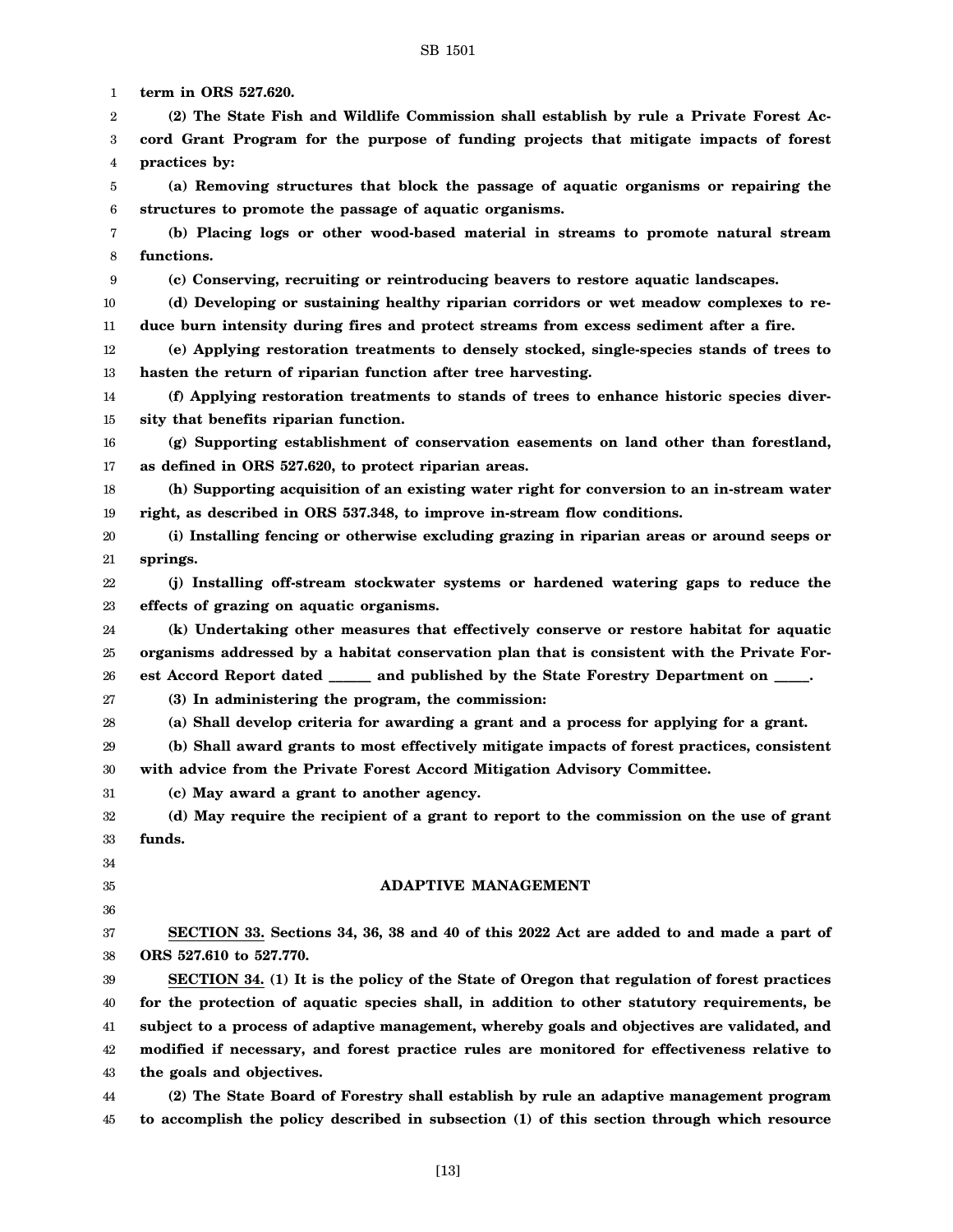**term in ORS 527.620.**

**(2) The State Fish and Wildlife Commission shall establish by rule a Private Forest Accord Grant Program for the purpose of funding projects that mitigate impacts of forest practices by:**

**(a) Removing structures that block the passage of aquatic organisms or repairing the structures to promote the passage of aquatic organisms.**

**(b) Placing logs or other wood-based material in streams to promote natural stream functions.**

**(c) Conserving, recruiting or reintroducing beavers to restore aquatic landscapes.**

**(d) Developing or sustaining healthy riparian corridors or wet meadow complexes to reduce burn intensity during fires and protect streams from excess sediment after a fire.**

**(e) Applying restoration treatments to densely stocked, single-species stands of trees to hasten the return of riparian function after tree harvesting.**

**(f) Applying restoration treatments to stands of trees to enhance historic species diversity that benefits riparian function.**

**(g) Supporting establishment of conservation easements on land other than forestland, as defined in ORS 527.620, to protect riparian areas.**

**(h) Supporting acquisition of an existing water right for conversion to an in-stream water right, as described in ORS 537.348, to improve in-stream flow conditions.**

**(i) Installing fencing or otherwise excluding grazing in riparian areas or around seeps or springs.**

**(j) Installing off-stream stockwater systems or hardened watering gaps to reduce the effects of grazing on aquatic organisms.**

**(k) Undertaking other measures that effectively conserve or restore habitat for aquatic organisms addressed by a habitat conservation plan that is consistent with the Private Forest Accord Report dated ______ and published by the State Forestry Department on _____.**

**(3) In administering the program, the commission:**

**(a) Shall develop criteria for awarding a grant and a process for applying for a grant.**

**(b) Shall award grants to most effectively mitigate impacts of forest practices, consistent with advice from the Private Forest Accord Mitigation Advisory Committee.**

**(c) May award a grant to another agency.**

**(d) May require the recipient of a grant to report to the commission on the use of grant funds.**

## ADAPTIVE MANAGEMENT

**SECTION 33. Sections 34, 36, 38 and 40 of this 2022 Act are added to and made a part of ORS 527.610 to 527.770.**

**SECTION 34. (1) It is the policy of the State of Oregon that regulation of forest practices for the protection of aquatic species shall, in addition to other statutory requirements, be subject to a process of adaptive management, whereby goals and objectives are validated, and modified if necessary, and forest practice rules are monitored for effectiveness relative to the goals and objectives.**

**(2) The State Board of Forestry shall establish by rule an adaptive management program to accomplish the policy described in subsection (1) of this section through which resource**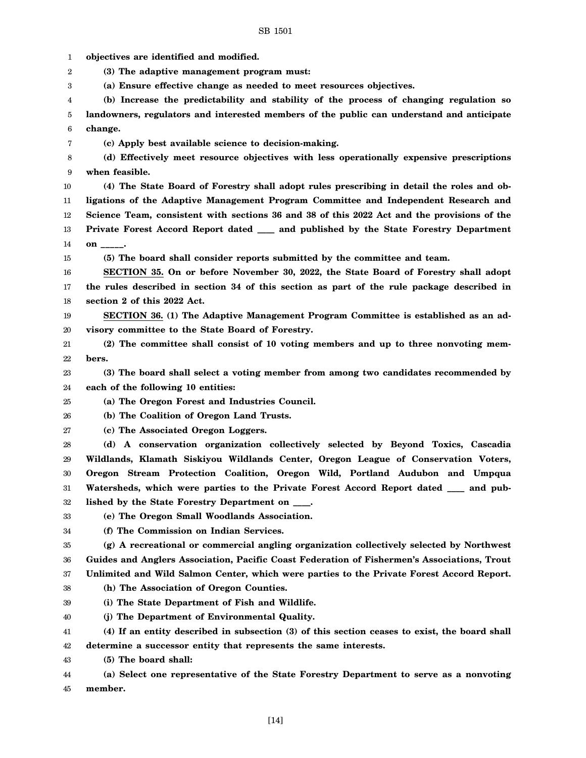**objectives are identified and modified.**

**(3) The adaptive management program must:**

**(a) Ensure effective change as needed to meet resources objectives.**

**(b) Increase the predictability and stability of the process of changing regulation so landowners, regulators and interested members of the public can understand and anticipate change.**

**(c) Apply best available science to decision-making.**

**(d) Effectively meet resource objectives with less operationally expensive prescriptions when feasible.**

**(4) The State Board of Forestry shall adopt rules prescribing in detail the roles and obligations of the Adaptive Management Program Committee and Independent Research and Science Team, consistent with sections 36 and 38 of this 2022 Act and the provisions of the Private Forest Accord Report dated ____ and published by the State Forestry Department on _____.**

**(5) The board shall consider reports submitted by the committee and team.**

**SECTION 35. On or before November 30, 2022, the State Board of Forestry shall adopt the rules described in section 34 of this section as part of the rule package described in section 2 of this 2022 Act.**

**SECTION 36. (1) The Adaptive Management Program Committee is established as an advisory committee to the State Board of Forestry.**

**(2) The committee shall consist of 10 voting members and up to three nonvoting members.**

**(3) The board shall select a voting member from among two candidates recommended by each of the following 10 entities:**

**(a) The Oregon Forest and Industries Council.**

**(b) The Coalition of Oregon Land Trusts.**

**(c) The Associated Oregon Loggers.**

**(d) A conservation organization collectively selected by Beyond Toxics, Cascadia Wildlands, Klamath Siskiyou Wildlands Center, Oregon League of Conservation Voters, Oregon Stream Protection Coalition, Oregon Wild, Portland Audubon and Umpqua Watersheds, which were parties to the Private Forest Accord Report dated ____ and published by the State Forestry Department on ____.**

**(e) The Oregon Small Woodlands Association.**

**(f) The Commission on Indian Services.**

**(g) A recreational or commercial angling organization collectively selected by Northwest Guides and Anglers Association, Pacific Coast Federation of Fishermen's Associations, Trout Unlimited and Wild Salmon Center, which were parties to the Private Forest Accord Report.**

**(h) The Association of Oregon Counties.**

**(i) The State Department of Fish and Wildlife.**

**(j) The Department of Environmental Quality.**

**(4) If an entity described in subsection (3) of this section ceases to exist, the board shall determine a successor entity that represents the same interests.**

**(5) The board shall:**

**(a) Select one representative of the State Forestry Department to serve as a nonvoting member.**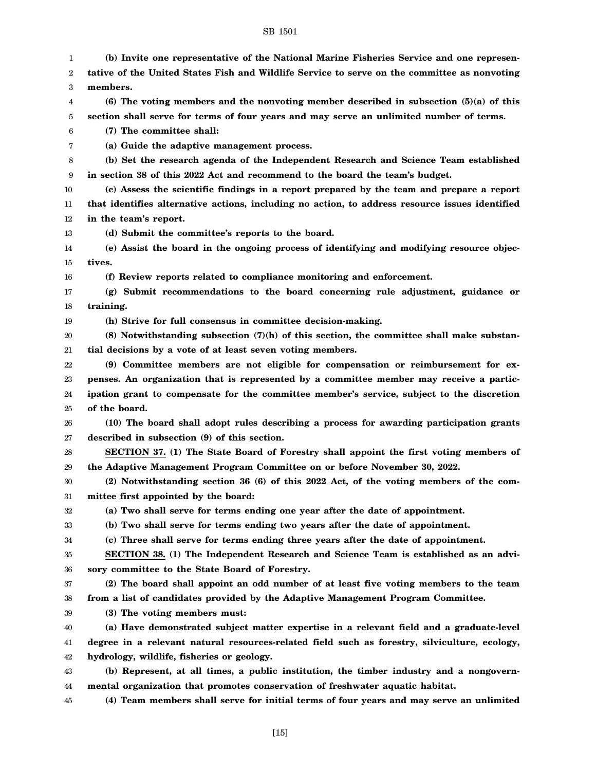**(b) Invite one representative of the National Marine Fisheries Service and one representative of the United States Fish and Wildlife Service to serve on the committee as nonvoting members.**

**(6) The voting members and the nonvoting member described in subsection (5)(a) of this section shall serve for terms of four years and may serve an unlimited number of terms.**

**(7) The committee shall:**

**(a) Guide the adaptive management process.**

**(b) Set the research agenda of the Independent Research and Science Team established in section 38 of this 2022 Act and recommend to the board the team's budget.**

**(c) Assess the scientific findings in a report prepared by the team and prepare a report that identifies alternative actions, including no action, to address resource issues identified in the team's report.**

**(d) Submit the committee's reports to the board.**

**(e) Assist the board in the ongoing process of identifying and modifying resource objectives.**

**(f) Review reports related to compliance monitoring and enforcement.**

**(g) Submit recommendations to the board concerning rule adjustment, guidance or training.**

**(h) Strive for full consensus in committee decision-making.**

**(8) Notwithstanding subsection (7)(h) of this section, the committee shall make substantial decisions by a vote of at least seven voting members.**

**(9) Committee members are not eligible for compensation or reimbursement for expenses. An organization that is represented by a committee member may receive a participation grant to compensate for the committee member's service, subject to the discretion of the board.**

**(10) The board shall adopt rules describing a process for awarding participation grants described in subsection (9) of this section.**

**SECTION 37. (1) The State Board of Forestry shall appoint the first voting members of the Adaptive Management Program Committee on or before November 30, 2022.**

**(2) Notwithstanding section 36 (6) of this 2022 Act, of the voting members of the committee first appointed by the board:**

**(a) Two shall serve for terms ending one year after the date of appointment.**

**(b) Two shall serve for terms ending two years after the date of appointment.**

**(c) Three shall serve for terms ending three years after the date of appointment.**

**SECTION 38. (1) The Independent Research and Science Team is established as an advisory committee to the State Board of Forestry.**

**(2) The board shall appoint an odd number of at least five voting members to the team from a list of candidates provided by the Adaptive Management Program Committee.**

**(3) The voting members must:**

**(a) Have demonstrated subject matter expertise in a relevant field and a graduate-level degree in a relevant natural resources-related field such as forestry, silviculture, ecology, hydrology, wildlife, fisheries or geology.**

**(b) Represent, at all times, a public institution, the timber industry and a nongovernmental organization that promotes conservation of freshwater aquatic habitat.**

**(4) Team members shall serve for initial terms of four years and may serve an unlimited**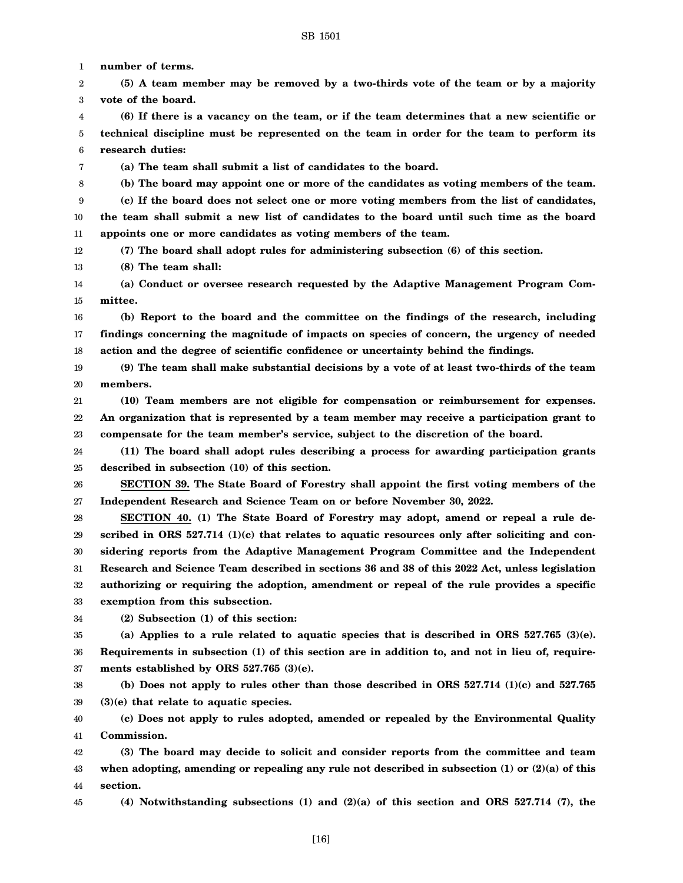**number of terms.**

**(5) A team member may be removed by a two-thirds vote of the team or by a majority vote of the board.**

**(6) If there is a vacancy on the team, or if the team determines that a new scientific or technical discipline must be represented on the team in order for the team to perform its research duties:**

**(a) The team shall submit a list of candidates to the board.**

**(b) The board may appoint one or more of the candidates as voting members of the team.**

**(c) If the board does not select one or more voting members from the list of candidates, the team shall submit a new list of candidates to the board until such time as the board appoints one or more candidates as voting members of the team.**

**(7) The board shall adopt rules for administering subsection (6) of this section.**

**(8) The team shall:**

**(a) Conduct or oversee research requested by the Adaptive Management Program Committee.**

**(b) Report to the board and the committee on the findings of the research, including findings concerning the magnitude of impacts on species of concern, the urgency of needed action and the degree of scientific confidence or uncertainty behind the findings.**

**(9) The team shall make substantial decisions by a vote of at least two-thirds of the team members.**

**(10) Team members are not eligible for compensation or reimbursement for expenses. An organization that is represented by a team member may receive a participation grant to compensate for the team member's service, subject to the discretion of the board.**

**(11) The board shall adopt rules describing a process for awarding participation grants described in subsection (10) of this section.**

**<u>SECTION 39.</u> The State Board of Forestry shall appoint the first voting members of the Independent Research and Science Team on or before November 30, 2022.**

**<u>SECTION 40.</u> (1) The State Board of Forestry may adopt, amend or repeal a rule described in ORS 527.714 (1)(c) that relates to aquatic resources only after soliciting and considering reports from the Adaptive Management Program Committee and the Independent Research and Science Team described in sections 36 and 38 of this 2022 Act, unless legislation authorizing or requiring the adoption, amendment or repeal of the rule provides a specific exemption from this subsection.**

**(2) Subsection (1) of this section:**

**(a) Applies to a rule related to aquatic species that is described in ORS 527.765 (3)(e). Requirements in subsection (1) of this section are in addition to, and not in lieu of, requirements established by ORS 527.765 (3)(e).**

**(b) Does not apply to rules other than those described in ORS 527.714 (1)(c) and 527.765 (3)(e) that relate to aquatic species.**

**(c) Does not apply to rules adopted, amended or repealed by the Environmental Quality Commission.**

**(3) The board may decide to solicit and consider reports from the committee and team when adopting, amending or repealing any rule not described in subsection (1) or (2)(a) of this section.**

**(4) Notwithstanding subsections (1) and (2)(a) of this section and ORS 527.714 (7), the**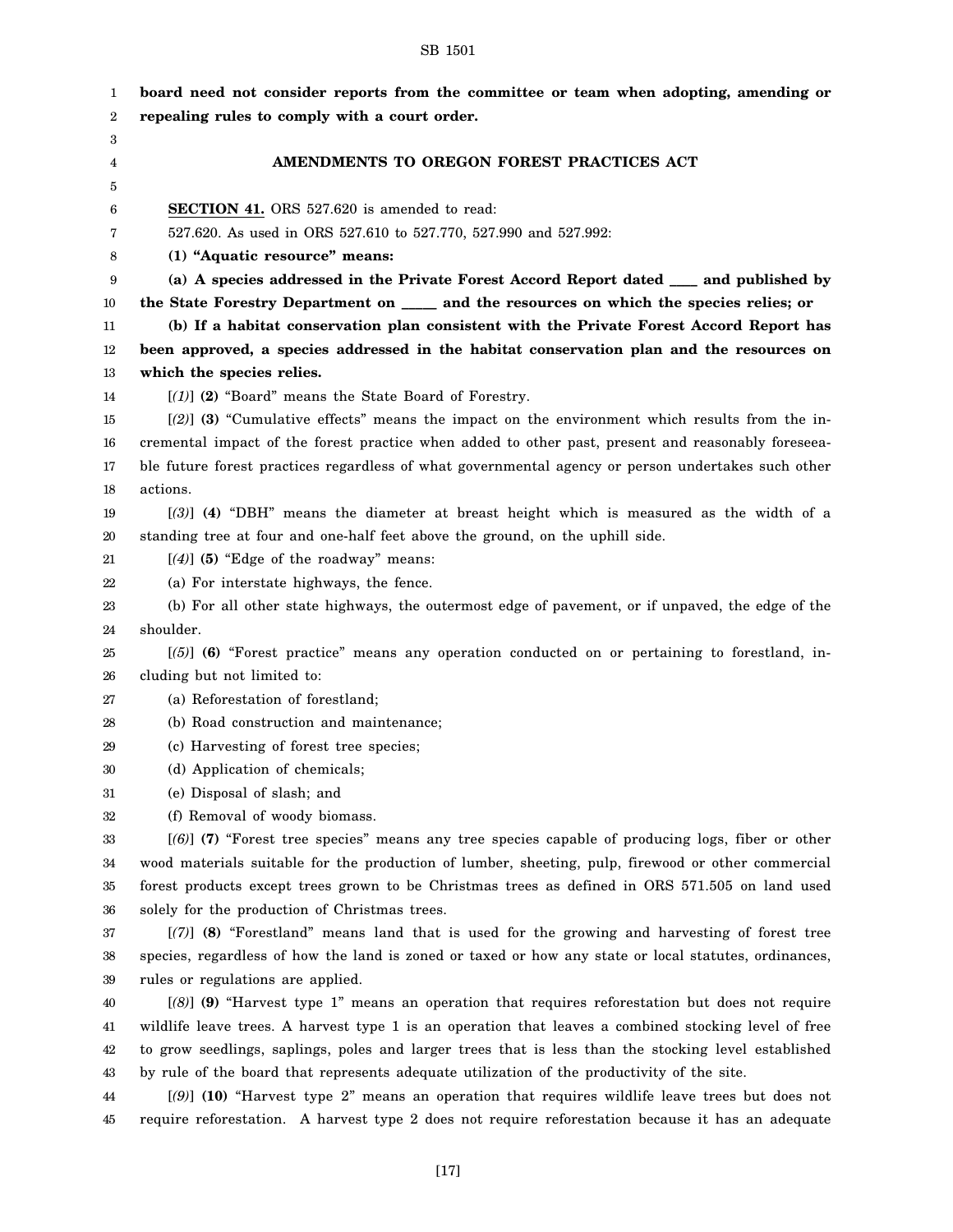**board need not consider reports from the committee or team when adopting, amending or repealing rules to comply with a court order.**

## AMENDMENTS TO OREGON FOREST PRACTICES ACT

**SECTION 41.** ORS 527.620 is amended to read:

527.620. As used in ORS 527.610 to 527.770, 527.990 and 527.992:

**(1) "Aquatic resource" means:**

**(a) A species addressed in the Private Forest Accord Report dated \_\_\_\_ and published by the State Forestry Department on \_\_\_\_\_ and the resources on which the species relies; or**

**(b) If a habitat conservation plan consistent with the Private Forest Accord Report has been approved, a species addressed in the habitat conservation plan and the resources on which the species relies.**

[*(1)*] **(2)** "Board" means the State Board of Forestry.

[*(2)*] **(3)** "Cumulative effects" means the impact on the environment which results from the incremental impact of the forest practice when added to other past, present and reasonably foreseeable future forest practices regardless of what governmental agency or person undertakes such other actions.

[*(3)*] **(4)** "DBH" means the diameter at breast height which is measured as the width of a standing tree at four and one-half feet above the ground, on the uphill side.

[*(4)*] **(5)** "Edge of the roadway" means:

(a) For interstate highways, the fence.

(b) For all other state highways, the outermost edge of pavement, or if unpaved, the edge of the shoulder.

[*(5)*] **(6)** "Forest practice" means any operation conducted on or pertaining to forestland, including but not limited to:

(a) Reforestation of forestland;

(b) Road construction and maintenance;

(c) Harvesting of forest tree species;

(d) Application of chemicals;

(e) Disposal of slash; and

(f) Removal of woody biomass.

[*(6)*] **(7)** "Forest tree species" means any tree species capable of producing logs, fiber or other wood materials suitable for the production of lumber, sheeting, pulp, firewood or other commercial forest products except trees grown to be Christmas trees as defined in ORS 571.505 on land used solely for the production of Christmas trees.

[*(7)*] **(8)** "Forestland" means land that is used for the growing and harvesting of forest tree species, regardless of how the land is zoned or taxed or how any state or local statutes, ordinances, rules or regulations are applied.

[*(8)*] **(9)** "Harvest type 1" means an operation that requires reforestation but does not require wildlife leave trees. A harvest type 1 is an operation that leaves a combined stocking level of free to grow seedlings, saplings, poles and larger trees that is less than the stocking level established by rule of the board that represents adequate utilization of the productivity of the site.

[*(9)*] **(10)** "Harvest type 2" means an operation that requires wildlife leave trees but does not require reforestation. A harvest type 2 does not require reforestation because it has an adequate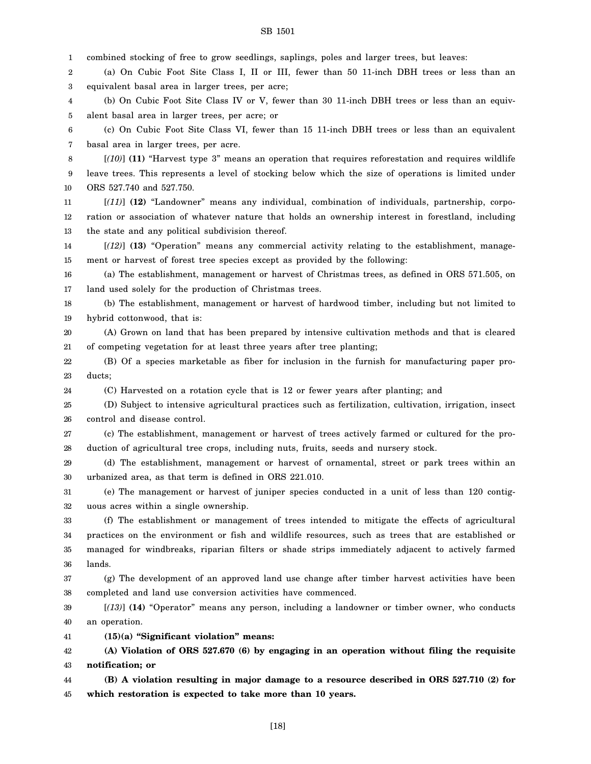combined stocking of free to grow seedlings, saplings, poles and larger trees, but leaves:

(a) On Cubic Foot Site Class I, II or III, fewer than 50 11-inch DBH trees or less than an equivalent basal area in larger trees, per acre;

(b) On Cubic Foot Site Class IV or V, fewer than 30 11-inch DBH trees or less than an equivalent basal area in larger trees, per acre; or

(c) On Cubic Foot Site Class VI, fewer than 15 11-inch DBH trees or less than an equivalent basal area in larger trees, per acre.

[*(10)*] **(11)** "Harvest type 3" means an operation that requires reforestation and requires wildlife leave trees. This represents a level of stocking below which the size of operations is limited under ORS 527.740 and 527.750.

[*(11)*] **(12)** "Landowner" means any individual, combination of individuals, partnership, corporation or association of whatever nature that holds an ownership interest in forestland, including the state and any political subdivision thereof.

[*(12)*] **(13)** "Operation" means any commercial activity relating to the establishment, management or harvest of forest tree species except as provided by the following:

(a) The establishment, management or harvest of Christmas trees, as defined in ORS 571.505, on land used solely for the production of Christmas trees.

(b) The establishment, management or harvest of hardwood timber, including but not limited to hybrid cottonwood, that is:

(A) Grown on land that has been prepared by intensive cultivation methods and that is cleared of competing vegetation for at least three years after tree planting;

(B) Of a species marketable as fiber for inclusion in the furnish for manufacturing paper products;

(C) Harvested on a rotation cycle that is 12 or fewer years after planting; and

(D) Subject to intensive agricultural practices such as fertilization, cultivation, irrigation, insect control and disease control.

(c) The establishment, management or harvest of trees actively farmed or cultured for the production of agricultural tree crops, including nuts, fruits, seeds and nursery stock.

(d) The establishment, management or harvest of ornamental, street or park trees within an urbanized area, as that term is defined in ORS 221.010.

(e) The management or harvest of juniper species conducted in a unit of less than 120 contiguous acres within a single ownership.

(f) The establishment or management of trees intended to mitigate the effects of agricultural practices on the environment or fish and wildlife resources, such as trees that are established or managed for windbreaks, riparian filters or shade strips immediately adjacent to actively farmed lands.

(g) The development of an approved land use change after timber harvest activities have been completed and land use conversion activities have commenced.

[*(13)*] **(14)** "Operator" means any person, including a landowner or timber owner, who conducts an operation.

**(15)(a) "Significant violation" means:**

**(A) Violation of ORS 527.670 (6) by engaging in an operation without filing the requisite notification; or**

**(B) A violation resulting in major damage to a resource described in ORS 527.710 (2) for which restoration is expected to take more than 10 years.**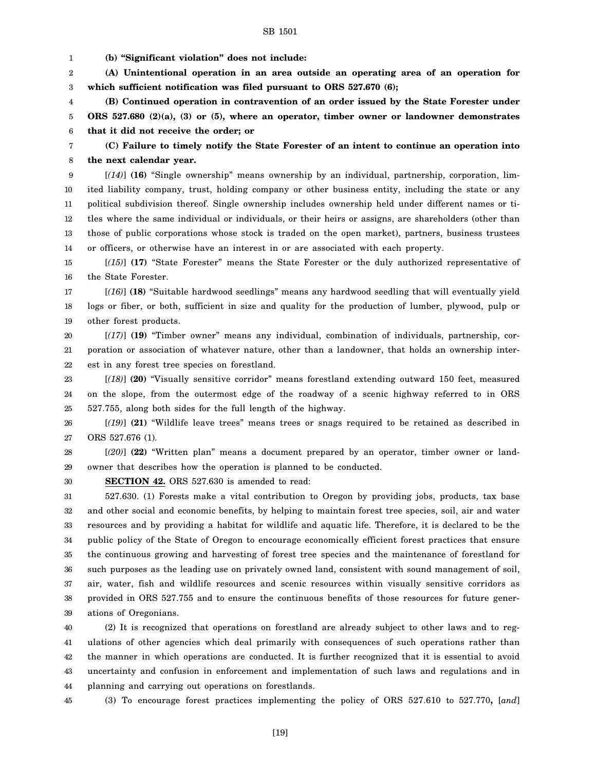**(b) "Significant violation" does not include:**

**(A) Unintentional operation in an area outside an operating area of an operation for which sufficient notification was filed pursuant to ORS 527.670 (6);**

**(B) Continued operation in contravention of an order issued by the State Forester under ORS 527.680 (2)(a), (3) or (5), where an operator, timber owner or landowner demonstrates that it did not receive the order; or**

**(C) Failure to timely notify the State Forester of an intent to continue an operation into the next calendar year.**

[*(14)*] **(16)** "Single ownership" means ownership by an individual, partnership, corporation, limited liability company, trust, holding company or other business entity, including the state or any political subdivision thereof. Single ownership includes ownership held under different names or titles where the same individual or individuals, or their heirs or assigns, are shareholders (other than those of public corporations whose stock is traded on the open market), partners, business trustees or officers, or otherwise have an interest in or are associated with each property.

[*(15)*] **(17)** "State Forester" means the State Forester or the duly authorized representative of the State Forester.

[*(16)*] **(18)** "Suitable hardwood seedlings" means any hardwood seedling that will eventually yield logs or fiber, or both, sufficient in size and quality for the production of lumber, plywood, pulp or other forest products.

[*(17)*] **(19)** "Timber owner" means any individual, combination of individuals, partnership, corporation or association of whatever nature, other than a landowner, that holds an ownership interest in any forest tree species on forestland.

[*(18)*] **(20)** "Visually sensitive corridor" means forestland extending outward 150 feet, measured on the slope, from the outermost edge of the roadway of a scenic highway referred to in ORS 527.755, along both sides for the full length of the highway.

[*(19)*] **(21)** "Wildlife leave trees" means trees or snags required to be retained as described in ORS 527.676 (1).

[*(20)*] **(22)** "Written plan" means a document prepared by an operator, timber owner or landowner that describes how the operation is planned to be conducted.

**SECTION 42.** ORS 527.630 is amended to read:

527.630. (1) Forests make a vital contribution to Oregon by providing jobs, products, tax base and other social and economic benefits, by helping to maintain forest tree species, soil, air and water resources and by providing a habitat for wildlife and aquatic life. Therefore, it is declared to be the public policy of the State of Oregon to encourage economically efficient forest practices that ensure the continuous growing and harvesting of forest tree species and the maintenance of forestland for such purposes as the leading use on privately owned land, consistent with sound management of soil, air, water, fish and wildlife resources and scenic resources within visually sensitive corridors as provided in ORS 527.755 and to ensure the continuous benefits of those resources for future generations of Oregonians.

(2) It is recognized that operations on forestland are already subject to other laws and to regulations of other agencies which deal primarily with consequences of such operations rather than the manner in which operations are conducted. It is further recognized that it is essential to avoid uncertainty and confusion in enforcement and implementation of such laws and regulations and in planning and carrying out operations on forestlands.

(3) To encourage forest practices implementing the policy of ORS 527.610 to 527.770**,** [*and*]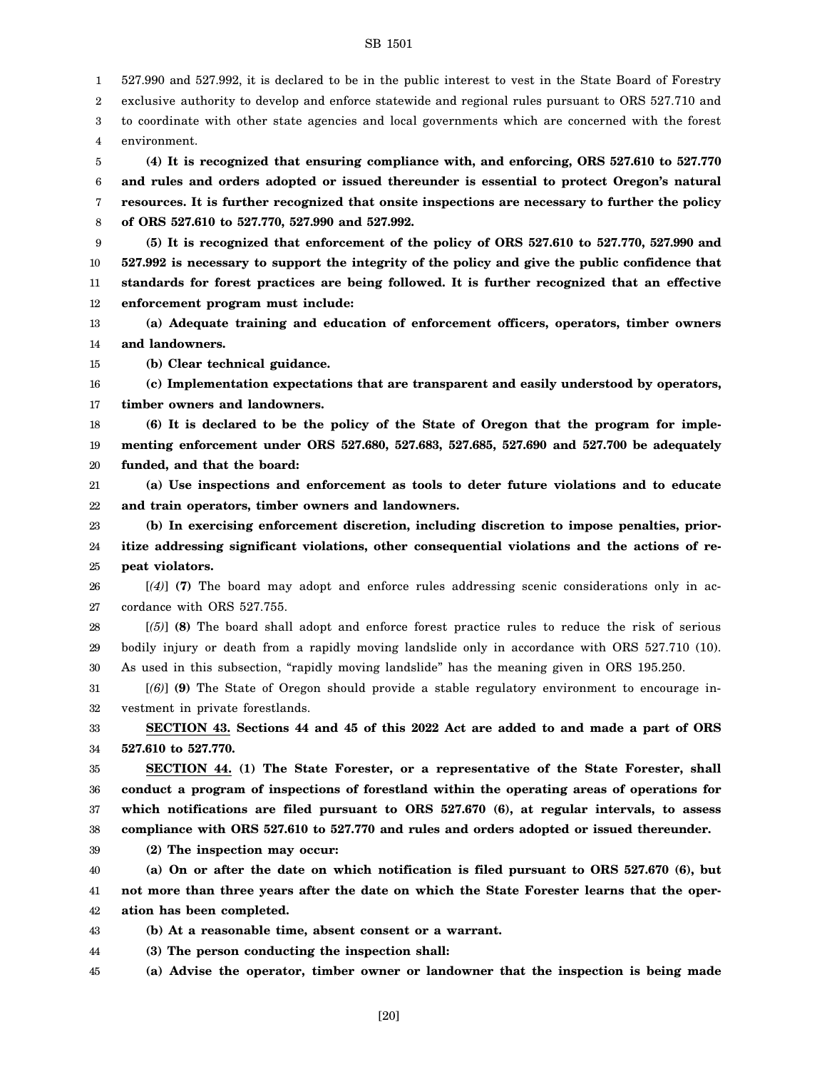527.990 and 527.992, it is declared to be in the public interest to vest in the State Board of Forestry exclusive authority to develop and enforce statewide and regional rules pursuant to ORS 527.710 and to coordinate with other state agencies and local governments which are concerned with the forest environment.

**(4) It is recognized that ensuring compliance with, and enforcing, ORS 527.610 to 527.770 and rules and orders adopted or issued thereunder is essential to protect Oregon's natural resources. It is further recognized that onsite inspections are necessary to further the policy of ORS 527.610 to 527.770, 527.990 and 527.992.**

**(5) It is recognized that enforcement of the policy of ORS 527.610 to 527.770, 527.990 and 527.992 is necessary to support the integrity of the policy and give the public confidence that standards for forest practices are being followed. It is further recognized that an effective enforcement program must include:**

**(a) Adequate training and education of enforcement officers, operators, timber owners and landowners.**

**(b) Clear technical guidance.**

**(c) Implementation expectations that are transparent and easily understood by operators, timber owners and landowners.**

**(6) It is declared to be the policy of the State of Oregon that the program for implementing enforcement under ORS 527.680, 527.683, 527.685, 527.690 and 527.700 be adequately funded, and that the board:**

**(a) Use inspections and enforcement as tools to deter future violations and to educate and train operators, timber owners and landowners.**

**(b) In exercising enforcement discretion, including discretion to impose penalties, prioritize addressing significant violations, other consequential violations and the actions of repeat violators.**

[*(4)*] **(7)** The board may adopt and enforce rules addressing scenic considerations only in accordance with ORS 527.755.

[*(5)*] **(8)** The board shall adopt and enforce forest practice rules to reduce the risk of serious bodily injury or death from a rapidly moving landslide only in accordance with ORS 527.710 (10). As used in this subsection, "rapidly moving landslide" has the meaning given in ORS 195.250.

[*(6)*] **(9)** The State of Oregon should provide a stable regulatory environment to encourage investment in private forestlands.

**SECTION 43. Sections 44 and 45 of this 2022 Act are added to and made a part of ORS 527.610 to 527.770.**

**SECTION 44. (1) The State Forester, or a representative of the State Forester, shall conduct a program of inspections of forestland within the operating areas of operations for which notifications are filed pursuant to ORS 527.670 (6), at regular intervals, to assess compliance with ORS 527.610 to 527.770 and rules and orders adopted or issued thereunder.**

**(2) The inspection may occur:**

**(a) On or after the date on which notification is filed pursuant to ORS 527.670 (6), but not more than three years after the date on which the State Forester learns that the operation has been completed.**

**(b) At a reasonable time, absent consent or a warrant.**

**(3) The person conducting the inspection shall:**

**(a) Advise the operator, timber owner or landowner that the inspection is being made**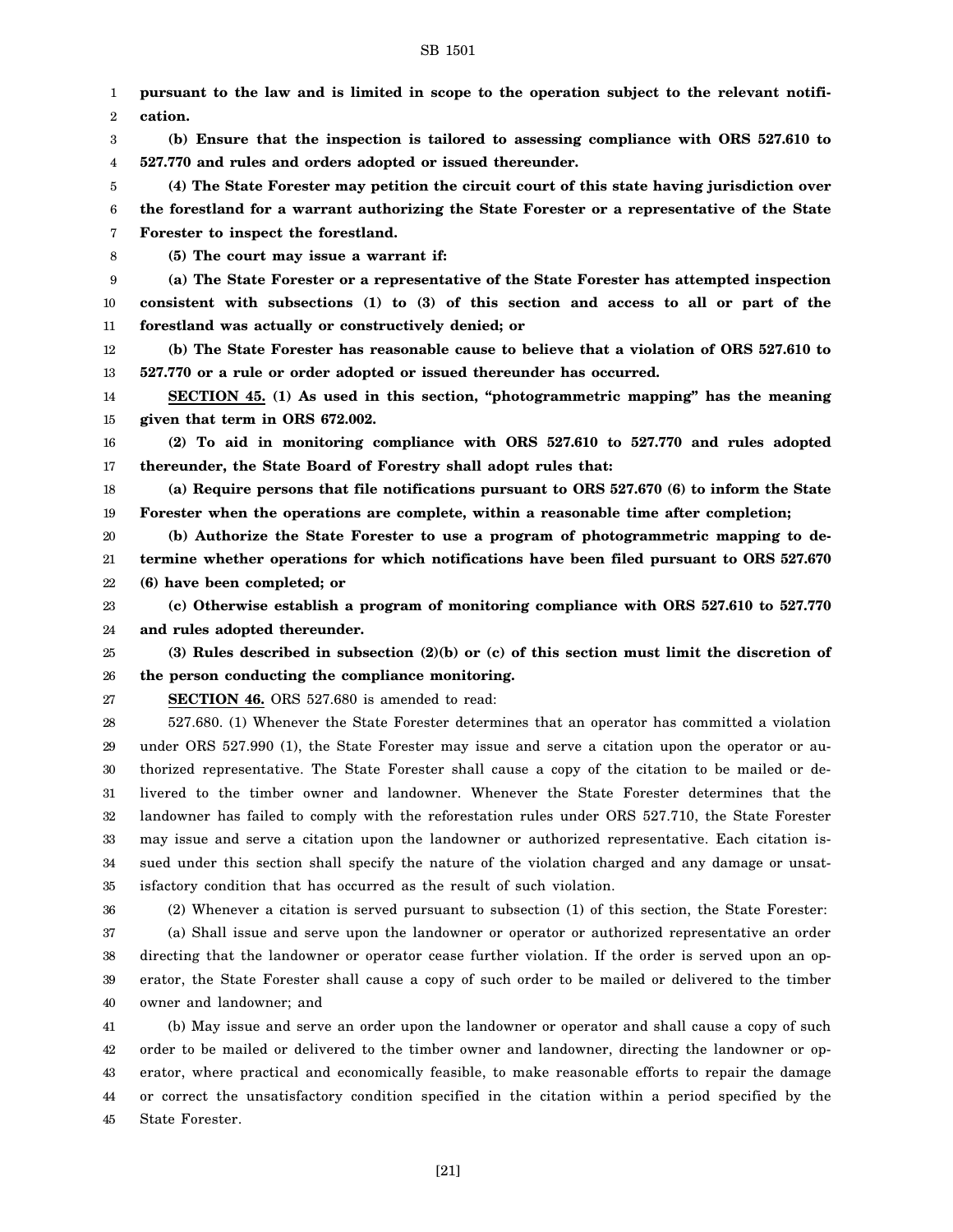**pursuant to the law and is limited in scope to the operation subject to the relevant notification.**

**(b) Ensure that the inspection is tailored to assessing compliance with ORS 527.610 to 527.770 and rules and orders adopted or issued thereunder.**

**(4) The State Forester may petition the circuit court of this state having jurisdiction over the forestland for a warrant authorizing the State Forester or a representative of the State Forester to inspect the forestland.**

**(5) The court may issue a warrant if:**

**(a) The State Forester or a representative of the State Forester has attempted inspection consistent with subsections (1) to (3) of this section and access to all or part of the forestland was actually or constructively denied; or**

**(b) The State Forester has reasonable cause to believe that a violation of ORS 527.610 to 527.770 or a rule or order adopted or issued thereunder has occurred.**

**SECTION 45. (1) As used in this section, "photogrammetric mapping" has the meaning given that term in ORS 672.002.**

**(2) To aid in monitoring compliance with ORS 527.610 to 527.770 and rules adopted thereunder, the State Board of Forestry shall adopt rules that:**

**(a) Require persons that file notifications pursuant to ORS 527.670 (6) to inform the State Forester when the operations are complete, within a reasonable time after completion;**

**(b) Authorize the State Forester to use a program of photogrammetric mapping to determine whether operations for which notifications have been filed pursuant to ORS 527.670 (6) have been completed; or**

**(c) Otherwise establish a program of monitoring compliance with ORS 527.610 to 527.770 and rules adopted thereunder.**

**(3) Rules described in subsection (2)(b) or (c) of this section must limit the discretion of the person conducting the compliance monitoring.**

**SECTION 46.** ORS 527.680 is amended to read:

527.680. (1) Whenever the State Forester determines that an operator has committed a violation under ORS 527.990 (1), the State Forester may issue and serve a citation upon the operator or authorized representative. The State Forester shall cause a copy of the citation to be mailed or delivered to the timber owner and landowner. Whenever the State Forester determines that the landowner has failed to comply with the reforestation rules under ORS 527.710, the State Forester may issue and serve a citation upon the landowner or authorized representative. Each citation issued under this section shall specify the nature of the violation charged and any damage or unsatisfactory condition that has occurred as the result of such violation.

(2) Whenever a citation is served pursuant to subsection (1) of this section, the State Forester:

(a) Shall issue and serve upon the landowner or operator or authorized representative an order directing that the landowner or operator cease further violation. If the order is served upon an operator, the State Forester shall cause a copy of such order to be mailed or delivered to the timber owner and landowner; and

(b) May issue and serve an order upon the landowner or operator and shall cause a copy of such order to be mailed or delivered to the timber owner and landowner, directing the landowner or operator, where practical and economically feasible, to make reasonable efforts to repair the damage or correct the unsatisfactory condition specified in the citation within a period specified by the State Forester.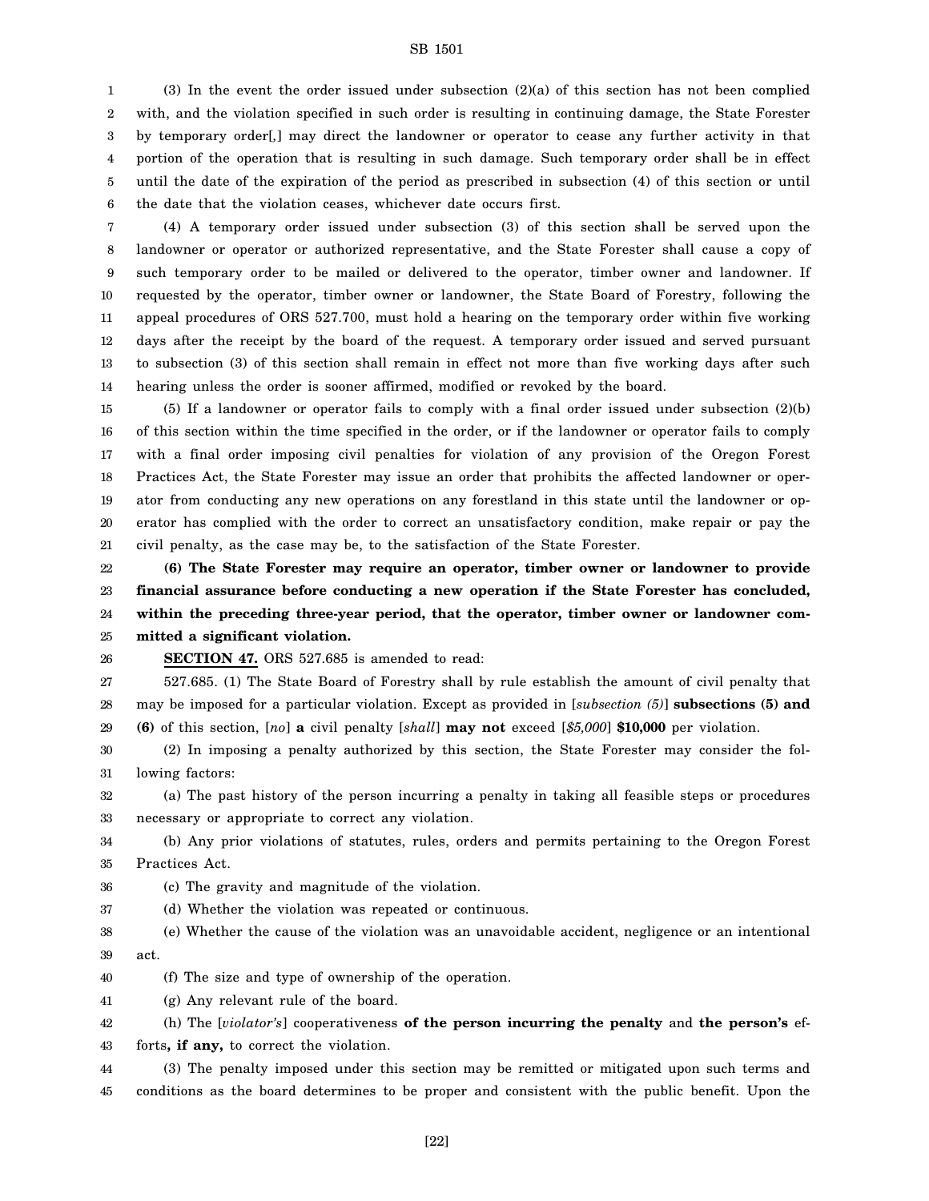(3) In the event the order issued under subsection (2)(a) of this section has not been complied with, and the violation specified in such order is resulting in continuing damage, the State Forester by temporary order[,] may direct the landowner or operator to cease any further activity in that portion of the operation that is resulting in such damage. Such temporary order shall be in effect until the date of the expiration of the period as prescribed in subsection (4) of this section or until the date that the violation ceases, whichever date occurs first.

(4) A temporary order issued under subsection (3) of this section shall be served upon the landowner or operator or authorized representative, and the State Forester shall cause a copy of such temporary order to be mailed or delivered to the operator, timber owner and landowner. If requested by the operator, timber owner or landowner, the State Board of Forestry, following the appeal procedures of ORS 527.700, must hold a hearing on the temporary order within five working days after the receipt by the board of the request. A temporary order issued and served pursuant to subsection (3) of this section shall remain in effect not more than five working days after such hearing unless the order is sooner affirmed, modified or revoked by the board.

(5) If a landowner or operator fails to comply with a final order issued under subsection (2)(b) of this section within the time specified in the order, or if the landowner or operator fails to comply with a final order imposing civil penalties for violation of any provision of the Oregon Forest Practices Act, the State Forester may issue an order that prohibits the affected landowner or operator from conducting any new operations on any forestland in this state until the landowner or operator has complied with the order to correct an unsatisfactory condition, make repair or pay the civil penalty, as the case may be, to the satisfaction of the State Forester.

**(6) The State Forester may require an operator, timber owner or landowner to provide financial assurance before conducting a new operation if the State Forester has concluded, within the preceding three-year period, that the operator, timber owner or landowner committed a significant violation.**

**SECTION 47.** ORS 527.685 is amended to read:

527.685. (1) The State Board of Forestry shall by rule establish the amount of civil penalty that may be imposed for a particular violation. Except as provided in [*subsection (5)*] **subsections (5) and (6)** of this section, [*no*] **a** civil penalty [*shall*] **may not** exceed [*$5,000*] **$10,000** per violation.

(2) In imposing a penalty authorized by this section, the State Forester may consider the following factors:

(a) The past history of the person incurring a penalty in taking all feasible steps or procedures necessary or appropriate to correct any violation.

(b) Any prior violations of statutes, rules, orders and permits pertaining to the Oregon Forest Practices Act.

(c) The gravity and magnitude of the violation.

(d) Whether the violation was repeated or continuous.

(e) Whether the cause of the violation was an unavoidable accident, negligence or an intentional act.

(f) The size and type of ownership of the operation.

(g) Any relevant rule of the board.

(h) The [*violator's*] cooperativeness **of the person incurring the penalty** and **the person's** efforts**, if any,** to correct the violation.

(3) The penalty imposed under this section may be remitted or mitigated upon such terms and conditions as the board determines to be proper and consistent with the public benefit. Upon the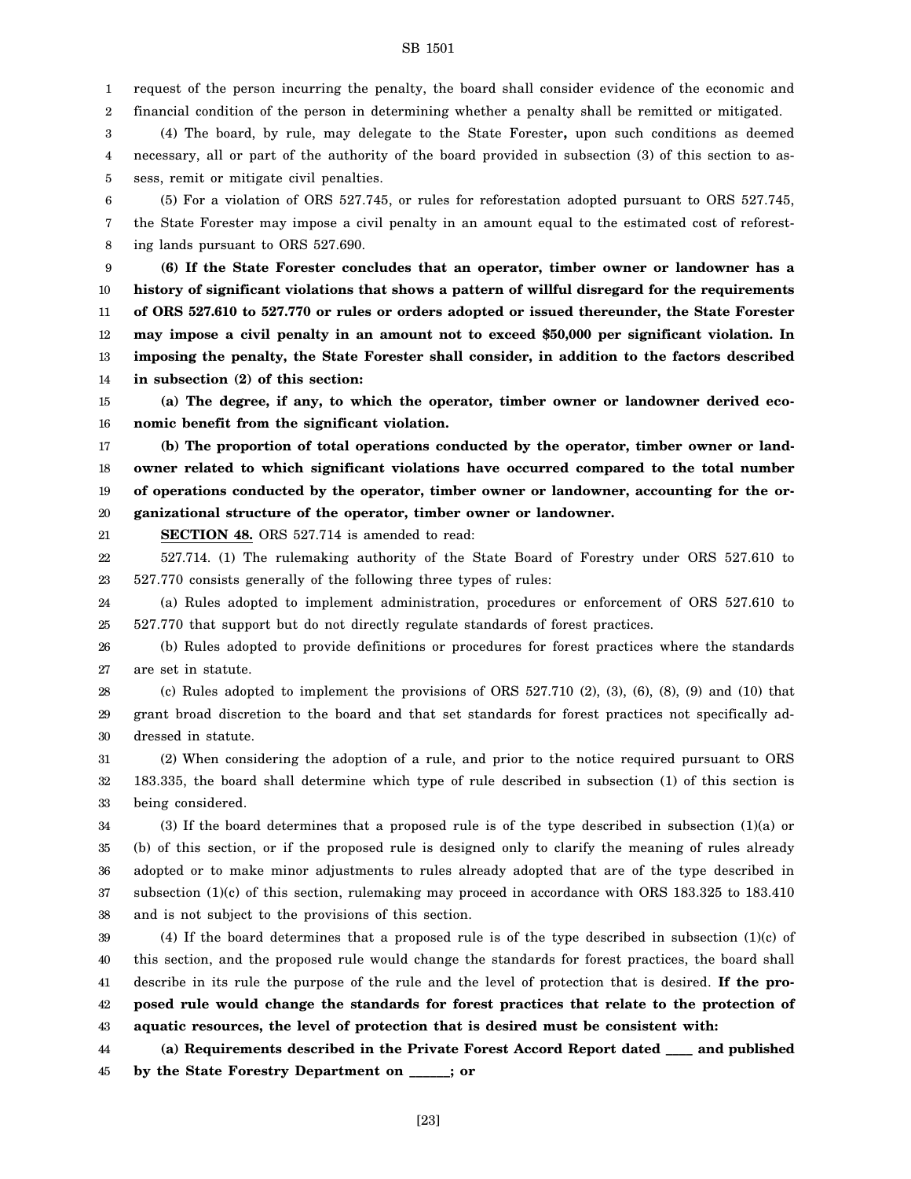request of the person incurring the penalty, the board shall consider evidence of the economic and financial condition of the person in determining whether a penalty shall be remitted or mitigated.

(4) The board, by rule, may delegate to the State Forester**,** upon such conditions as deemed necessary, all or part of the authority of the board provided in subsection (3) of this section to assess, remit or mitigate civil penalties.

(5) For a violation of ORS 527.745, or rules for reforestation adopted pursuant to ORS 527.745, the State Forester may impose a civil penalty in an amount equal to the estimated cost of reforesting lands pursuant to ORS 527.690.

**(6) If the State Forester concludes that an operator, timber owner or landowner has a history of significant violations that shows a pattern of willful disregard for the requirements of ORS 527.610 to 527.770 or rules or orders adopted or issued thereunder, the State Forester may impose a civil penalty in an amount not to exceed $50,000 per significant violation. In imposing the penalty, the State Forester shall consider, in addition to the factors described in subsection (2) of this section:**

**(a) The degree, if any, to which the operator, timber owner or landowner derived economic benefit from the significant violation.**

**(b) The proportion of total operations conducted by the operator, timber owner or landowner related to which significant violations have occurred compared to the total number of operations conducted by the operator, timber owner or landowner, accounting for the organizational structure of the operator, timber owner or landowner.**

**SECTION 48.** ORS 527.714 is amended to read:

527.714. (1) The rulemaking authority of the State Board of Forestry under ORS 527.610 to 527.770 consists generally of the following three types of rules:

(a) Rules adopted to implement administration, procedures or enforcement of ORS 527.610 to 527.770 that support but do not directly regulate standards of forest practices.

(b) Rules adopted to provide definitions or procedures for forest practices where the standards are set in statute.

(c) Rules adopted to implement the provisions of ORS 527.710 (2), (3), (6), (8), (9) and (10) that grant broad discretion to the board and that set standards for forest practices not specifically addressed in statute.

(2) When considering the adoption of a rule, and prior to the notice required pursuant to ORS 183.335, the board shall determine which type of rule described in subsection (1) of this section is being considered.

(3) If the board determines that a proposed rule is of the type described in subsection (1)(a) or (b) of this section, or if the proposed rule is designed only to clarify the meaning of rules already adopted or to make minor adjustments to rules already adopted that are of the type described in subsection (1)(c) of this section, rulemaking may proceed in accordance with ORS 183.325 to 183.410 and is not subject to the provisions of this section.

(4) If the board determines that a proposed rule is of the type described in subsection (1)(c) of this section, and the proposed rule would change the standards for forest practices, the board shall describe in its rule the purpose of the rule and the level of protection that is desired. **If the proposed rule would change the standards for forest practices that relate to the protection of aquatic resources, the level of protection that is desired must be consistent with:**

**(a) Requirements described in the Private Forest Accord Report dated \_\_\_\_ and published by the State Forestry Department on \_\_\_\_\_\_; or**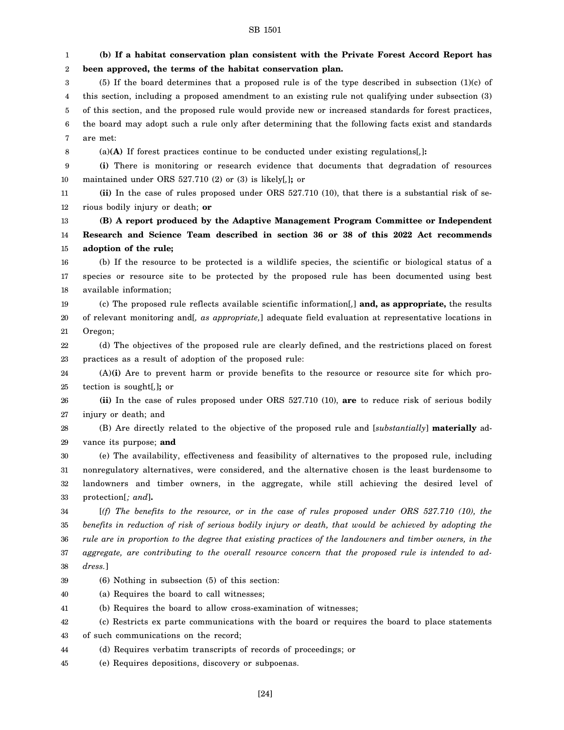**(b) If a habitat conservation plan consistent with the Private Forest Accord Report has been approved, the terms of the habitat conservation plan.**

(5) If the board determines that a proposed rule is of the type described in subsection (1)(c) of this section, including a proposed amendment to an existing rule not qualifying under subsection (3) of this section, and the proposed rule would provide new or increased standards for forest practices, the board may adopt such a rule only after determining that the following facts exist and standards are met:

(a)**(A)** If forest practices continue to be conducted under existing regulations[,]**:**

**(i)** There is monitoring or research evidence that documents that degradation of resources maintained under ORS 527.710 (2) or (3) is likely[,]**;** or

**(ii)** In the case of rules proposed under ORS 527.710 (10), that there is a substantial risk of serious bodily injury or death; **or**

**(B) A report produced by the Adaptive Management Program Committee or Independent Research and Science Team described in section 36 or 38 of this 2022 Act recommends adoption of the rule;**

(b) If the resource to be protected is a wildlife species, the scientific or biological status of a species or resource site to be protected by the proposed rule has been documented using best available information;

(c) The proposed rule reflects available scientific information[,] **and, as appropriate,** the results of relevant monitoring and[*, as appropriate,*] adequate field evaluation at representative locations in Oregon;

(d) The objectives of the proposed rule are clearly defined, and the restrictions placed on forest practices as a result of adoption of the proposed rule:

(A)**(i)** Are to prevent harm or provide benefits to the resource or resource site for which protection is sought[,]**;** or

**(ii)** In the case of rules proposed under ORS 527.710 (10), **are** to reduce risk of serious bodily injury or death; and

(B) Are directly related to the objective of the proposed rule and [*substantially*] **materially** advance its purpose; **and**

(e) The availability, effectiveness and feasibility of alternatives to the proposed rule, including nonregulatory alternatives, were considered, and the alternative chosen is the least burdensome to landowners and timber owners, in the aggregate, while still achieving the desired level of protection[*; and*]**.**

[*(f) The benefits to the resource, or in the case of rules proposed under ORS 527.710 (10), the benefits in reduction of risk of serious bodily injury or death, that would be achieved by adopting the rule are in proportion to the degree that existing practices of the landowners and timber owners, in the aggregate, are contributing to the overall resource concern that the proposed rule is intended to address.*]

(6) Nothing in subsection (5) of this section:

(a) Requires the board to call witnesses;

(b) Requires the board to allow cross-examination of witnesses;

(c) Restricts ex parte communications with the board or requires the board to place statements of such communications on the record;

(d) Requires verbatim transcripts of records of proceedings; or

(e) Requires depositions, discovery or subpoenas.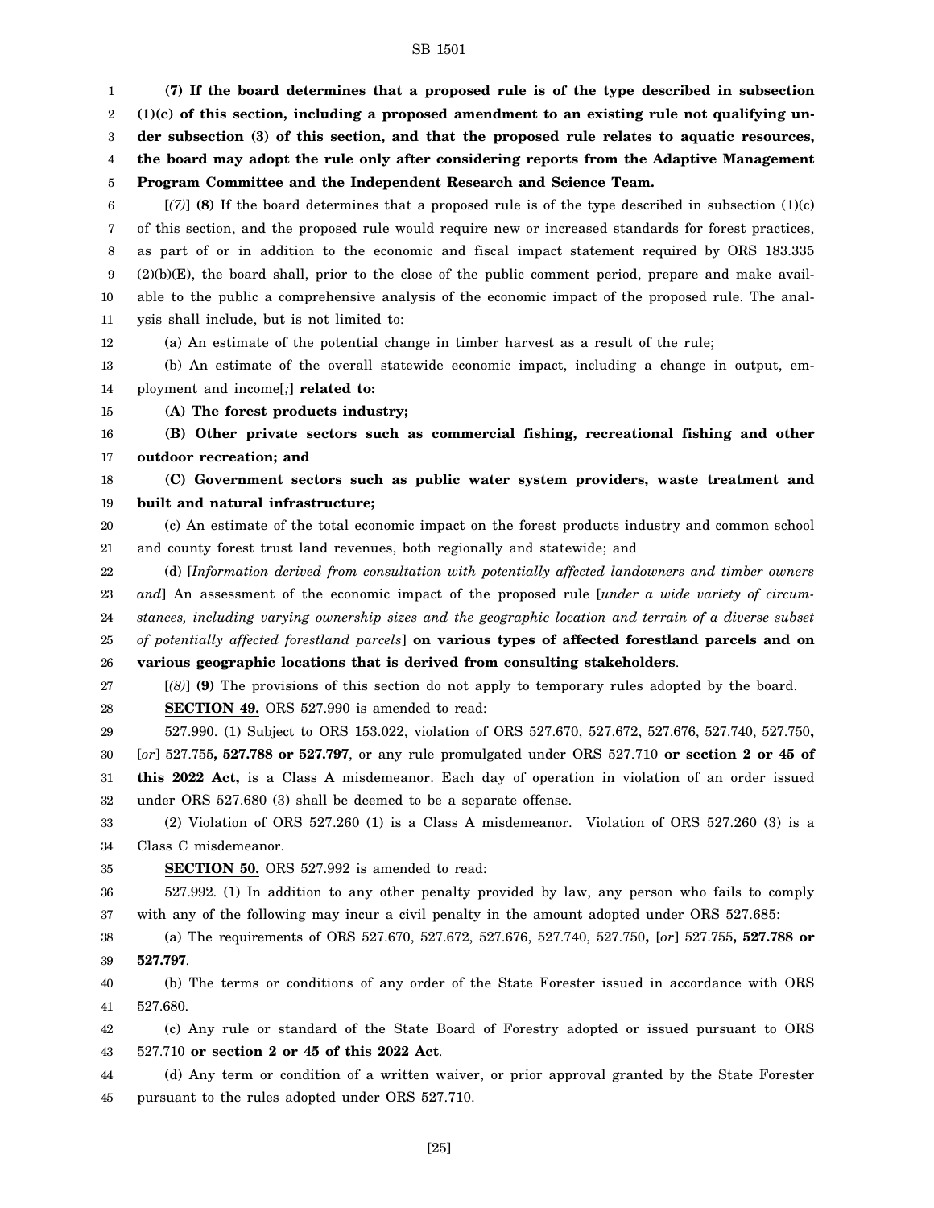**(7) If the board determines that a proposed rule is of the type described in subsection (1)(c) of this section, including a proposed amendment to an existing rule not qualifying under subsection (3) of this section, and that the proposed rule relates to aquatic resources, the board may adopt the rule only after considering reports from the Adaptive Management Program Committee and the Independent Research and Science Team.**

[*(7)*] **(8)** If the board determines that a proposed rule is of the type described in subsection (1)(c) of this section, and the proposed rule would require new or increased standards for forest practices, as part of or in addition to the economic and fiscal impact statement required by ORS 183.335 (2)(b)(E), the board shall, prior to the close of the public comment period, prepare and make available to the public a comprehensive analysis of the economic impact of the proposed rule. The analysis shall include, but is not limited to:

(a) An estimate of the potential change in timber harvest as a result of the rule;

(b) An estimate of the overall statewide economic impact, including a change in output, employment and income[*;*] **related to:**

**(A) The forest products industry;**

**(B) Other private sectors such as commercial fishing, recreational fishing and other outdoor recreation; and**

**(C) Government sectors such as public water system providers, waste treatment and built and natural infrastructure;**

(c) An estimate of the total economic impact on the forest products industry and common school and county forest trust land revenues, both regionally and statewide; and

(d) [*Information derived from consultation with potentially affected landowners and timber owners and*] An assessment of the economic impact of the proposed rule [*under a wide variety of circumstances, including varying ownership sizes and the geographic location and terrain of a diverse subset of potentially affected forestland parcels*] **on various types of affected forestland parcels and on various geographic locations that is derived from consulting stakeholders**.

[*(8)*] **(9)** The provisions of this section do not apply to temporary rules adopted by the board.

**SECTION 49.** ORS 527.990 is amended to read:

527.990. (1) Subject to ORS 153.022, violation of ORS 527.670, 527.672, 527.676, 527.740, 527.750**,** [*or*] 527.755**, 527.788 or 527.797**, or any rule promulgated under ORS 527.710 **or section 2 or 45 of this 2022 Act,** is a Class A misdemeanor. Each day of operation in violation of an order issued under ORS 527.680 (3) shall be deemed to be a separate offense.

(2) Violation of ORS 527.260 (1) is a Class A misdemeanor. Violation of ORS 527.260 (3) is a Class C misdemeanor.

**SECTION 50.** ORS 527.992 is amended to read:

527.992. (1) In addition to any other penalty provided by law, any person who fails to comply with any of the following may incur a civil penalty in the amount adopted under ORS 527.685:

(a) The requirements of ORS 527.670, 527.672, 527.676, 527.740, 527.750**,** [*or*] 527.755**, 527.788 or 527.797**.

(b) The terms or conditions of any order of the State Forester issued in accordance with ORS 527.680.

(c) Any rule or standard of the State Board of Forestry adopted or issued pursuant to ORS 527.710 **or section 2 or 45 of this 2022 Act**.

(d) Any term or condition of a written waiver, or prior approval granted by the State Forester pursuant to the rules adopted under ORS 527.710.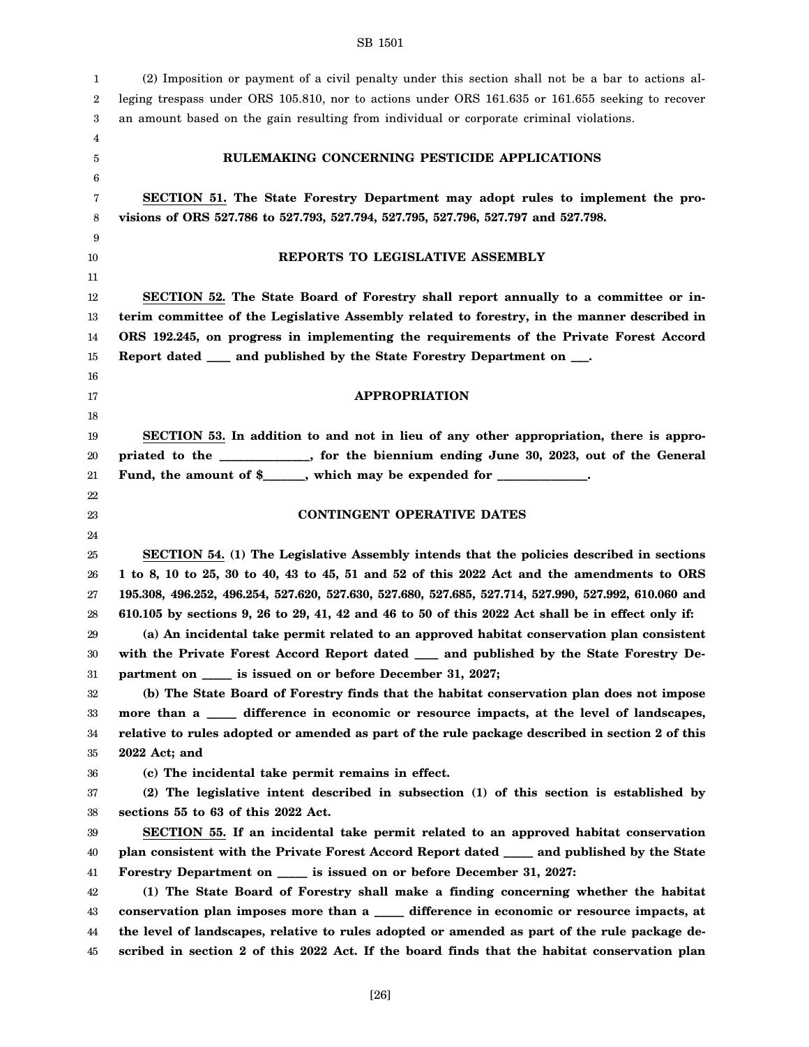(2) Imposition or payment of a civil penalty under this section shall not be a bar to actions alleging trespass under ORS 105.810, nor to actions under ORS 161.635 or 161.655 seeking to recover an amount based on the gain resulting from individual or corporate criminal violations.

## RULEMAKING CONCERNING PESTICIDE APPLICATIONS

**SECTION 51. The State Forestry Department may adopt rules to implement the provisions of ORS 527.786 to 527.793, 527.794, 527.795, 527.796, 527.797 and 527.798.**

## REPORTS TO LEGISLATIVE ASSEMBLY

**SECTION 52. The State Board of Forestry shall report annually to a committee or interim committee of the Legislative Assembly related to forestry, in the manner described in ORS 192.245, on progress in implementing the requirements of the Private Forest Accord Report dated ____ and published by the State Forestry Department on ___.**

## APPROPRIATION

**SECTION 53. In addition to and not in lieu of any other appropriation, there is appropriated to the ______________, for the biennium ending June 30, 2023, out of the General Fund, the amount of $_______, which may be expended for ______________.**

## CONTINGENT OPERATIVE DATES

**SECTION 54. (1) The Legislative Assembly intends that the policies described in sections 1 to 8, 10 to 25, 30 to 40, 43 to 45, 51 and 52 of this 2022 Act and the amendments to ORS 195.308, 496.252, 496.254, 527.620, 527.630, 527.680, 527.685, 527.714, 527.990, 527.992, 610.060 and 610.105 by sections 9, 26 to 29, 41, 42 and 46 to 50 of this 2022 Act shall be in effect only if:**

**(a) An incidental take permit related to an approved habitat conservation plan consistent with the Private Forest Accord Report dated ____ and published by the State Forestry Department on _____ is issued on or before December 31, 2027;**

**(b) The State Board of Forestry finds that the habitat conservation plan does not impose more than a _____ difference in economic or resource impacts, at the level of landscapes, relative to rules adopted or amended as part of the rule package described in section 2 of this 2022 Act; and**

**(c) The incidental take permit remains in effect.**

**(2) The legislative intent described in subsection (1) of this section is established by sections 55 to 63 of this 2022 Act.**

**SECTION 55. If an incidental take permit related to an approved habitat conservation plan consistent with the Private Forest Accord Report dated _____ and published by the State Forestry Department on _____ is issued on or before December 31, 2027:**

**(1) The State Board of Forestry shall make a finding concerning whether the habitat conservation plan imposes more than a _____ difference in economic or resource impacts, at the level of landscapes, relative to rules adopted or amended as part of the rule package described in section 2 of this 2022 Act. If the board finds that the habitat conservation plan**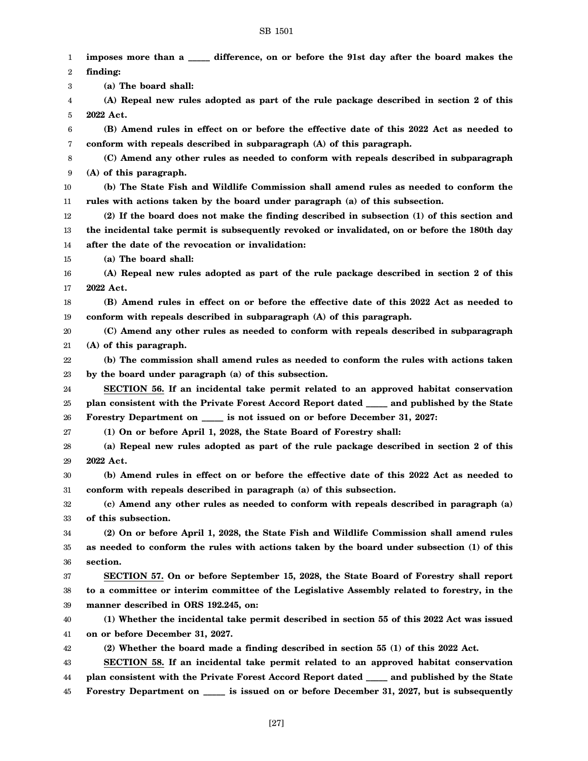**imposes more than a _____ difference, on or before the 91st day after the board makes the finding:**

**(a) The board shall:**

**(A) Repeal new rules adopted as part of the rule package described in section 2 of this 2022 Act.**

**(B) Amend rules in effect on or before the effective date of this 2022 Act as needed to conform with repeals described in subparagraph (A) of this paragraph.**

**(C) Amend any other rules as needed to conform with repeals described in subparagraph (A) of this paragraph.**

**(b) The State Fish and Wildlife Commission shall amend rules as needed to conform the rules with actions taken by the board under paragraph (a) of this subsection.**

**(2) If the board does not make the finding described in subsection (1) of this section and the incidental take permit is subsequently revoked or invalidated, on or before the 180th day after the date of the revocation or invalidation:**

**(a) The board shall:**

**(A) Repeal new rules adopted as part of the rule package described in section 2 of this 2022 Act.**

**(B) Amend rules in effect on or before the effective date of this 2022 Act as needed to conform with repeals described in subparagraph (A) of this paragraph.**

**(C) Amend any other rules as needed to conform with repeals described in subparagraph (A) of this paragraph.**

**(b) The commission shall amend rules as needed to conform the rules with actions taken by the board under paragraph (a) of this subsection.**

**SECTION 56. If an incidental take permit related to an approved habitat conservation plan consistent with the Private Forest Accord Report dated _____ and published by the State Forestry Department on _____ is not issued on or before December 31, 2027:**

**(1) On or before April 1, 2028, the State Board of Forestry shall:**

**(a) Repeal new rules adopted as part of the rule package described in section 2 of this 2022 Act.**

**(b) Amend rules in effect on or before the effective date of this 2022 Act as needed to conform with repeals described in paragraph (a) of this subsection.**

**(c) Amend any other rules as needed to conform with repeals described in paragraph (a) of this subsection.**

**(2) On or before April 1, 2028, the State Fish and Wildlife Commission shall amend rules as needed to conform the rules with actions taken by the board under subsection (1) of this section.**

**SECTION 57. On or before September 15, 2028, the State Board of Forestry shall report to a committee or interim committee of the Legislative Assembly related to forestry, in the manner described in ORS 192.245, on:**

**(1) Whether the incidental take permit described in section 55 of this 2022 Act was issued on or before December 31, 2027.**

**(2) Whether the board made a finding described in section 55 (1) of this 2022 Act.**

**SECTION 58. If an incidental take permit related to an approved habitat conservation plan consistent with the Private Forest Accord Report dated _____ and published by the State Forestry Department on _____ is issued on or before December 31, 2027, but is subsequently**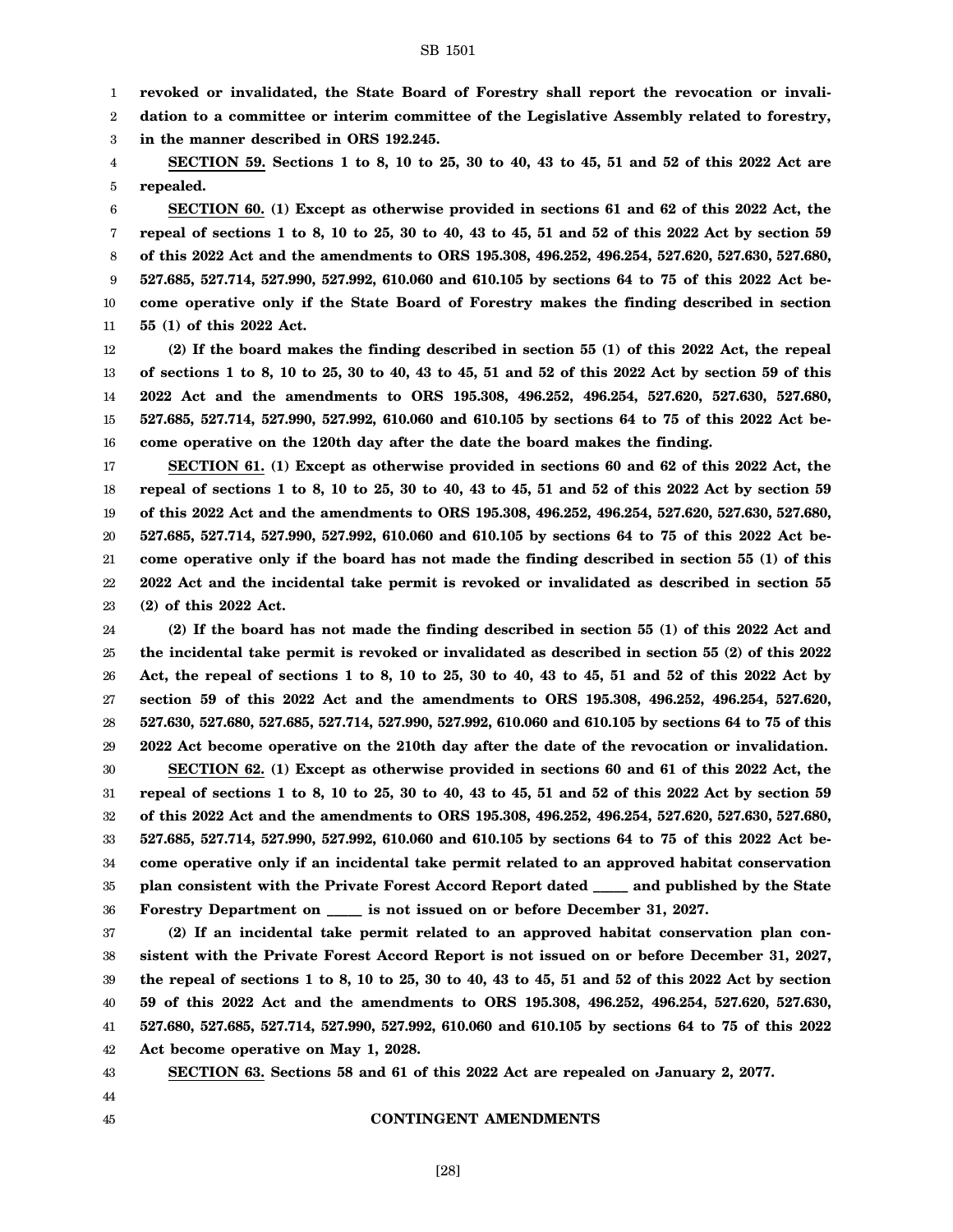**revoked or invalidated, the State Board of Forestry shall report the revocation or invalidation to a committee or interim committee of the Legislative Assembly related to forestry, in the manner described in ORS 192.245.**

**SECTION 59. Sections 1 to 8, 10 to 25, 30 to 40, 43 to 45, 51 and 52 of this 2022 Act are repealed.**

**SECTION 60. (1) Except as otherwise provided in sections 61 and 62 of this 2022 Act, the repeal of sections 1 to 8, 10 to 25, 30 to 40, 43 to 45, 51 and 52 of this 2022 Act by section 59 of this 2022 Act and the amendments to ORS 195.308, 496.252, 496.254, 527.620, 527.630, 527.680, 527.685, 527.714, 527.990, 527.992, 610.060 and 610.105 by sections 64 to 75 of this 2022 Act become operative only if the State Board of Forestry makes the finding described in section 55 (1) of this 2022 Act.**

**(2) If the board makes the finding described in section 55 (1) of this 2022 Act, the repeal of sections 1 to 8, 10 to 25, 30 to 40, 43 to 45, 51 and 52 of this 2022 Act by section 59 of this 2022 Act and the amendments to ORS 195.308, 496.252, 496.254, 527.620, 527.630, 527.680, 527.685, 527.714, 527.990, 527.992, 610.060 and 610.105 by sections 64 to 75 of this 2022 Act become operative on the 120th day after the date the board makes the finding.**

**SECTION 61. (1) Except as otherwise provided in sections 60 and 62 of this 2022 Act, the repeal of sections 1 to 8, 10 to 25, 30 to 40, 43 to 45, 51 and 52 of this 2022 Act by section 59 of this 2022 Act and the amendments to ORS 195.308, 496.252, 496.254, 527.620, 527.630, 527.680, 527.685, 527.714, 527.990, 527.992, 610.060 and 610.105 by sections 64 to 75 of this 2022 Act become operative only if the board has not made the finding described in section 55 (1) of this 2022 Act and the incidental take permit is revoked or invalidated as described in section 55 (2) of this 2022 Act.**

**(2) If the board has not made the finding described in section 55 (1) of this 2022 Act and the incidental take permit is revoked or invalidated as described in section 55 (2) of this 2022 Act, the repeal of sections 1 to 8, 10 to 25, 30 to 40, 43 to 45, 51 and 52 of this 2022 Act by section 59 of this 2022 Act and the amendments to ORS 195.308, 496.252, 496.254, 527.620, 527.630, 527.680, 527.685, 527.714, 527.990, 527.992, 610.060 and 610.105 by sections 64 to 75 of this 2022 Act become operative on the 210th day after the date of the revocation or invalidation.**

**SECTION 62. (1) Except as otherwise provided in sections 60 and 61 of this 2022 Act, the repeal of sections 1 to 8, 10 to 25, 30 to 40, 43 to 45, 51 and 52 of this 2022 Act by section 59 of this 2022 Act and the amendments to ORS 195.308, 496.252, 496.254, 527.620, 527.630, 527.680, 527.685, 527.714, 527.990, 527.992, 610.060 and 610.105 by sections 64 to 75 of this 2022 Act become operative only if an incidental take permit related to an approved habitat conservation plan consistent with the Private Forest Accord Report dated _____ and published by the State Forestry Department on _____ is not issued on or before December 31, 2027.**

**(2) If an incidental take permit related to an approved habitat conservation plan consistent with the Private Forest Accord Report is not issued on or before December 31, 2027, the repeal of sections 1 to 8, 10 to 25, 30 to 40, 43 to 45, 51 and 52 of this 2022 Act by section 59 of this 2022 Act and the amendments to ORS 195.308, 496.252, 496.254, 527.620, 527.630, 527.680, 527.685, 527.714, 527.990, 527.992, 610.060 and 610.105 by sections 64 to 75 of this 2022 Act become operative on May 1, 2028.**

**SECTION 63. Sections 58 and 61 of this 2022 Act are repealed on January 2, 2077.**

## CONTINGENT AMENDMENTS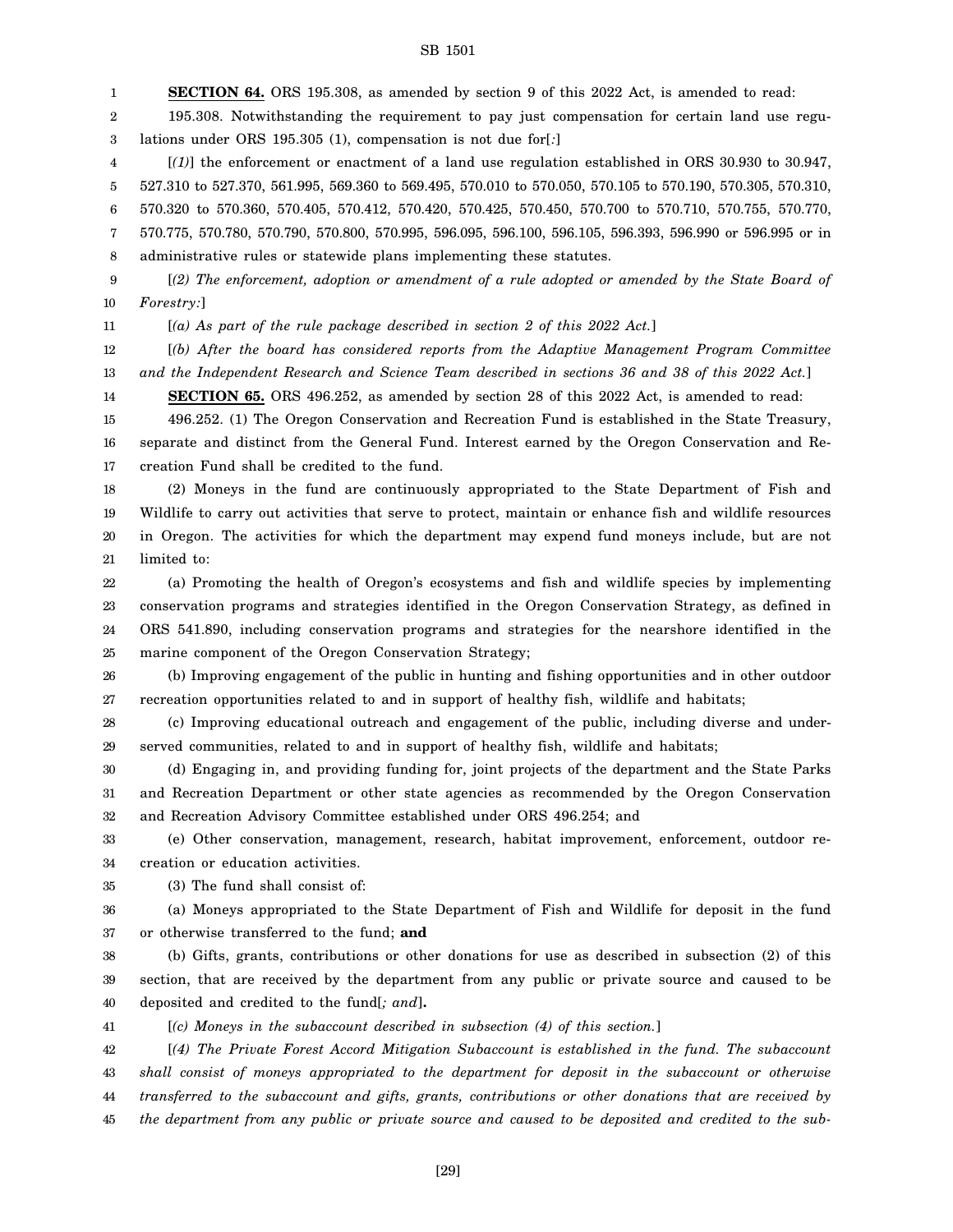**SECTION 64.** ORS 195.308, as amended by section 9 of this 2022 Act, is amended to read:

195.308. Notwithstanding the requirement to pay just compensation for certain land use regulations under ORS 195.305 (1), compensation is not due for[*:*]

[*(1)*] the enforcement or enactment of a land use regulation established in ORS 30.930 to 30.947, 527.310 to 527.370, 561.995, 569.360 to 569.495, 570.010 to 570.050, 570.105 to 570.190, 570.305, 570.310, 570.320 to 570.360, 570.405, 570.412, 570.420, 570.425, 570.450, 570.700 to 570.710, 570.755, 570.770, 570.775, 570.780, 570.790, 570.800, 570.995, 596.095, 596.100, 596.105, 596.393, 596.990 or 596.995 or in administrative rules or statewide plans implementing these statutes.

[*(2) The enforcement, adoption or amendment of a rule adopted or amended by the State Board of Forestry:*]

[*(a) As part of the rule package described in section 2 of this 2022 Act.*]

[*(b) After the board has considered reports from the Adaptive Management Program Committee and the Independent Research and Science Team described in sections 36 and 38 of this 2022 Act.*]

**SECTION 65.** ORS 496.252, as amended by section 28 of this 2022 Act, is amended to read:

496.252. (1) The Oregon Conservation and Recreation Fund is established in the State Treasury, separate and distinct from the General Fund. Interest earned by the Oregon Conservation and Recreation Fund shall be credited to the fund.

(2) Moneys in the fund are continuously appropriated to the State Department of Fish and Wildlife to carry out activities that serve to protect, maintain or enhance fish and wildlife resources in Oregon. The activities for which the department may expend fund moneys include, but are not limited to:

(a) Promoting the health of Oregon's ecosystems and fish and wildlife species by implementing conservation programs and strategies identified in the Oregon Conservation Strategy, as defined in ORS 541.890, including conservation programs and strategies for the nearshore identified in the marine component of the Oregon Conservation Strategy;

(b) Improving engagement of the public in hunting and fishing opportunities and in other outdoor recreation opportunities related to and in support of healthy fish, wildlife and habitats;

(c) Improving educational outreach and engagement of the public, including diverse and underserved communities, related to and in support of healthy fish, wildlife and habitats;

(d) Engaging in, and providing funding for, joint projects of the department and the State Parks and Recreation Department or other state agencies as recommended by the Oregon Conservation and Recreation Advisory Committee established under ORS 496.254; and

(e) Other conservation, management, research, habitat improvement, enforcement, outdoor recreation or education activities.

(3) The fund shall consist of:

(a) Moneys appropriated to the State Department of Fish and Wildlife for deposit in the fund or otherwise transferred to the fund; **and**

(b) Gifts, grants, contributions or other donations for use as described in subsection (2) of this section, that are received by the department from any public or private source and caused to be deposited and credited to the fund[*; and*]**.**

[*(c) Moneys in the subaccount described in subsection (4) of this section.*]

[*(4) The Private Forest Accord Mitigation Subaccount is established in the fund. The subaccount shall consist of moneys appropriated to the department for deposit in the subaccount or otherwise transferred to the subaccount and gifts, grants, contributions or other donations that are received by the department from any public or private source and caused to be deposited and credited to the sub-*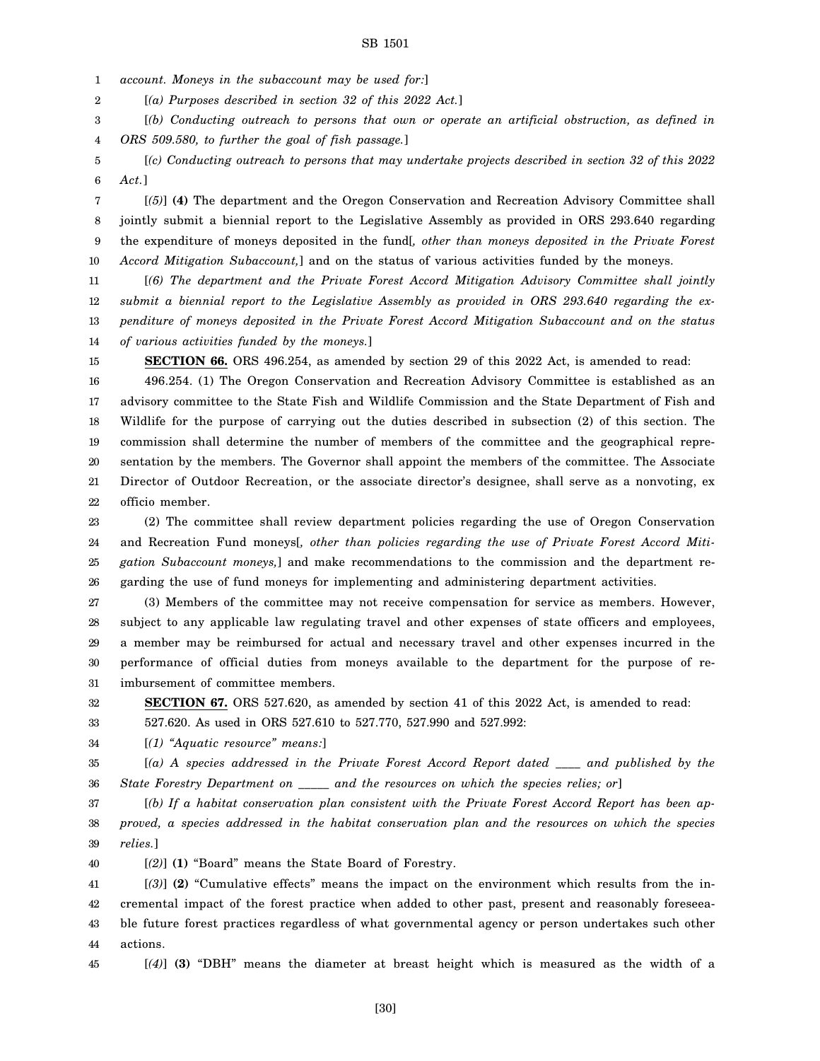*account. Moneys in the subaccount may be used for:*]

[*(a) Purposes described in section 32 of this 2022 Act.*]

[*(b) Conducting outreach to persons that own or operate an artificial obstruction, as defined in ORS 509.580, to further the goal of fish passage.*]

[*(c) Conducting outreach to persons that may undertake projects described in section 32 of this 2022 Act.*]

[*(5)*] **(4)** The department and the Oregon Conservation and Recreation Advisory Committee shall jointly submit a biennial report to the Legislative Assembly as provided in ORS 293.640 regarding the expenditure of moneys deposited in the fund[*, other than moneys deposited in the Private Forest Accord Mitigation Subaccount,*] and on the status of various activities funded by the moneys.

[*(6) The department and the Private Forest Accord Mitigation Advisory Committee shall jointly submit a biennial report to the Legislative Assembly as provided in ORS 293.640 regarding the expenditure of moneys deposited in the Private Forest Accord Mitigation Subaccount and on the status of various activities funded by the moneys.*]

**SECTION 66.** ORS 496.254, as amended by section 29 of this 2022 Act, is amended to read:

496.254. (1) The Oregon Conservation and Recreation Advisory Committee is established as an advisory committee to the State Fish and Wildlife Commission and the State Department of Fish and Wildlife for the purpose of carrying out the duties described in subsection (2) of this section. The commission shall determine the number of members of the committee and the geographical representation by the members. The Governor shall appoint the members of the committee. The Associate Director of Outdoor Recreation, or the associate director's designee, shall serve as a nonvoting, ex officio member.

(2) The committee shall review department policies regarding the use of Oregon Conservation and Recreation Fund moneys[*, other than policies regarding the use of Private Forest Accord Mitigation Subaccount moneys,*] and make recommendations to the commission and the department regarding the use of fund moneys for implementing and administering department activities.

(3) Members of the committee may not receive compensation for service as members. However, subject to any applicable law regulating travel and other expenses of state officers and employees, a member may be reimbursed for actual and necessary travel and other expenses incurred in the performance of official duties from moneys available to the department for the purpose of reimbursement of committee members.

**SECTION 67.** ORS 527.620, as amended by section 41 of this 2022 Act, is amended to read:

527.620. As used in ORS 527.610 to 527.770, 527.990 and 527.992:

[*(1) "Aquatic resource" means:*]

[*(a) A species addressed in the Private Forest Accord Report dated ____ and published by the State Forestry Department on _____ and the resources on which the species relies; or*]

[*(b) If a habitat conservation plan consistent with the Private Forest Accord Report has been approved, a species addressed in the habitat conservation plan and the resources on which the species relies.*]

[*(2)*] **(1)** "Board" means the State Board of Forestry.

[*(3)*] **(2)** "Cumulative effects" means the impact on the environment which results from the incremental impact of the forest practice when added to other past, present and reasonably foreseeable future forest practices regardless of what governmental agency or person undertakes such other actions.

[*(4)*] **(3)** "DBH" means the diameter at breast height which is measured as the width of a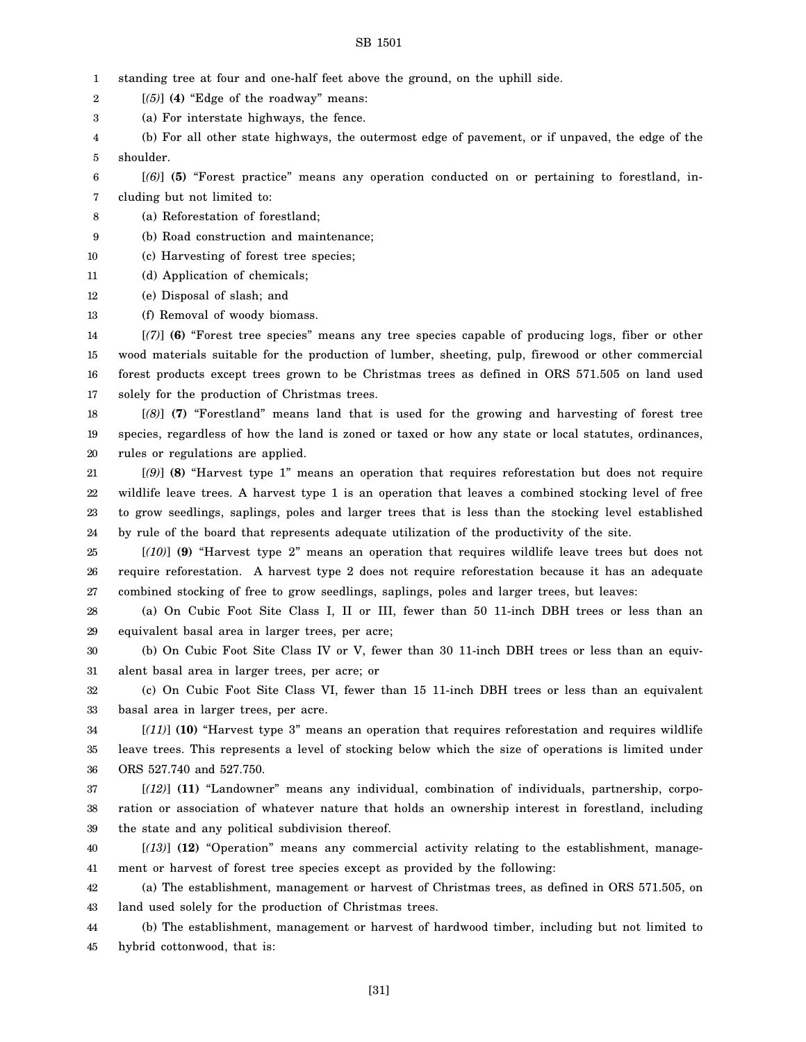standing tree at four and one-half feet above the ground, on the uphill side.

[*(5)*] **(4)** "Edge of the roadway" means:

(a) For interstate highways, the fence.

(b) For all other state highways, the outermost edge of pavement, or if unpaved, the edge of the shoulder.

[*(6)*] **(5)** "Forest practice" means any operation conducted on or pertaining to forestland, including but not limited to:

(a) Reforestation of forestland;

(b) Road construction and maintenance;

(c) Harvesting of forest tree species;

(d) Application of chemicals;

(e) Disposal of slash; and

(f) Removal of woody biomass.

[*(7)*] **(6)** "Forest tree species" means any tree species capable of producing logs, fiber or other wood materials suitable for the production of lumber, sheeting, pulp, firewood or other commercial forest products except trees grown to be Christmas trees as defined in ORS 571.505 on land used solely for the production of Christmas trees.

[*(8)*] **(7)** "Forestland" means land that is used for the growing and harvesting of forest tree species, regardless of how the land is zoned or taxed or how any state or local statutes, ordinances, rules or regulations are applied.

[*(9)*] **(8)** "Harvest type 1" means an operation that requires reforestation but does not require wildlife leave trees. A harvest type 1 is an operation that leaves a combined stocking level of free to grow seedlings, saplings, poles and larger trees that is less than the stocking level established by rule of the board that represents adequate utilization of the productivity of the site.

[*(10)*] **(9)** "Harvest type 2" means an operation that requires wildlife leave trees but does not require reforestation. A harvest type 2 does not require reforestation because it has an adequate combined stocking of free to grow seedlings, saplings, poles and larger trees, but leaves:

(a) On Cubic Foot Site Class I, II or III, fewer than 50 11-inch DBH trees or less than an equivalent basal area in larger trees, per acre;

(b) On Cubic Foot Site Class IV or V, fewer than 30 11-inch DBH trees or less than an equivalent basal area in larger trees, per acre; or

(c) On Cubic Foot Site Class VI, fewer than 15 11-inch DBH trees or less than an equivalent basal area in larger trees, per acre.

[*(11)*] **(10)** "Harvest type 3" means an operation that requires reforestation and requires wildlife leave trees. This represents a level of stocking below which the size of operations is limited under ORS 527.740 and 527.750.

[*(12)*] **(11)** "Landowner" means any individual, combination of individuals, partnership, corporation or association of whatever nature that holds an ownership interest in forestland, including the state and any political subdivision thereof.

[*(13)*] **(12)** "Operation" means any commercial activity relating to the establishment, management or harvest of forest tree species except as provided by the following:

(a) The establishment, management or harvest of Christmas trees, as defined in ORS 571.505, on land used solely for the production of Christmas trees.

(b) The establishment, management or harvest of hardwood timber, including but not limited to hybrid cottonwood, that is: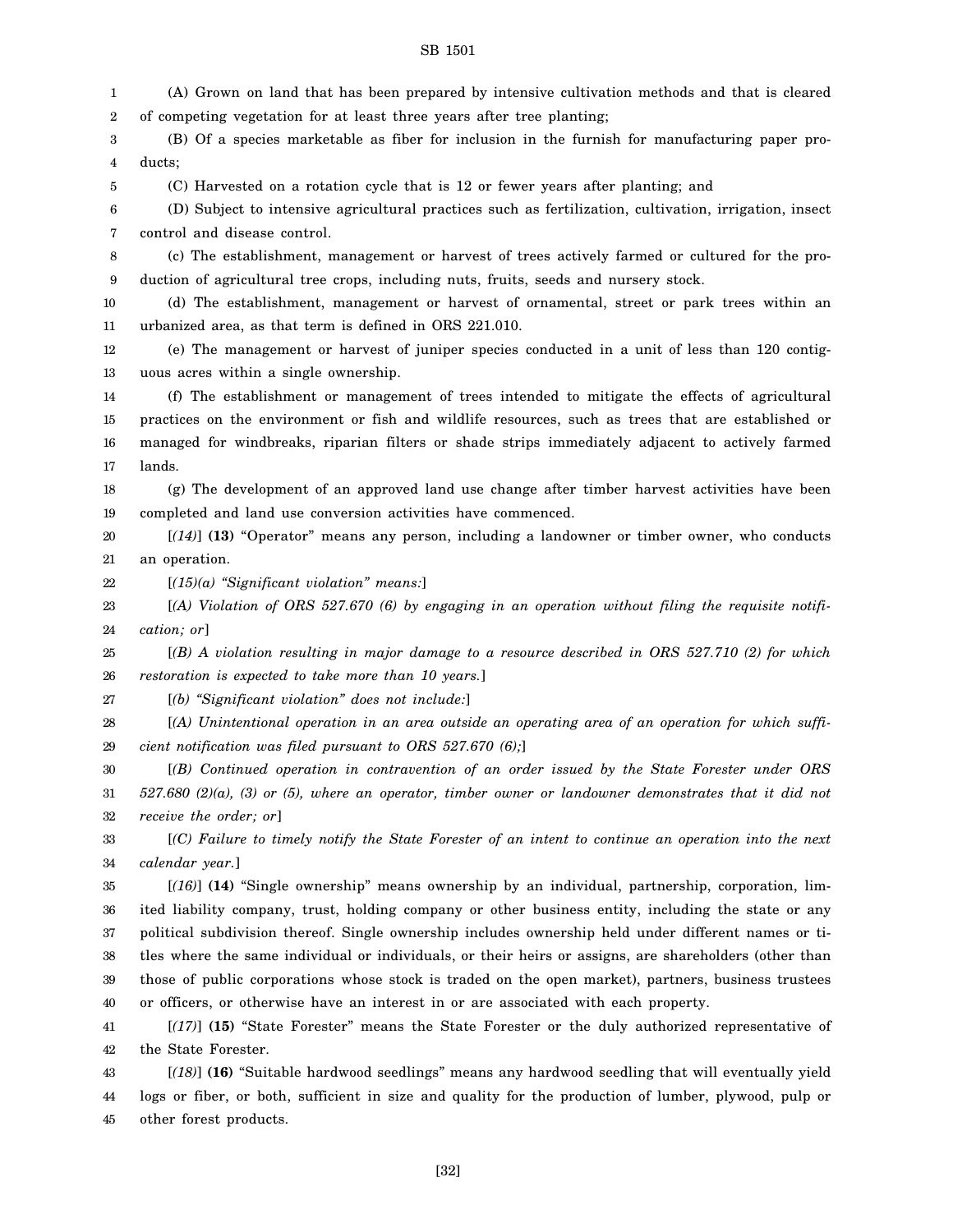(A) Grown on land that has been prepared by intensive cultivation methods and that is cleared of competing vegetation for at least three years after tree planting;

(B) Of a species marketable as fiber for inclusion in the furnish for manufacturing paper products;

(C) Harvested on a rotation cycle that is 12 or fewer years after planting; and

(D) Subject to intensive agricultural practices such as fertilization, cultivation, irrigation, insect control and disease control.

(c) The establishment, management or harvest of trees actively farmed or cultured for the production of agricultural tree crops, including nuts, fruits, seeds and nursery stock.

(d) The establishment, management or harvest of ornamental, street or park trees within an urbanized area, as that term is defined in ORS 221.010.

(e) The management or harvest of juniper species conducted in a unit of less than 120 contiguous acres within a single ownership.

(f) The establishment or management of trees intended to mitigate the effects of agricultural practices on the environment or fish and wildlife resources, such as trees that are established or managed for windbreaks, riparian filters or shade strips immediately adjacent to actively farmed lands.

(g) The development of an approved land use change after timber harvest activities have been completed and land use conversion activities have commenced.

[*(14)*] **(13)** "Operator" means any person, including a landowner or timber owner, who conducts an operation.

[*(15)(a) "Significant violation" means:*]

[*(A) Violation of ORS 527.670 (6) by engaging in an operation without filing the requisite notification; or*]

[*(B) A violation resulting in major damage to a resource described in ORS 527.710 (2) for which restoration is expected to take more than 10 years.*]

[*(b) "Significant violation" does not include:*]

[*(A) Unintentional operation in an area outside an operating area of an operation for which sufficient notification was filed pursuant to ORS 527.670 (6);*]

[*(B) Continued operation in contravention of an order issued by the State Forester under ORS 527.680 (2)(a), (3) or (5), where an operator, timber owner or landowner demonstrates that it did not receive the order; or*]

[*(C) Failure to timely notify the State Forester of an intent to continue an operation into the next calendar year.*]

[*(16)*] **(14)** "Single ownership" means ownership by an individual, partnership, corporation, limited liability company, trust, holding company or other business entity, including the state or any political subdivision thereof. Single ownership includes ownership held under different names or titles where the same individual or individuals, or their heirs or assigns, are shareholders (other than those of public corporations whose stock is traded on the open market), partners, business trustees or officers, or otherwise have an interest in or are associated with each property.

[*(17)*] **(15)** "State Forester" means the State Forester or the duly authorized representative of the State Forester.

[*(18)*] **(16)** "Suitable hardwood seedlings" means any hardwood seedling that will eventually yield logs or fiber, or both, sufficient in size and quality for the production of lumber, plywood, pulp or other forest products.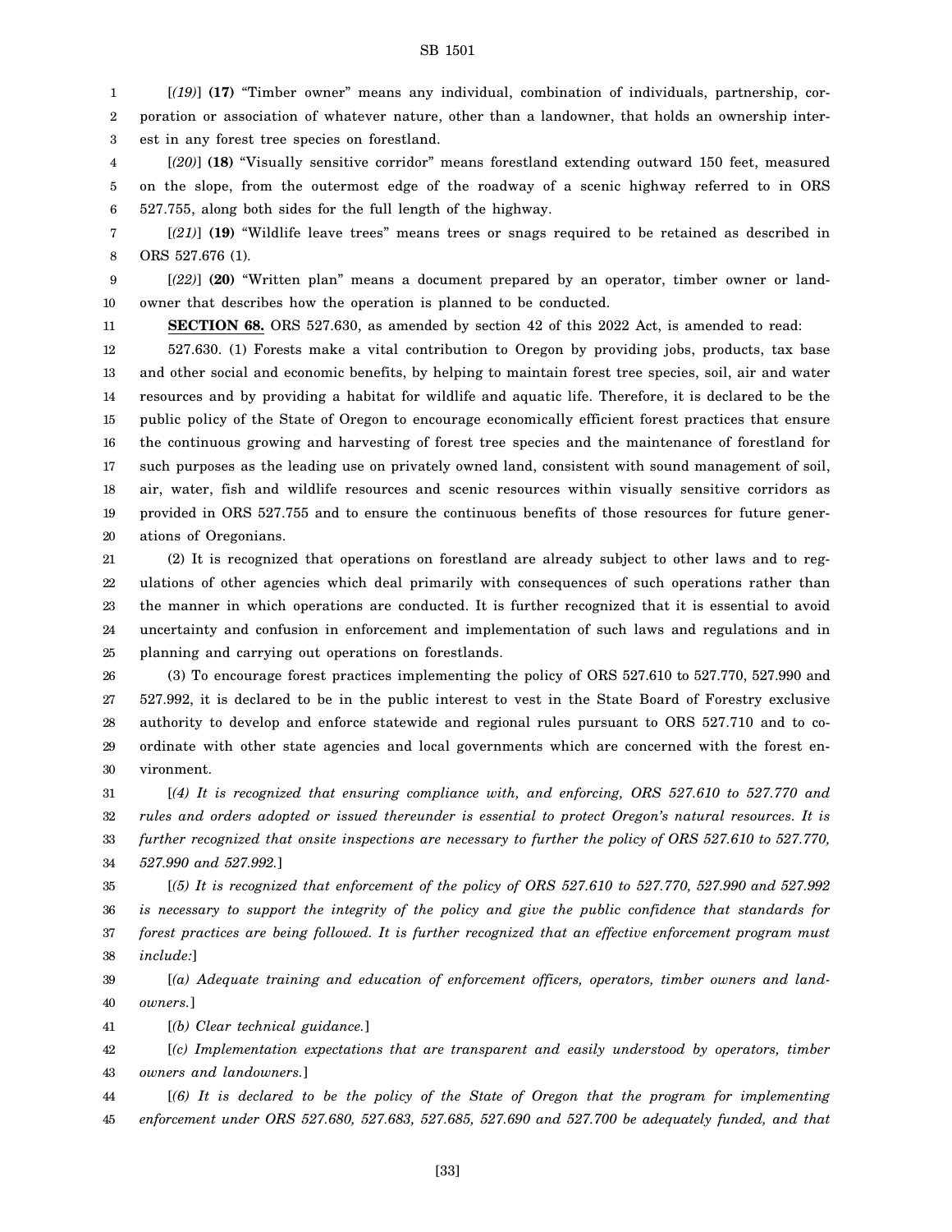[*(19)*] **(17)** "Timber owner" means any individual, combination of individuals, partnership, corporation or association of whatever nature, other than a landowner, that holds an ownership interest in any forest tree species on forestland.

[*(20)*] **(18)** "Visually sensitive corridor" means forestland extending outward 150 feet, measured on the slope, from the outermost edge of the roadway of a scenic highway referred to in ORS 527.755, along both sides for the full length of the highway.

[*(21)*] **(19)** "Wildlife leave trees" means trees or snags required to be retained as described in ORS 527.676 (1).

[*(22)*] **(20)** "Written plan" means a document prepared by an operator, timber owner or landowner that describes how the operation is planned to be conducted.

**SECTION 68.** ORS 527.630, as amended by section 42 of this 2022 Act, is amended to read:

527.630. (1) Forests make a vital contribution to Oregon by providing jobs, products, tax base and other social and economic benefits, by helping to maintain forest tree species, soil, air and water resources and by providing a habitat for wildlife and aquatic life. Therefore, it is declared to be the public policy of the State of Oregon to encourage economically efficient forest practices that ensure the continuous growing and harvesting of forest tree species and the maintenance of forestland for such purposes as the leading use on privately owned land, consistent with sound management of soil, air, water, fish and wildlife resources and scenic resources within visually sensitive corridors as provided in ORS 527.755 and to ensure the continuous benefits of those resources for future generations of Oregonians.

(2) It is recognized that operations on forestland are already subject to other laws and to regulations of other agencies which deal primarily with consequences of such operations rather than the manner in which operations are conducted. It is further recognized that it is essential to avoid uncertainty and confusion in enforcement and implementation of such laws and regulations and in planning and carrying out operations on forestlands.

(3) To encourage forest practices implementing the policy of ORS 527.610 to 527.770, 527.990 and 527.992, it is declared to be in the public interest to vest in the State Board of Forestry exclusive authority to develop and enforce statewide and regional rules pursuant to ORS 527.710 and to coordinate with other state agencies and local governments which are concerned with the forest environment.

[*(4) It is recognized that ensuring compliance with, and enforcing, ORS 527.610 to 527.770 and rules and orders adopted or issued thereunder is essential to protect Oregon's natural resources. It is further recognized that onsite inspections are necessary to further the policy of ORS 527.610 to 527.770, 527.990 and 527.992.*]

[*(5) It is recognized that enforcement of the policy of ORS 527.610 to 527.770, 527.990 and 527.992 is necessary to support the integrity of the policy and give the public confidence that standards for forest practices are being followed. It is further recognized that an effective enforcement program must include:*]

[*(a) Adequate training and education of enforcement officers, operators, timber owners and landowners.*]

[*(b) Clear technical guidance.*]

[*(c) Implementation expectations that are transparent and easily understood by operators, timber owners and landowners.*]

[*(6) It is declared to be the policy of the State of Oregon that the program for implementing enforcement under ORS 527.680, 527.683, 527.685, 527.690 and 527.700 be adequately funded, and that*]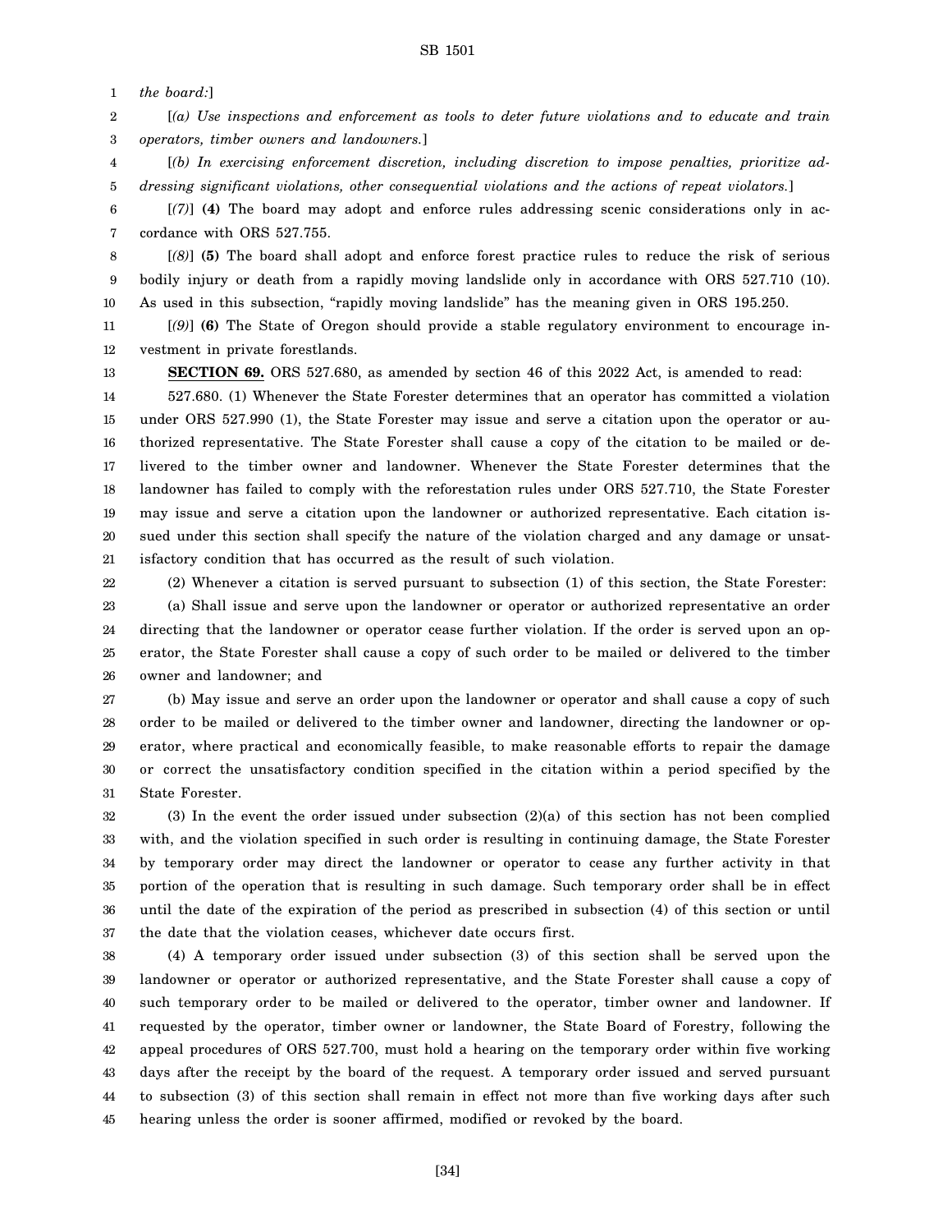*the board:*]

[*(a) Use inspections and enforcement as tools to deter future violations and to educate and train operators, timber owners and landowners.*]

[*(b) In exercising enforcement discretion, including discretion to impose penalties, prioritize addressing significant violations, other consequential violations and the actions of repeat violators.*]

[*(7)*] **(4)** The board may adopt and enforce rules addressing scenic considerations only in accordance with ORS 527.755.

[*(8)*] **(5)** The board shall adopt and enforce forest practice rules to reduce the risk of serious bodily injury or death from a rapidly moving landslide only in accordance with ORS 527.710 (10). As used in this subsection, "rapidly moving landslide" has the meaning given in ORS 195.250.

[*(9)*] **(6)** The State of Oregon should provide a stable regulatory environment to encourage investment in private forestlands.

**SECTION 69.** ORS 527.680, as amended by section 46 of this 2022 Act, is amended to read:

527.680. (1) Whenever the State Forester determines that an operator has committed a violation under ORS 527.990 (1), the State Forester may issue and serve a citation upon the operator or authorized representative. The State Forester shall cause a copy of the citation to be mailed or delivered to the timber owner and landowner. Whenever the State Forester determines that the landowner has failed to comply with the reforestation rules under ORS 527.710, the State Forester may issue and serve a citation upon the landowner or authorized representative. Each citation issued under this section shall specify the nature of the violation charged and any damage or unsatisfactory condition that has occurred as the result of such violation.

(2) Whenever a citation is served pursuant to subsection (1) of this section, the State Forester:

(a) Shall issue and serve upon the landowner or operator or authorized representative an order directing that the landowner or operator cease further violation. If the order is served upon an operator, the State Forester shall cause a copy of such order to be mailed or delivered to the timber owner and landowner; and

(b) May issue and serve an order upon the landowner or operator and shall cause a copy of such order to be mailed or delivered to the timber owner and landowner, directing the landowner or operator, where practical and economically feasible, to make reasonable efforts to repair the damage or correct the unsatisfactory condition specified in the citation within a period specified by the State Forester.

(3) In the event the order issued under subsection (2)(a) of this section has not been complied with, and the violation specified in such order is resulting in continuing damage, the State Forester by temporary order may direct the landowner or operator to cease any further activity in that portion of the operation that is resulting in such damage. Such temporary order shall be in effect until the date of the expiration of the period as prescribed in subsection (4) of this section or until the date that the violation ceases, whichever date occurs first.

(4) A temporary order issued under subsection (3) of this section shall be served upon the landowner or operator or authorized representative, and the State Forester shall cause a copy of such temporary order to be mailed or delivered to the operator, timber owner and landowner. If requested by the operator, timber owner or landowner, the State Board of Forestry, following the appeal procedures of ORS 527.700, must hold a hearing on the temporary order within five working days after the receipt by the board of the request. A temporary order issued and served pursuant to subsection (3) of this section shall remain in effect not more than five working days after such hearing unless the order is sooner affirmed, modified or revoked by the board.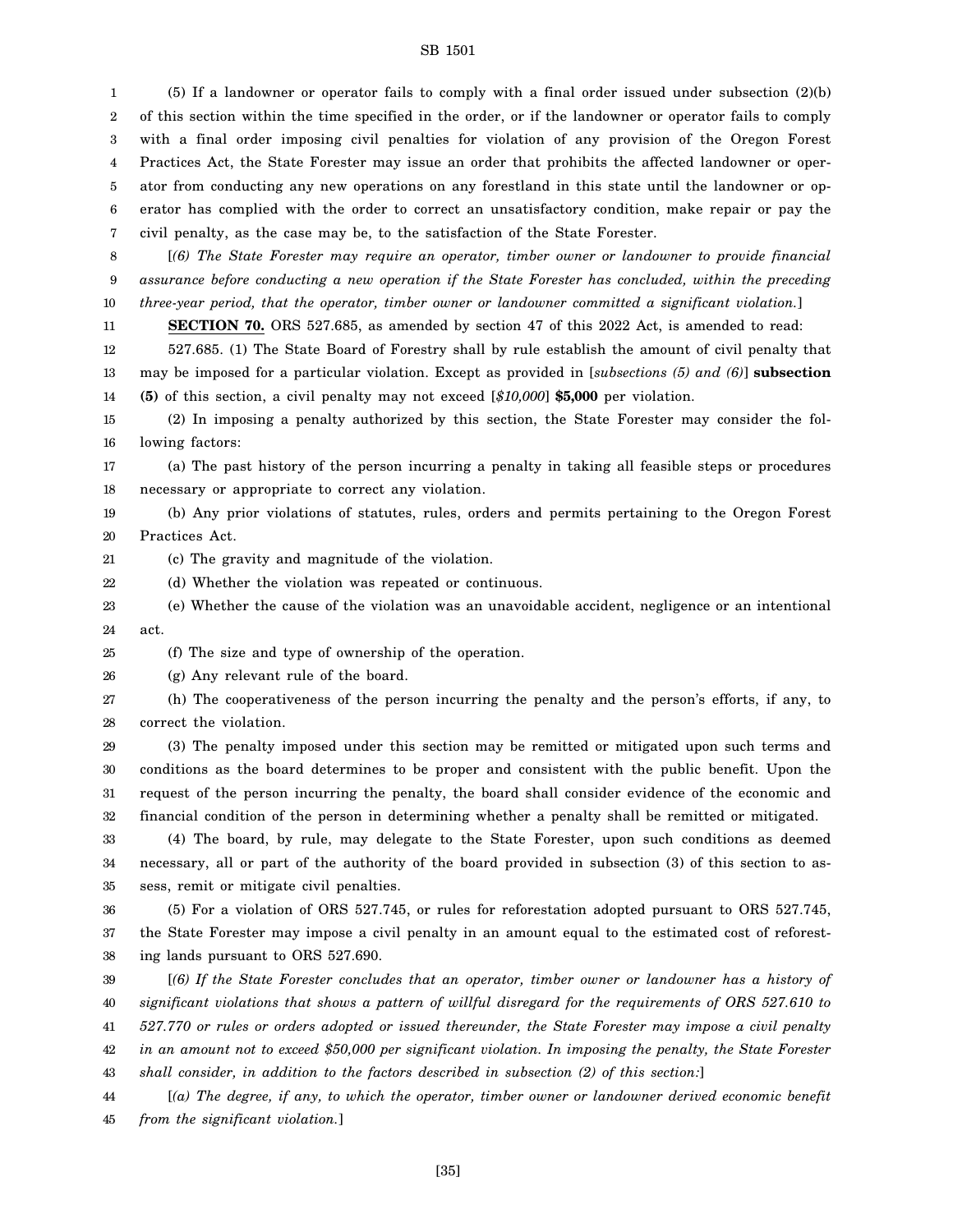(5) If a landowner or operator fails to comply with a final order issued under subsection (2)(b) of this section within the time specified in the order, or if the landowner or operator fails to comply with a final order imposing civil penalties for violation of any provision of the Oregon Forest Practices Act, the State Forester may issue an order that prohibits the affected landowner or operator from conducting any new operations on any forestland in this state until the landowner or operator has complied with the order to correct an unsatisfactory condition, make repair or pay the civil penalty, as the case may be, to the satisfaction of the State Forester.

[*(6) The State Forester may require an operator, timber owner or landowner to provide financial assurance before conducting a new operation if the State Forester has concluded, within the preceding three-year period, that the operator, timber owner or landowner committed a significant violation.*]

**SECTION 70.** ORS 527.685, as amended by section 47 of this 2022 Act, is amended to read:

527.685. (1) The State Board of Forestry shall by rule establish the amount of civil penalty that may be imposed for a particular violation. Except as provided in [*subsections (5) and (6)*] **subsection (5)** of this section, a civil penalty may not exceed [*$10,000*] **$5,000** per violation.

(2) In imposing a penalty authorized by this section, the State Forester may consider the following factors:

(a) The past history of the person incurring a penalty in taking all feasible steps or procedures necessary or appropriate to correct any violation.

(b) Any prior violations of statutes, rules, orders and permits pertaining to the Oregon Forest Practices Act.

(c) The gravity and magnitude of the violation.

(d) Whether the violation was repeated or continuous.

(e) Whether the cause of the violation was an unavoidable accident, negligence or an intentional act.

(f) The size and type of ownership of the operation.

(g) Any relevant rule of the board.

(h) The cooperativeness of the person incurring the penalty and the person's efforts, if any, to correct the violation.

(3) The penalty imposed under this section may be remitted or mitigated upon such terms and conditions as the board determines to be proper and consistent with the public benefit. Upon the request of the person incurring the penalty, the board shall consider evidence of the economic and financial condition of the person in determining whether a penalty shall be remitted or mitigated.

(4) The board, by rule, may delegate to the State Forester, upon such conditions as deemed necessary, all or part of the authority of the board provided in subsection (3) of this section to assess, remit or mitigate civil penalties.

(5) For a violation of ORS 527.745, or rules for reforestation adopted pursuant to ORS 527.745, the State Forester may impose a civil penalty in an amount equal to the estimated cost of reforesting lands pursuant to ORS 527.690.

[*(6) If the State Forester concludes that an operator, timber owner or landowner has a history of significant violations that shows a pattern of willful disregard for the requirements of ORS 527.610 to 527.770 or rules or orders adopted or issued thereunder, the State Forester may impose a civil penalty in an amount not to exceed $50,000 per significant violation. In imposing the penalty, the State Forester shall consider, in addition to the factors described in subsection (2) of this section:*]

[*(a) The degree, if any, to which the operator, timber owner or landowner derived economic benefit from the significant violation.*]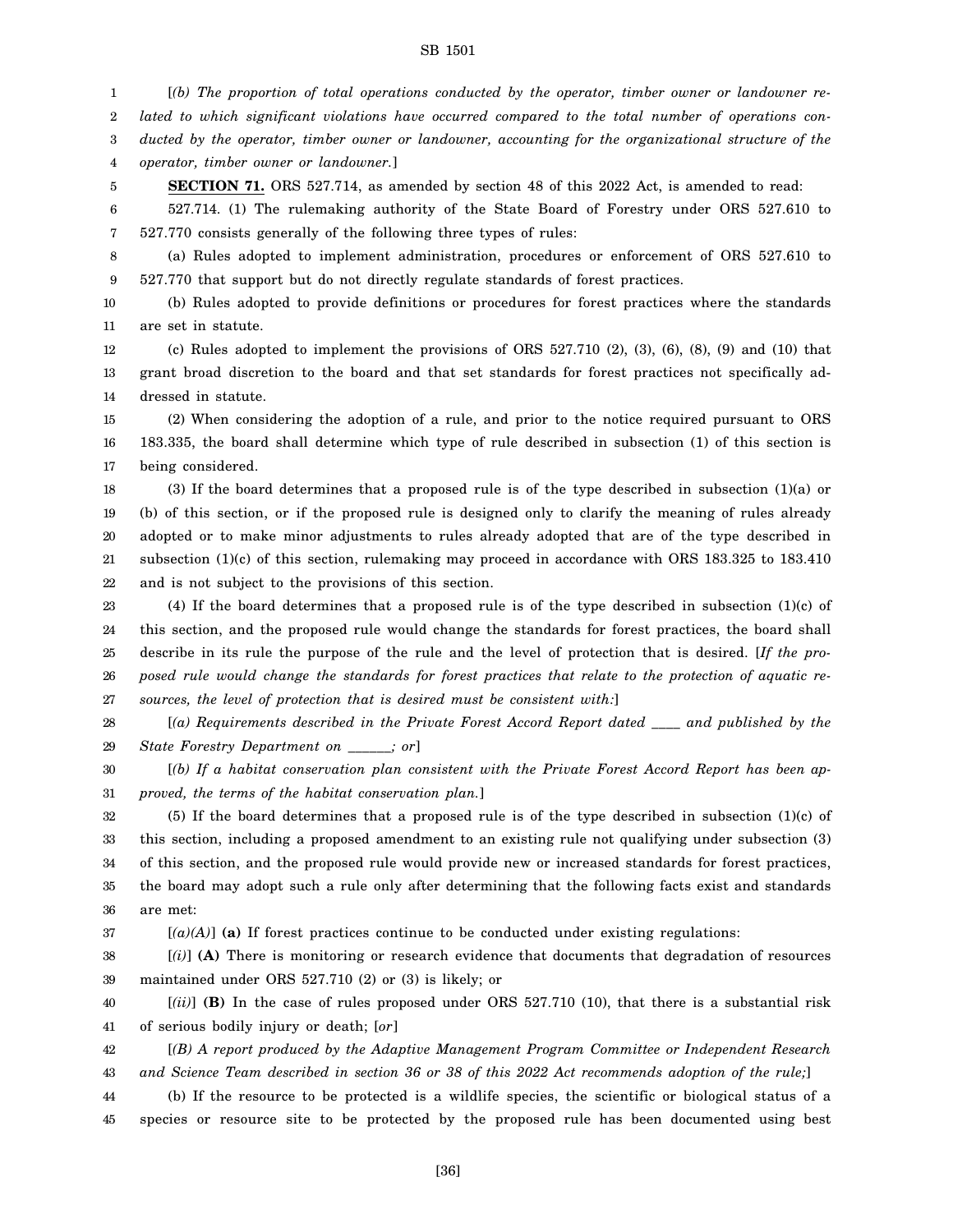[*(b) The proportion of total operations conducted by the operator, timber owner or landowner related to which significant violations have occurred compared to the total number of operations conducted by the operator, timber owner or landowner, accounting for the organizational structure of the operator, timber owner or landowner.*]

**SECTION 71.** ORS 527.714, as amended by section 48 of this 2022 Act, is amended to read:

527.714. (1) The rulemaking authority of the State Board of Forestry under ORS 527.610 to 527.770 consists generally of the following three types of rules:

(a) Rules adopted to implement administration, procedures or enforcement of ORS 527.610 to 527.770 that support but do not directly regulate standards of forest practices.

(b) Rules adopted to provide definitions or procedures for forest practices where the standards are set in statute.

(c) Rules adopted to implement the provisions of ORS 527.710 (2), (3), (6), (8), (9) and (10) that grant broad discretion to the board and that set standards for forest practices not specifically addressed in statute.

(2) When considering the adoption of a rule, and prior to the notice required pursuant to ORS 183.335, the board shall determine which type of rule described in subsection (1) of this section is being considered.

(3) If the board determines that a proposed rule is of the type described in subsection (1)(a) or (b) of this section, or if the proposed rule is designed only to clarify the meaning of rules already adopted or to make minor adjustments to rules already adopted that are of the type described in subsection (1)(c) of this section, rulemaking may proceed in accordance with ORS 183.325 to 183.410 and is not subject to the provisions of this section.

(4) If the board determines that a proposed rule is of the type described in subsection (1)(c) of this section, and the proposed rule would change the standards for forest practices, the board shall describe in its rule the purpose of the rule and the level of protection that is desired. [*If the proposed rule would change the standards for forest practices that relate to the protection of aquatic resources, the level of protection that is desired must be consistent with:*]

[*(a) Requirements described in the Private Forest Accord Report dated ____ and published by the State Forestry Department on ______; or*]

[*(b) If a habitat conservation plan consistent with the Private Forest Accord Report has been approved, the terms of the habitat conservation plan.*]

(5) If the board determines that a proposed rule is of the type described in subsection (1)(c) of this section, including a proposed amendment to an existing rule not qualifying under subsection (3) of this section, and the proposed rule would provide new or increased standards for forest practices, the board may adopt such a rule only after determining that the following facts exist and standards are met:

[*(a)(A)*] **(a)** If forest practices continue to be conducted under existing regulations:

[*(i)*] **(A)** There is monitoring or research evidence that documents that degradation of resources maintained under ORS 527.710 (2) or (3) is likely; or

[*(ii)*] **(B)** In the case of rules proposed under ORS 527.710 (10), that there is a substantial risk of serious bodily injury or death; [*or*]

[*(B) A report produced by the Adaptive Management Program Committee or Independent Research and Science Team described in section 36 or 38 of this 2022 Act recommends adoption of the rule;*]

(b) If the resource to be protected is a wildlife species, the scientific or biological status of a species or resource site to be protected by the proposed rule has been documented using best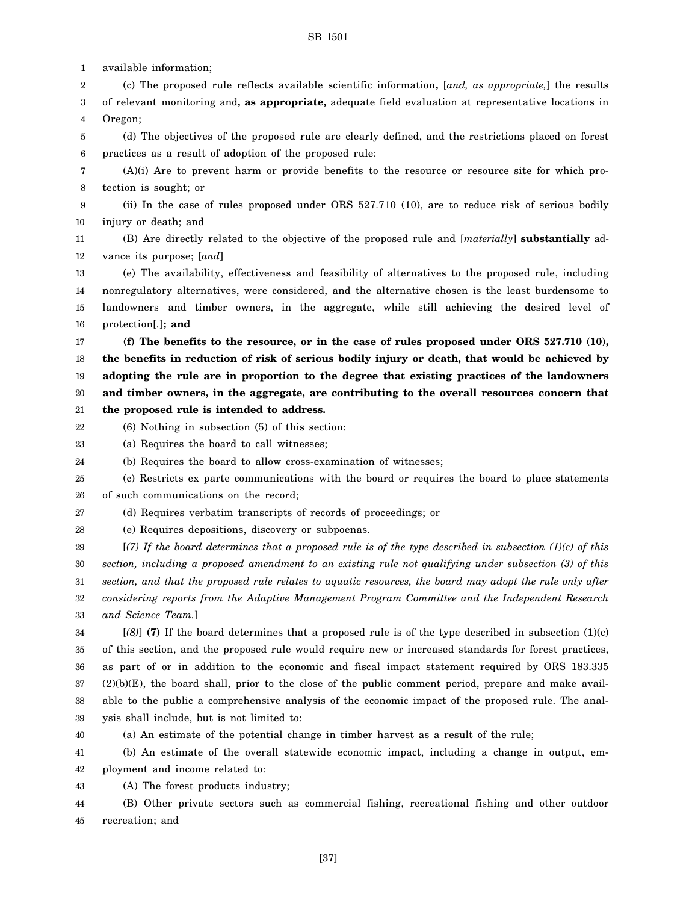available information;

(c) The proposed rule reflects available scientific information**,** [*and, as appropriate,*] the results of relevant monitoring and**, as appropriate,** adequate field evaluation at representative locations in Oregon;

(d) The objectives of the proposed rule are clearly defined, and the restrictions placed on forest practices as a result of adoption of the proposed rule:

(A)(i) Are to prevent harm or provide benefits to the resource or resource site for which protection is sought; or

(ii) In the case of rules proposed under ORS 527.710 (10), are to reduce risk of serious bodily injury or death; and

(B) Are directly related to the objective of the proposed rule and [*materially*] **substantially** advance its purpose; [*and*]

(e) The availability, effectiveness and feasibility of alternatives to the proposed rule, including nonregulatory alternatives, were considered, and the alternative chosen is the least burdensome to landowners and timber owners, in the aggregate, while still achieving the desired level of protection[*.*]**; and**

**(f) The benefits to the resource, or in the case of rules proposed under ORS 527.710 (10), the benefits in reduction of risk of serious bodily injury or death, that would be achieved by adopting the rule are in proportion to the degree that existing practices of the landowners and timber owners, in the aggregate, are contributing to the overall resources concern that the proposed rule is intended to address.**

(6) Nothing in subsection (5) of this section:

(a) Requires the board to call witnesses;

(b) Requires the board to allow cross-examination of witnesses;

(c) Restricts ex parte communications with the board or requires the board to place statements of such communications on the record;

(d) Requires verbatim transcripts of records of proceedings; or

(e) Requires depositions, discovery or subpoenas.

[*(7) If the board determines that a proposed rule is of the type described in subsection (1)(c) of this section, including a proposed amendment to an existing rule not qualifying under subsection (3) of this section, and that the proposed rule relates to aquatic resources, the board may adopt the rule only after considering reports from the Adaptive Management Program Committee and the Independent Research and Science Team.*]

[*(8)*] **(7)** If the board determines that a proposed rule is of the type described in subsection (1)(c) of this section, and the proposed rule would require new or increased standards for forest practices, as part of or in addition to the economic and fiscal impact statement required by ORS 183.335 (2)(b)(E), the board shall, prior to the close of the public comment period, prepare and make available to the public a comprehensive analysis of the economic impact of the proposed rule. The analysis shall include, but is not limited to:

(a) An estimate of the potential change in timber harvest as a result of the rule;

(b) An estimate of the overall statewide economic impact, including a change in output, employment and income related to:

(A) The forest products industry;

(B) Other private sectors such as commercial fishing, recreational fishing and other outdoor recreation; and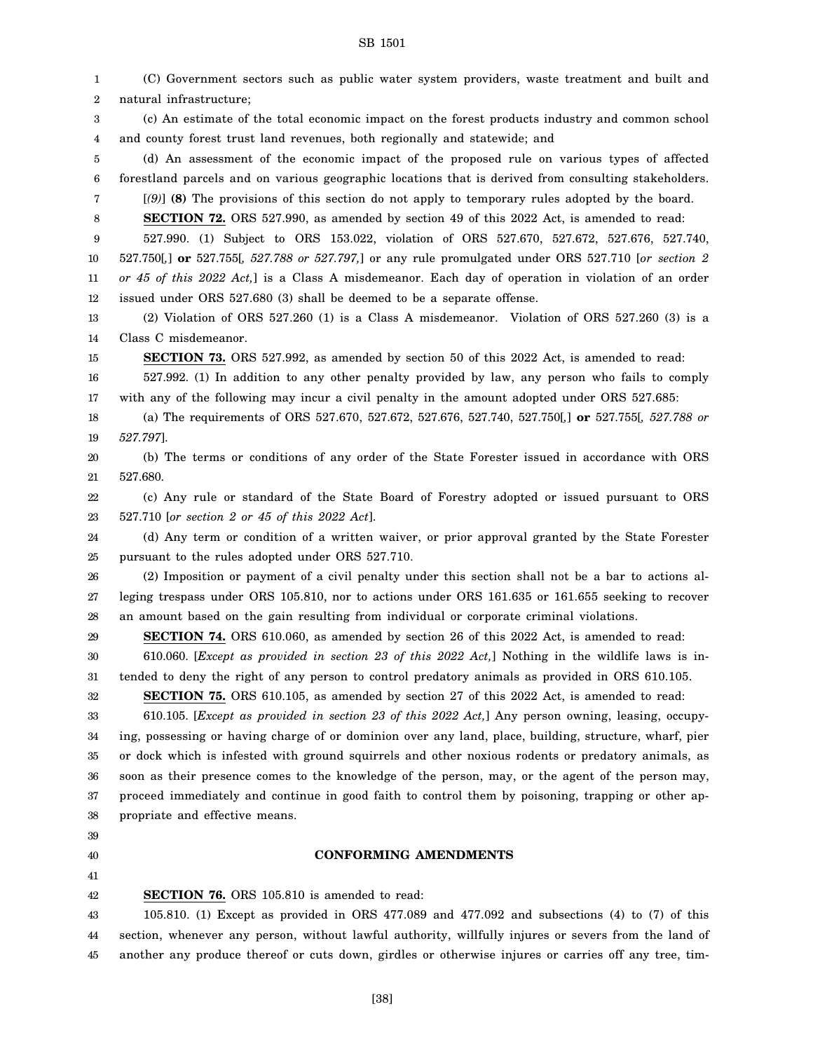(C) Government sectors such as public water system providers, waste treatment and built and natural infrastructure;

(c) An estimate of the total economic impact on the forest products industry and common school and county forest trust land revenues, both regionally and statewide; and

(d) An assessment of the economic impact of the proposed rule on various types of affected forestland parcels and on various geographic locations that is derived from consulting stakeholders.

[*(9)*] **(8)** The provisions of this section do not apply to temporary rules adopted by the board.

**SECTION 72.** ORS 527.990, as amended by section 49 of this 2022 Act, is amended to read:

527.990. (1) Subject to ORS 153.022, violation of ORS 527.670, 527.672, 527.676, 527.740, 527.750[*,*] **or** 527.755[*, 527.788 or 527.797,*] or any rule promulgated under ORS 527.710 [*or section 2 or 45 of this 2022 Act,*] is a Class A misdemeanor. Each day of operation in violation of an order issued under ORS 527.680 (3) shall be deemed to be a separate offense.

(2) Violation of ORS 527.260 (1) is a Class A misdemeanor. Violation of ORS 527.260 (3) is a Class C misdemeanor.

**SECTION 73.** ORS 527.992, as amended by section 50 of this 2022 Act, is amended to read:

527.992. (1) In addition to any other penalty provided by law, any person who fails to comply with any of the following may incur a civil penalty in the amount adopted under ORS 527.685:

(a) The requirements of ORS 527.670, 527.672, 527.676, 527.740, 527.750[*,*] **or** 527.755[*, 527.788 or 527.797*].

(b) The terms or conditions of any order of the State Forester issued in accordance with ORS 527.680.

(c) Any rule or standard of the State Board of Forestry adopted or issued pursuant to ORS 527.710 [*or section 2 or 45 of this 2022 Act*].

(d) Any term or condition of a written waiver, or prior approval granted by the State Forester pursuant to the rules adopted under ORS 527.710.

(2) Imposition or payment of a civil penalty under this section shall not be a bar to actions alleging trespass under ORS 105.810, nor to actions under ORS 161.635 or 161.655 seeking to recover an amount based on the gain resulting from individual or corporate criminal violations.

**SECTION 74.** ORS 610.060, as amended by section 26 of this 2022 Act, is amended to read:

610.060. [*Except as provided in section 23 of this 2022 Act,*] Nothing in the wildlife laws is intended to deny the right of any person to control predatory animals as provided in ORS 610.105.

**SECTION 75.** ORS 610.105, as amended by section 27 of this 2022 Act, is amended to read:

610.105. [*Except as provided in section 23 of this 2022 Act,*] Any person owning, leasing, occupying, possessing or having charge of or dominion over any land, place, building, structure, wharf, pier or dock which is infested with ground squirrels and other noxious rodents or predatory animals, as soon as their presence comes to the knowledge of the person, may, or the agent of the person may, proceed immediately and continue in good faith to control them by poisoning, trapping or other appropriate and effective means.

## CONFORMING AMENDMENTS

**SECTION 76.** ORS 105.810 is amended to read:

105.810. (1) Except as provided in ORS 477.089 and 477.092 and subsections (4) to (7) of this section, whenever any person, without lawful authority, willfully injures or severs from the land of another any produce thereof or cuts down, girdles or otherwise injures or carries off any tree, tim-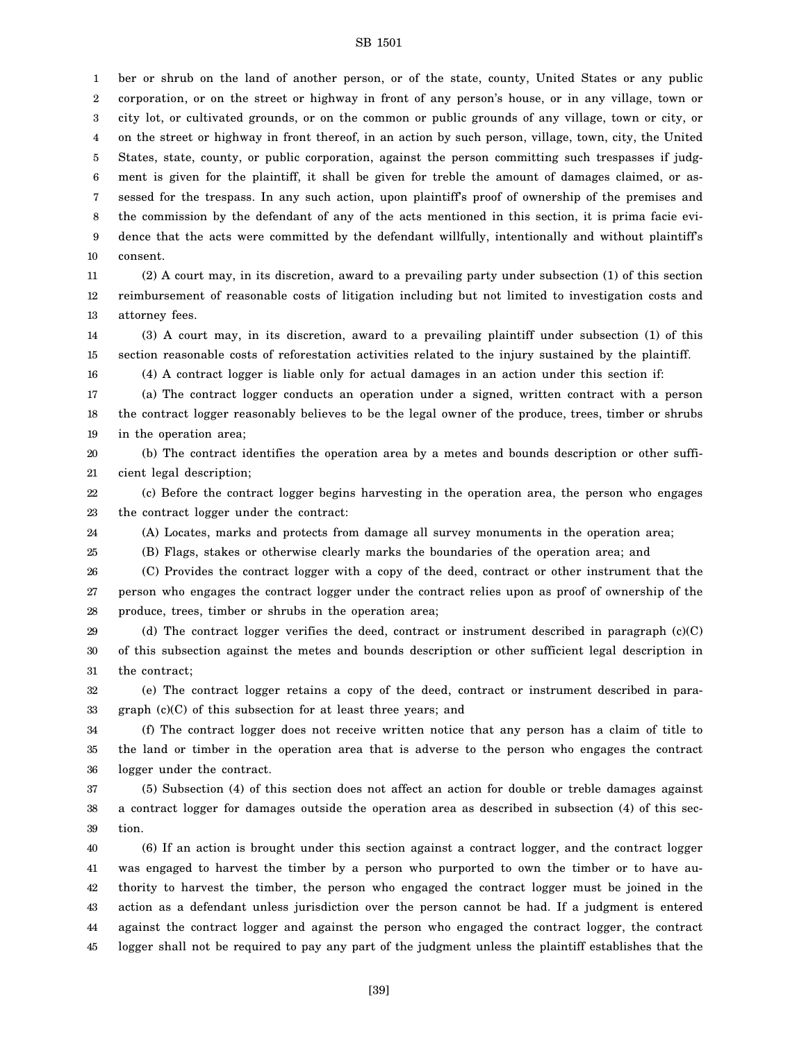ber or shrub on the land of another person, or of the state, county, United States or any public corporation, or on the street or highway in front of any person's house, or in any village, town or city lot, or cultivated grounds, or on the common or public grounds of any village, town or city, or on the street or highway in front thereof, in an action by such person, village, town, city, the United States, state, county, or public corporation, against the person committing such trespasses if judgment is given for the plaintiff, it shall be given for treble the amount of damages claimed, or assessed for the trespass. In any such action, upon plaintiff's proof of ownership of the premises and the commission by the defendant of any of the acts mentioned in this section, it is prima facie evidence that the acts were committed by the defendant willfully, intentionally and without plaintiff's consent.

(2) A court may, in its discretion, award to a prevailing party under subsection (1) of this section reimbursement of reasonable costs of litigation including but not limited to investigation costs and attorney fees.

(3) A court may, in its discretion, award to a prevailing plaintiff under subsection (1) of this section reasonable costs of reforestation activities related to the injury sustained by the plaintiff.

(4) A contract logger is liable only for actual damages in an action under this section if:

(a) The contract logger conducts an operation under a signed, written contract with a person the contract logger reasonably believes to be the legal owner of the produce, trees, timber or shrubs in the operation area;

(b) The contract identifies the operation area by a metes and bounds description or other sufficient legal description;

(c) Before the contract logger begins harvesting in the operation area, the person who engages the contract logger under the contract:

(A) Locates, marks and protects from damage all survey monuments in the operation area;

(B) Flags, stakes or otherwise clearly marks the boundaries of the operation area; and

(C) Provides the contract logger with a copy of the deed, contract or other instrument that the person who engages the contract logger under the contract relies upon as proof of ownership of the produce, trees, timber or shrubs in the operation area;

(d) The contract logger verifies the deed, contract or instrument described in paragraph (c)(C) of this subsection against the metes and bounds description or other sufficient legal description in the contract;

(e) The contract logger retains a copy of the deed, contract or instrument described in paragraph (c)(C) of this subsection for at least three years; and

(f) The contract logger does not receive written notice that any person has a claim of title to the land or timber in the operation area that is adverse to the person who engages the contract logger under the contract.

(5) Subsection (4) of this section does not affect an action for double or treble damages against a contract logger for damages outside the operation area as described in subsection (4) of this section.

(6) If an action is brought under this section against a contract logger, and the contract logger was engaged to harvest the timber by a person who purported to own the timber or to have authority to harvest the timber, the person who engaged the contract logger must be joined in the action as a defendant unless jurisdiction over the person cannot be had. If a judgment is entered against the contract logger and against the person who engaged the contract logger, the contract logger shall not be required to pay any part of the judgment unless the plaintiff establishes that the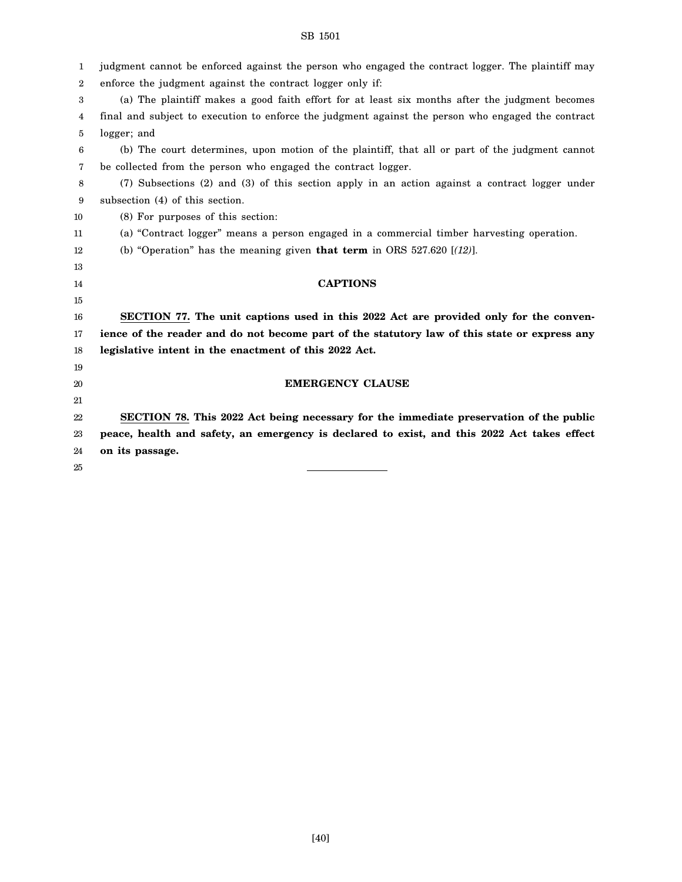judgment cannot be enforced against the person who engaged the contract logger. The plaintiff may enforce the judgment against the contract logger only if:

(a) The plaintiff makes a good faith effort for at least six months after the judgment becomes final and subject to execution to enforce the judgment against the person who engaged the contract logger; and

(b) The court determines, upon motion of the plaintiff, that all or part of the judgment cannot be collected from the person who engaged the contract logger.

(7) Subsections (2) and (3) of this section apply in an action against a contract logger under subsection (4) of this section.

(8) For purposes of this section:

(a) "Contract logger" means a person engaged in a commercial timber harvesting operation.

(b) "Operation" has the meaning given **that term** in ORS 527.620 [*(12)*].

**CAPTIONS**

**SECTION 77. The unit captions used in this 2022 Act are provided only for the convenience of the reader and do not become part of the statutory law of this state or express any legislative intent in the enactment of this 2022 Act.**

**EMERGENCY CLAUSE**

**SECTION 78. This 2022 Act being necessary for the immediate preservation of the public peace, health and safety, an emergency is declared to exist, and this 2022 Act takes effect on its passage.**